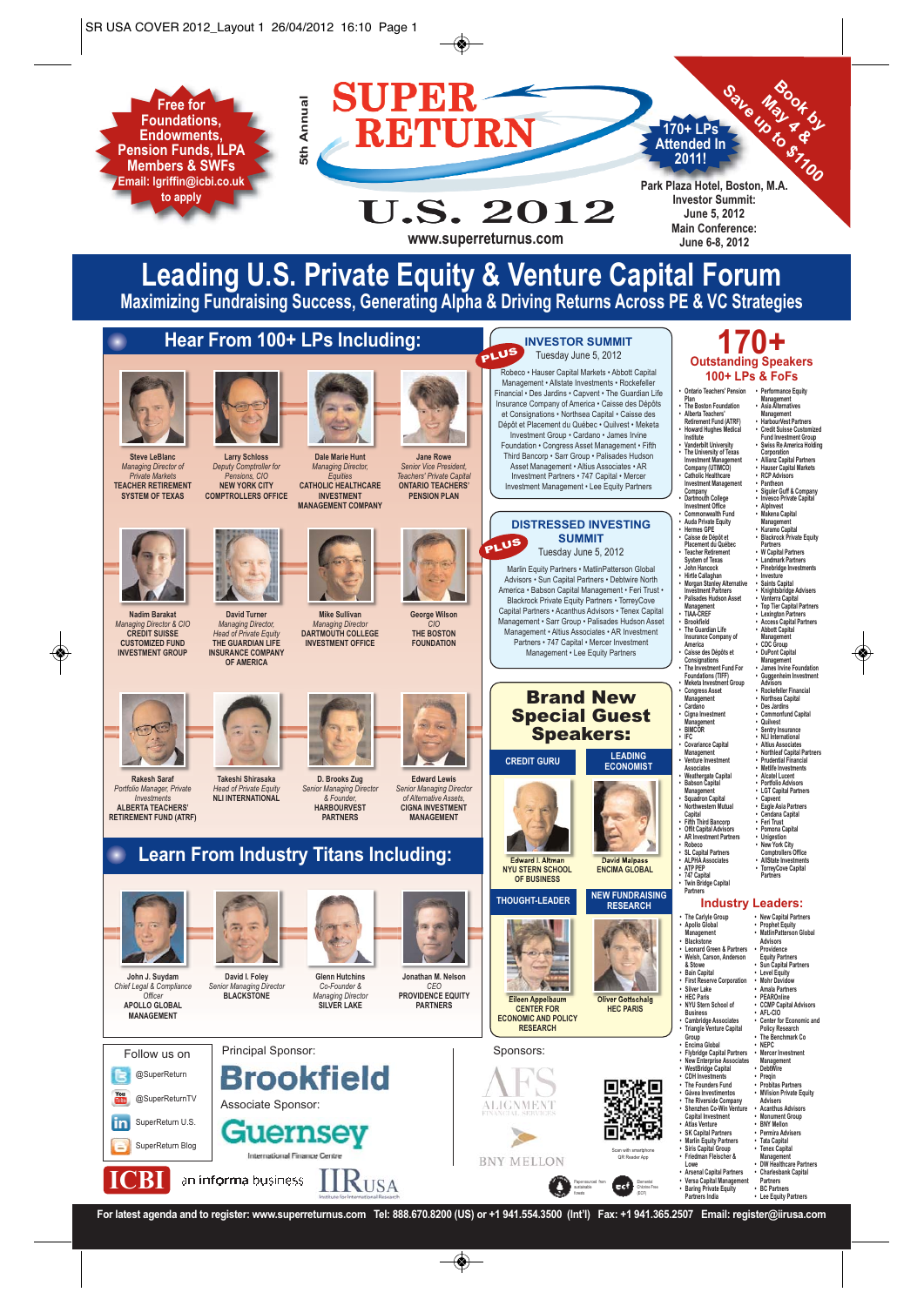Free for Foundations, Endowments, Pension Funds, ILPA Members & SWFs
Email: lgriffin@icbi.co.uk to apply

# 5th Annual SUPER RETURN U.S. 2012

www.superreturnus.com

170+ LPs Attended In 2011!

Book by May 4 & Save up to $1100

Park Plaza Hotel, Boston, M.A.
Investor Summit: June 5, 2012
Main Conference: June 6-8, 2012

## Leading U.S. Private Equity & Venture Capital Forum

### Maximizing Fundraising Success, Generating Alpha & Driving Returns Across PE & VC Strategies

## Hear From 100+ LPs Including:

**Steve LeBlanc**, *Managing Director of Private Markets*, TEACHER RETIREMENT SYSTEM OF TEXAS

**Larry Schloss**, *Deputy Comptroller for Pensions, CIO*, NEW YORK CITY COMPTROLLERS OFFICE

**Dale Marie Hunt**, *Managing Director, Equities*, CATHOLIC HEALTHCARE INVESTMENT MANAGEMENT COMPANY

**Jane Rowe**, *Senior Vice President, Teachers' Private Capital*, ONTARIO TEACHERS' PENSION PLAN

**Nadim Barakat**, *Managing Director & CIO*, CREDIT SUISSE CUSTOMIZED FUND INVESTMENT GROUP

**David Turner**, *Managing Director, Head of Private Equity*, THE GUARDIAN LIFE INSURANCE COMPANY OF AMERICA

**Mike Sullivan**, *Managing Director*, DARTMOUTH COLLEGE INVESTMENT OFFICE

**George Wilson**, *CIO*, THE BOSTON FOUNDATION

**Rakesh Saraf**, *Portfolio Manager, Private Investments*, ALBERTA TEACHERS' RETIREMENT FUND (ATRF)

**Takeshi Shirasaka**, *Head of Private Equity*, NLI INTERNATIONAL

**D. Brooks Zug**, *Senior Managing Director & Founder*, HARBOURVEST PARTNERS

**Edward Lewis**, *Senior Managing Director of Alternative Assets*, CIGNA INVESTMENT MANAGEMENT

## Learn From Industry Titans Including:

**John J. Suydam**, *Chief Legal & Compliance Officer*, APOLLO GLOBAL MANAGEMENT

**David I. Foley**, *Senior Managing Director*, BLACKSTONE

**Glenn Hutchins**, *Co-Founder & Managing Director*, SILVER LAKE

**Jonathan M. Nelson**, *CEO*, PROVIDENCE EQUITY PARTNERS

## PLUS INVESTOR SUMMIT

Tuesday June 5, 2012

Robeco • Hauser Capital Markets • Abbott Capital Management • Allstate Investments • Rockefeller Financial • Des Jardins • Capvent • The Guardian Life Insurance Company of America • Caisse des Dépôts et Consignations • Northesa Capital • Caisse des Dépôt et Placement du Québec • Quilvest • Meketa Investment Group • Cardano • James Irvine Foundation • Congress Asset Management • Fifth Third Bancorp • Sarr Group • Palisades Hudson Asset Management • Altius Associates • AR Investment Partners • 747 Capital • Mercer Investment Management • Lee Equity Partners

## PLUS DISTRESSED INVESTING SUMMIT

Tuesday June 5, 2012

Marlin Equity Partners • MatlinPatterson Global Advisors • Sun Capital Partners • Debtwire North America • Babson Capital Management • Feri Trust • Blackrock Private Equity Partners • TorreyCove Capital Partners • Acanthus Advisors • Tenex Capital Management • Sarr Group • Palisades Hudson Asset Management • Altius Associates • AR Investment Partners • 747 Capital • Mercer Investment Management • Lee Equity Partners

## Brand New Special Guest Speakers:

**CREDIT GURU** — Edward I. Altman, NYU STERN SCHOOL OF BUSINESS

**LEADING ECONOMIST** — David Malpass, ENCIMA GLOBAL

**THOUGHT-LEADER** — Eileen Appelbaum, CENTER FOR ECONOMIC AND POLICY RESEARCH

**NEW FUNDRAISING RESEARCH** — Oliver Gottschalg, HEC PARIS

## 170+ Outstanding Speakers

### 100+ LPs & FoFs

- Ontario Teachers' Pension Plan
- The Boston Foundation
- Alberta Teachers' Retirement Fund (ATRF)
- Howard Hughes Medical Institute
- Vanderbilt University
- The University of Texas Investment Management Company (UTIMCO)
- Catholic Healthcare Investment Management Company
- Dartmouth College Investment Office
- Commonwealth Fund
- Auda Private Equity
- Hermes GPE
- Caisse de Dépôt et Placement du Québec
- Teacher Retirement System of Texas
- John Hancock
- Hirtle Callaghan
- Morgan Stanley Alternative Investment Partners
- Palisades Hudson Asset Management
- TIAA-CREF
- Brookfield
- The Guardian Life Insurance Company of America
- Caisse des Dépôts et Consignations
- The Investment Fund For Foundations (TIFF)
- Meketa Investment Group
- Congress Asset Management
- Cardano
- Cigna Investment Management
- BIMCOR
- IFC
- Covariance Capital Management
- Venture Investment Associates
- Weathergate Capital
- Babson Capital Management
- Squadron Capital
- Northwestern Mutual Capital
- Fifth Third Bancorp
- Offit Capital Advisors
- AR Investment Partners
- Robeco
- SL Capital Partners
- ALPHA Associates
- ATP PEP
- 747 Capital
- Twin Bridge Capital Partners
- Performance Equity Management
- Asia Alternatives Management
- HarbourVest Partners
- Credit Suisse Customized Fund Investment Group
- Swiss Re America Holding Corporation
- Allianz Capital Partners
- Hauser Capital Markets
- RCP Advisors
- Pantheon
- Siguler Guff & Company
- Invesco Private Capital
- Alpinvest
- Makena Capital Management
- Kuramo Capital
- Blackrock Private Equity Partners
- W Capital Partners
- Landmark Partners
- Pinebridge Investments
- Investure
- Saints Capital
- Knightsbridge Advisers
- Vanterra Capital
- Top Tier Capital Partners
- Lexington Partners
- Access Capital Partners
- Abbott Capital Management
- CDC Group
- DuPont Capital Management
- James Irvine Foundation
- Guggenheim Investment Advisors
- Rockefeller Financial
- Northesa Capital
- Des Jardins
- Commonfund Capital
- Quilvest
- Sentry Insurance
- NLI International
- Altius Associates
- Northleaf Capital Partners
- Prudential Financial
- Metlife Investments
- Alcatel Lucent
- Portfolio Advisors
- LGT Capital Partners
- Capvent
- Eagle Asia Partners
- Cendana Capital
- Feri Trust
- Pomona Capital
- Unigestion
- New York City Comptrollers Office
- AllState Investments
- TorreyCove Capital Partners

### Industry Leaders:

- The Carlyle Group
- Apollo Global Management
- Blackstone
- Leonard Green & Partners
- Welsh, Carson, Anderson & Stowe
- Bain Capital
- First Reserve Corporation
- Silver Lake
- HEC Paris
- NYU Stern School of Business
- Cambridge Associates
- Triangle Venture Capital Group
- Encima Global
- Flybridge Capital Partners
- New Enterprise Associates
- WestBridge Capital
- CDH Investments
- The Founders Fund
- Gávea Investimentos
- The Riverside Company
- Shenzhen Co-Win Venture Capital Investment
- Atlas Venture
- SK Capital Partners
- Marlin Equity Partners
- Siris Capital Group
- Friedman Fleischer & Lowe
- Arsenal Capital Partners
- Versa Capital Management
- Baring Private Equity Partners India
- New Capital Partners
- Prophet Equity
- MatlinPatterson Global Advisors
- Providence Equity Partners
- Sun Capital Partners
- Level Equity
- Mohr Davidow
- Amala Partners
- PEARDonline
- CCMP Capital Advisors
- AFL-CIO
- Center for Economic and Policy Research
- The Benchmark Co
- NEPC
- Mercer Investment Management
- DebtWire
- Preqin
- Probitas Partners
- MVision Private Equity Advisers
- Acanthus Advisors
- Monument Group
- BNY Mellon
- Permira Advisers
- Tata Capital
- Tenex Capital Management
- DW Healthcare Partners
- Charlesbank Capital Partners
- BC Partners
- Lee Equity Partners

**Follow us on**

- @SuperReturn
- @SuperReturnTV
- SuperReturn U.S.
- SuperReturn Blog

Principal Sponsor: Brookfield

Associate Sponsor: Guernsey International Finance Centre

Sponsors: AFS Alignment Financial Services; BNY Mellon

Scan with smartphone QR Reader App

ICBI — an informa business — IIR USA Institute for International Research

**For latest agenda and to register: www.superreturnus.com Tel: 888.670.8200 (US) or +1 941.554.3500 (Int'l) Fax: +1 941.365.2507 Email: register@iirusa.com**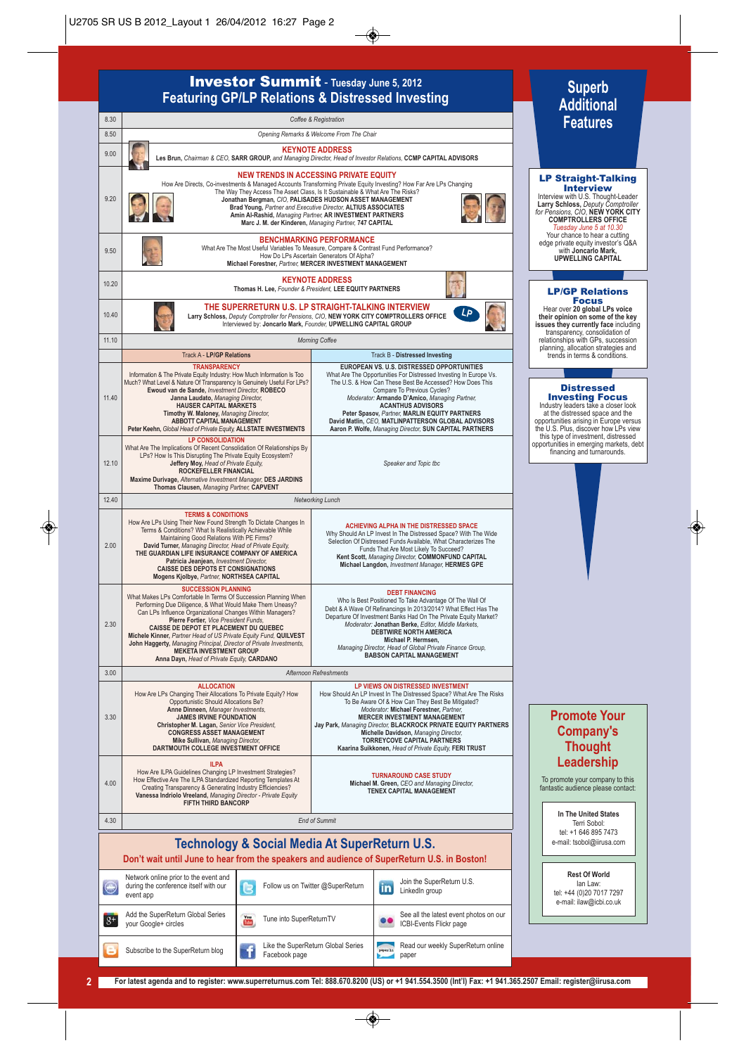# Investor Summit - Tuesday June 5, 2012

## Featuring GP/LP Relations & Distressed Investing

| Time | Session | |
|---|---|---|
| 8.30 | *Coffee & Registration* | |
| 8.50 | *Opening Remarks & Welcome From The Chair* | |
| 9.00 | **KEYNOTE ADDRESS** Les Brun, *Chairman & CEO,* **SARR GROUP,** *and Managing Director, Head of Investor Relations,* **CCMP CAPITAL ADVISORS** | |
| 9.20 | **NEW TRENDS IN ACCESSING PRIVATE EQUITY** How Are Directs, Co-investments & Managed Accounts Transforming Private Equity Investing? How Far Are LPs Changing The Way They Access The Asset Class, Is It Sustainable & What Are The Risks? **Jonathan Bergman,** *CIO,* **PALISADES HUDSON ASSET MANAGEMENT** **Brad Young,** *Partner and Executive Director,* **ALTIUS ASSOCIATES** **Amin Al-Rashid,** *Managing Partner,* **AR INVESTMENT PARTNERS** **Marc J. M. der Kinderen,** *Managing Partner,* **747 CAPITAL** | |
| 9.50 | **BENCHMARKING PERFORMANCE** What Are The Most Useful Variables To Measure, Compare & Contrast Fund Performance? How Do LPs Ascertain Generators Of Alpha? **Michael Forrester,** *Partner,* **MERCER INVESTMENT MANAGEMENT** | |
| 10.20 | **KEYNOTE ADDRESS** Thomas H. Lee, *Founder & President,* **LEE EQUITY PARTNERS** | |
| 10.40 | **THE SUPERRETURN U.S. LP STRAIGHT-TALKING INTERVIEW** Larry Schloss, *Deputy Comptroller for Pensions, CIO,* **NEW YORK CITY COMPTROLLERS OFFICE** Interviewed by: **Joncarlo Mark,** *Founder,* **UPWELLING CAPITAL GROUP** | |
| 11.10 | *Morning Coffee* | |
| | Track A - **LP/GP Relations** | Track B - **Distressed Investing** |
| 11.40 | **TRANSPARENCY** Information & The Private Equity Industry: How Much Information Is Too Much? What Level & Nature Of Transparency Is Genuinely Useful For LPs? **Ewoud van de Sande,** *Investment Director,* **ROBECO** **Janna Laudato,** *Managing Director,* **HAUSER CAPITAL MARKETS** **Timothy W. Maloney,** *Managing Director,* **ABBOTT CAPITAL MANAGEMENT** **Peter Keehn,** *Global Head of Private Equity,* **ALLSTATE INVESTMENTS** | **EUROPEAN VS. U.S. DISTRESSED OPPORTUNITIES** What Are The Opportunities For Distressed Investing In Europe Vs. The U.S. & How Can These Best Be Accessed? How Does This Compare To Previous Cycles? *Moderator:* **Armando D'Amico,** *Managing Partner,* **ACANTHUS ADVISORS** **Peter Spasov,** *Partner,* **MARLIN EQUITY PARTNERS** **David Matlin,** *CEO,* **MATLINPATTERSON GLOBAL ADVISORS** **Aaron P. Wolfe,** *Managing Director,* **SUN CAPITAL PARTNERS** |
| 12.10 | **LP CONSOLIDATION** What Are The Implications Of Recent Consolidation Of Relationships By LPs? How Is This Disrupting The Private Equity Ecosystem? **Jeffery Moy,** *Head of Private Equity,* **ROCKEFELLER FINANCIAL** **Maxime Durivage,** *Alternative Investment Manager,* **DES JARDINS** **Thomas Clausen,** *Managing Partner,* **CAPVENT** | *Speaker and Topic tbc* |
| 12.40 | *Networking Lunch* | |
| 2.00 | **TERMS & CONDITIONS** How Are LPs Using Their New Found Strength To Dictate Changes In Terms & Conditions? What Is Realistically Achievable While Maintaining Good Relations With PE Firms? **David Turner,** *Managing Director, Head of Private Equity,* **THE GUARDIAN LIFE INSURANCE COMPANY OF AMERICA** **Patricia Jeanjean,** *Investment Director,* **CAISSE DE DEPOTS ET CONSIGNATIONS** **Mogens Kjolbye,** *Partner,* **NORTHSEA CAPITAL** | **ACHIEVING ALPHA IN THE DISTRESSED SPACE** Why Should An LP Invest In The Distressed Space? With The Wide Selection Of Distressed Funds Available, What Characterizes The Funds That Are Most Likely To Succeed? **Kent Scott,** *Managing Director,* **COMMONFUND CAPITAL** **Michael Langdon,** *Investment Manager,* **HERMES GPE** |
| 2.30 | **SUCCESSION PLANNING** What Makes LPs Comfortable In Terms Of Succession Planning When Performing Due Diligence, & What Would Make Them Uneasy? Can LPs Influence Organizational Changes Within Managers? **Pierre Fortier,** *Vice President Funds,* **CAISSE DE DEPOT ET PLACEMENT DU QUEBEC** **Michele Kinner,** *Partner Head of US Private Equity Fund,* **QUILVEST** **John Haggerty,** *Managing Principal, Director of Private Investments,* **MEKETA INVESTMENT GROUP** **Anna Dayn,** *Head of Private Equity,* **CARDANO** | **DEBT FINANCING** Who Is Best Positioned To Take Advantage Of The Wall Of Debt & A Wave Of Refinancings In 2013/2014? What Effect Has The Departure Of Investment Banks Had On The Private Equity Market? *Moderator:* **Jonathan Berke,** *Editor, Middle Markets,* **DEBTWIRE NORTH AMERICA** **Michael P. Hermsen,** *Managing Director, Head of Global Private Finance Group,* **BABSON CAPITAL MANAGEMENT** |
| 3.00 | *Afternoon Refreshments* | |
| 3.30 | **ALLOCATION** How Are LPs Changing Their Allocations To Private Equity? How Opportunistic Should Allocations Be? **Anne Dinneen,** *Manager Investments,* **JAMES IRVINE FOUNDATION** **Christopher M. Lagan,** *Senior Vice President,* **CONGRESS ASSET MANAGEMENT** **Mike Sullivan,** *Managing Director,* **DARTMOUTH COLLEGE INVESTMENT OFFICE** | **LP VIEWS ON DISTRESSED INVESTMENT** How Should An LP Invest In The Distressed Space? What Are The Risks To Be Aware Of & How Can They Best Be Mitigated? *Moderator:* **Michael Forrester,** *Partner,* **MERCER INVESTMENT MANAGEMENT** **Jay Park,** *Managing Director,* **BLACKROCK PRIVATE EQUITY PARTNERS** **Michelle Davidson,** *Managing Director,* **TORREYCOVE CAPITAL PARTNERS** **Kaarina Suikkonen,** *Head of Private Equity,* **FERI TRUST** |
| 4.00 | **ILPA** How Are ILPA Guidelines Changing LP Investment Strategies? How Effective Are The ILPA Standardized Reporting Templates At Creating Transparency & Generating Industry Efficiencies? **Vanessa Indriolo Vreeland,** *Managing Director - Private Equity* **FIFTH THIRD BANCORP** | **TURNAROUND CASE STUDY** **Michael M. Green,** *CEO and Managing Director,* **TENEX CAPITAL MANAGEMENT** |
| 4.30 | *End of Summit* | |

## Technology & Social Media At SuperReturn U.S.

**Don't wait until June to hear from the speakers and audience of SuperReturn U.S. in Boston!**

| | | |
|---|---|---|
| Network online prior to the event and during the conference itself with our event app | Follow us on Twitter @SuperReturn | Join the SuperReturn U.S. LinkedIn group |
| Add the SuperReturn Global Series your Google+ circles | Tune into SuperReturnTV | See all the latest event photos on our ICBI-Events Flickr page |
| Subscribe to the SuperReturn blog | Like the SuperReturn Global Series Facebook page | Read our weekly SuperReturn online paper |

## Superb Additional Features

### LP Straight-Talking Interview

Interview with U.S. Thought-Leader **Larry Schloss,** *Deputy Comptroller for Pensions, CIO,* **NEW YORK CITY COMPTROLLERS OFFICE**

*Tuesday June 5 at 10.30*

Your chance to hear a cutting edge private equity investor's Q&A with **Joncarlo Mark, UPWELLING CAPITAL**

### LP/GP Relations Focus

Hear over **20 global LPs voice their opinion on some of the key issues they currently face** including transparency, consolidation of relationships with GPs, succession planning, allocation strategies and trends in terms & conditions.

### Distressed Investing Focus

Industry leaders take a closer look at the distressed space and the opportunities arising in Europe versus the U.S. Plus, discover how LPs view this type of investment, distressed opportunities in emerging markets, debt financing and turnarounds.

## Promote Your Company's Thought Leadership

To promote your company to this fantastic audience please contact:

**In The United States**
Terri Sobol:
tel: +1 646 895 7473
e-mail: tsobol@iirusa.com

**Rest Of World**
Ian Law:
tel: +44 (0)20 7017 7297
e-mail: ilaw@icbi.co.uk

**For latest agenda and to register: www.superreturnus.com Tel: 888.670.8200 (US) or +1 941.554.3500 (Int'l) Fax: +1 941.365.2507 Email: register@iirusa.com**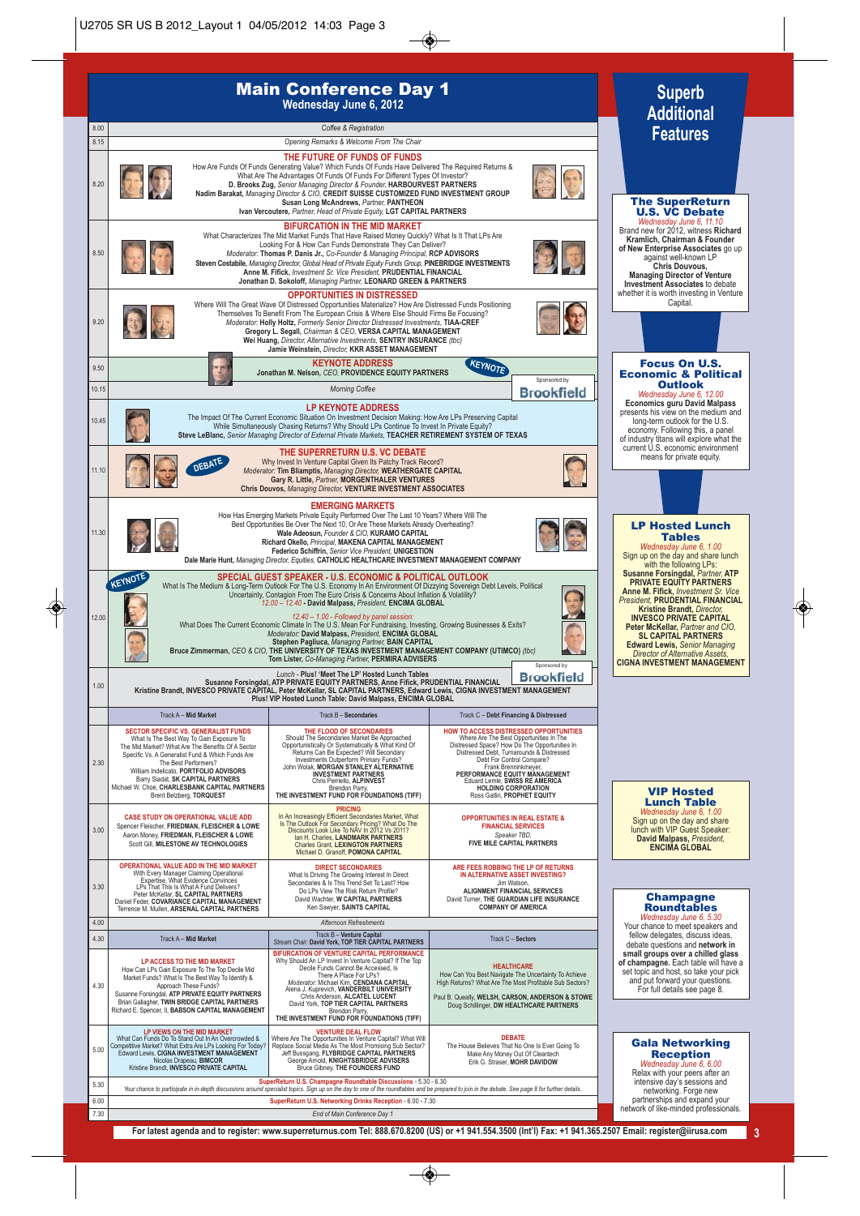# Main Conference Day 1

## Wednesday June 6, 2012

**8.00** — *Coffee & Registration*

**8.15** — *Opening Remarks & Welcome From The Chair*

**8.20** — **THE FUTURE OF FUNDS OF FUNDS**

How Are Funds Of Funds Generating Value? Which Funds Of Funds Have Delivered The Required Returns & What Are The Advantages Of Funds Of Funds For Different Types Of Investor?

**D. Brooks Zug**, *Senior Managing Director & Founder*, **HARBOURVEST PARTNERS**
**Nadim Barakat**, *Managing Director & CIO*, **CREDIT SUISSE CUSTOMIZED FUND INVESTMENT GROUP**
**Susan Long McAndrews**, *Partner*, **PANTHEON**
**Ivan Vercoutere**, *Partner, Head of Private Equity*, **LGT CAPITAL PARTNERS**

**8.50** — **BIFURCATION IN THE MID MARKET**

What Characterizes The Mid Market Funds That Have Raised Money Quickly? What Is It That LPs Are Looking For & How Can Funds Demonstrate They Can Deliver?

*Moderator:* **Thomas P. Danis Jr.**, *Co-Founder & Managing Principal*, **RCP ADVISORS**
**Steven Costabile**, *Managing Director, Global Head of Private Equity Funds Group*, **PINEBRIDGE INVESTMENTS**
**Anne M. Fifick**, *Investment Sr. Vice President*, **PRUDENTIAL FINANCIAL**
**Jonathan D. Sokoloff**, *Managing Partner*, **LEONARD GREEN & PARTNERS**

**9.20** — **OPPORTUNITIES IN DISTRESSED**

Where Will The Great Wave Of Distressed Opportunities Materialize? How Are Distressed Funds Positioning Themselves To Benefit From The European Crisis & Where Else Should Firms Be Focusing?

*Moderator:* **Holly Holtz**, *Formerly Senior Director Distressed Investments*, **TIAA-CREF**
**Gregory L. Segall**, *Chairman & CEO*, **VERSA CAPITAL MANAGEMENT**
**Wei Huang**, *Director, Alternative Investments*, **SENTRY INSURANCE** *(tbc)*
**Jamie Weinstein**, *Director*, **KKR ASSET MANAGEMENT**

**9.50** — **KEYNOTE ADDRESS**

**Jonathan M. Nelson**, *CEO*, **PROVIDENCE EQUITY PARTNERS**

**10.15** — *Morning Coffee* — Sponsored by Brookfield

**10.45** — **LP KEYNOTE ADDRESS**

The Impact Of The Current Economic Situation On Investment Decision Making: How Are LPs Preserving Capital While Simultaneously Chasing Returns? Why Should LPs Continue To Invest In Private Equity?

**Steve LeBlanc**, *Senior Managing Director of External Private Markets*, **TEACHER RETIREMENT SYSTEM OF TEXAS**

**11.10** — **THE SUPERRETURN U.S. VC DEBATE**

Why Invest In Venture Capital Given Its Patchy Track Record?

*Moderator:* **Tim Bliamptis**, *Managing Director*, **WEATHERGATE CAPITAL**
**Gary R. Little**, *Partner*, **MORGENTHALER VENTURES**
**Chris Douvos**, *Managing Director*, **VENTURE INVESTMENT ASSOCIATES**

**11.30** — **EMERGING MARKETS**

How Has Emerging Markets Private Equity Performed Over The Last 10 Years? Where Will The Best Opportunities Be Over The Next 10, Or Are These Markets Already Overheating?

**Wale Adeosun**, *Founder & CIO*, **KURAMO CAPITAL**
**Richard Okello**, *Principal*, **MAKENA CAPITAL MANAGEMENT**
**Federico Schiffrin**, *Senior Vice President*, **UNIGESTION**
**Dale Marie Hunt**, *Managing Director, Equities*, **CATHOLIC HEALTHCARE INVESTMENT MANAGEMENT COMPANY**

**12.00** — **SPECIAL GUEST SPEAKER - U.S. ECONOMIC & POLITICAL OUTLOOK**

What Is The Medium & Long-Term Outlook For The U.S. Economy In An Environment Of Dizzying Sovereign Debt Levels, Political Uncertainty, Contagion From The Euro Crisis & Concerns About Inflation & Volatility?

*12.00 – 12.40* - **David Malpass**, *President*, **ENCIMA GLOBAL**

*12.40 – 1.00 - Followed by panel session:*

What Does The Current Economic Climate In The U.S. Mean For Fundraising, Investing, Growing Businesses & Exits?

*Moderator:* **David Malpass**, *President*, **ENCIMA GLOBAL**
**Stephen Pagliuca**, *Managing Partner*, **BAIN CAPITAL**
**Bruce Zimmerman**, *CEO & CIO*, **THE UNIVERSITY OF TEXAS INVESTMENT MANAGEMENT COMPANY (UTIMCO)** *(tbc)*
**Tom Lister**, *Co-Managing Partner*, **PERMIRA ADVISERS**

**1.00** — *Lunch* - **Plus! 'Meet The LP' Hosted Lunch Tables** — Sponsored by Brookfield

**Susanne Forsingdal**, ATP PRIVATE EQUITY PARTNERS, **Anne Fifick**, PRUDENTIAL FINANCIAL
**Kristine Brandt**, INVESCO PRIVATE CAPITAL, **Peter McKellar**, SL CAPITAL PARTNERS, **Edward Lewis**, CIGNA INVESTMENT MANAGEMENT
**Plus! VIP Hosted Lunch Table: David Malpass, ENCIMA GLOBAL**

| Time | Track A – Mid Market | Track B – Secondaries | Track C – Debt Financing & Distressed |
|---|---|---|---|
| 2.30 | **SECTOR SPECIFIC VS. GENERALIST FUNDS** What Is The Best Way To Gain Exposure To The Mid Market? What Are The Benefits Of A Sector Specific Vs. A Generalist Fund & Which Funds Are The Best Performers? William Indelicato, **PORTFOLIO ADVISORS**; Barry Siadat, **SK CAPITAL PARTNERS**; Michael W. Choe, **CHARLESBANK CAPITAL PARTNERS**; Brent Belzberg, **TORQUEST** | **THE FLOOD OF SECONDARIES** Should The Secondaries Market Be Approached Opportunistically Or Systematically & What Kind Of Returns Can Be Expected? Will Secondary Investments Outperform Primary Funds? John Wolak, **MORGAN STANLEY ALTERNATIVE INVESTMENT PARTNERS**; Chris Perriello, **ALPINVEST**; Brendon Parry, **THE INVESTMENT FUND FOR FOUNDATIONS (TIFF)** | **HOW TO ACCESS DISTRESSED OPPORTUNITIES** Where Are The Best Opportunities In The Distressed Space? How Do The Opportunities In Distressed Debt, Turnarounds & Distressed Debt For Control Compare? Frank Brenninkmeyer, **PERFORMANCE EQUITY MANAGEMENT**; Eduard Lemle, **SWISS RE AMERICA HOLDING CORPORATION**; Ross Gatlin, **PROPHET EQUITY** |
| 3.00 | **CASE STUDY ON OPERATIONAL VALUE ADD** Spencer Fleischer, **FRIEDMAN, FLEISCHER & LOWE**; Aaron Money, **FRIEDMAN, FLEISCHER & LOWE**; Scott Gill, **MILESTONE AV TECHNOLOGIES** | **PRICING** In An Increasingly Efficient Secondaries Market, What Is The Outlook For Secondary Pricing? Why Do The Discounts Look Like To NAV In 2012 Vs 2011? Ian H. Charles, **LANDMARK PARTNERS**; Charles Grant, **LEXINGTON PARTNERS**; Michael D. Granoff, **POMONA CAPITAL** | **OPPORTUNITIES IN REAL ESTATE & FINANCIAL SERVICES** *Speaker TBD*, **FIVE MILE CAPITAL PARTNERS** |
| 3.30 | **OPERATIONAL VALUE ADD IN THE MID MARKET** With Every Manager Claiming Operational Expertise, What Evidence Convinces LPs That This Is What A Fund Delivers? Peter McKellar, **SL CAPITAL PARTNERS**; Daniel Feder, **COVARIANCE CAPITAL MANAGEMENT**; Terrence M. Mullen, **ARSENAL CAPITAL PARTNERS** | **DIRECT SECONDARIES** What Is Driving The Growing Interest In Direct Secondaries & Is This Trend Set To Last? How Do LPs View The Risk Return Profile? David Wachter, **W CAPITAL PARTNERS**; Ken Sawyer, **SAINTS CAPITAL** | **ARE FEES ROBBING THE LP OF RETURNS IN ALTERNATIVE ASSET INVESTING?** Jim Watson, **ALIGNMENT FINANCIAL SERVICES**; David Turner, **THE GUARDIAN LIFE INSURANCE COMPANY OF AMERICA** |
| 4.00 | *Afternoon Refreshments* | | |
| 4.30 | **Track A – Mid Market** | **Track B – Venture Capital** *Stream Chair:* **David York, TOP TIER CAPITAL PARTNERS** | **Track C – Sectors** |
| 4.30 | **LP ACCESS TO THE MID MARKET** How Can LPs Gain Exposure To The Top Decile Mid Market Funds? What Is The Best Way To Identify & Approach These Funds? Susanne Forsingdal, **ATP PRIVATE EQUITY PARTNERS**; Brian Gallagher, **TWIN BRIDGE CAPITAL PARTNERS**; Richard E. Spencer, II, **BABSON CAPITAL MANAGEMENT** | **BIFURCATION OF VENTURE CAPITAL PERFORMANCE** Why Should An LP Invest In Venture Capital? If The Top Decile Funds Cannot Be Accessed, Is There A Place For LPs? *Moderator:* Michael Kim, **CENDANA CAPITAL**; Alena J. Kuprevich, **VANDERBILT UNIVERSITY**; Chris Anderson, **ALCATEL LUCENT**; David York, **TOP TIER CAPITAL PARTNERS**; Brendon Parry, **THE INVESTMENT FUND FOR FOUNDATIONS (TIFF)** | **HEALTHCARE** How Can You Best Navigate The Uncertainty To Achieve High Returns? What Are The Most Profitable Sub Sectors? Paul B. Queally, **WELSH, CARSON, ANDERSON & STOWE**; Doug Schillinger, **DW HEALTHCARE PARTNERS** |
| 5.00 | **LP VIEWS ON THE MID MARKET** What Can Funds Do To Stand Out In An Overcrowded & Competitive Market? What Extra Are LPs Looking For Today? Edward Lewis, **CIGNA INVESTMENT MANAGEMENT**; Nicolas Drapeau, **BIMCOR**; Kristine Brandt, **INVESCO PRIVATE CAPITAL** | **VENTURE DEAL FLOW** Where Are The Opportunities In Venture Capital? What Will Replace Social Media As The Most Promising Sub Sector? Jeff Bussgang, **FLYBRIDGE CAPITAL PARTNERS**; George Arnold, **KNIGHTSBRIDGE ADVISERS**; Bruce Gibney, **THE FOUNDERS FUND** | **DEBATE** The House Believes That No One Is Ever Going To Make Any Money Out Of Cleantech; Erik G. Straser, **MOHR DAVIDOW** |
| 5.30 | **SuperReturn U.S. Champagne Roundtable Discussions** - 5.30 - 6.30 *Your chance to participate in in-depth discussions around specialist topics. Sign up on the day to one of the roundtables and be prepared to join in the debate. See page 8 for further details.* | | |
| 6.00 | **SuperReturn U.S. Networking Drinks Reception** - 6.00 - 7.30 | | |
| 7.30 | *End of Main Conference Day 1* | | |

**For latest agenda and to register: www.superreturnus.com Tel: 888.670.8200 (US) or +1 941.554.3500 (Int'l) Fax: +1 941.365.2507 Email: register@iirusa.com**

## Superb Additional Features

### The SuperReturn U.S. VC Debate

*Wednesday June 6, 11.10*

Brand new for 2012, witness **Richard Kramlich, Chairman & Founder of New Enterprise Associates** go up against well-known LP **Chris Douvous, Managing Director of Venture Investment Associates** to debate whether it is worth investing in Venture Capital.

### Focus On U.S. Economic & Political Outlook

*Wednesday June 6, 12.00*

**Economics guru David Malpass** presents his view on the medium and long-term outlook for the U.S. economy. Following this, a panel of industry titans will explore what the current U.S. economic environment means for private equity.

### LP Hosted Lunch Tables

*Wednesday June 6, 1.00*

Sign up on the day and share lunch with the following LPs:

**Susanne Forsingdal**, *Partner*, **ATP PRIVATE EQUITY PARTNERS**
**Anne M. Fifick**, *Investment Sr. Vice President*, **PRUDENTIAL FINANCIAL**
**Kristine Brandt**, *Director*, **INVESCO PRIVATE CAPITAL**
**Peter McKellar**, *Partner and CIO*, **SL CAPITAL PARTNERS**
**Edward Lewis**, *Senior Managing Director of Alternative Assets*, **CIGNA INVESTMENT MANAGEMENT**

### VIP Hosted Lunch Table

*Wednesday June 6, 1.00*

Sign up on the day and share lunch with VIP Guest Speaker: **David Malpass**, *President*, **ENCIMA GLOBAL**

### Champagne Roundtables

*Wednesday June 6, 5.30*

Your chance to meet speakers and fellow delegates, discuss ideas, debate questions and **network in small groups over a chilled glass of champagne.** Each table will have a set topic and host, so take your pick and put forward your questions. For full details see page 8.

### Gala Networking Reception

*Wednesday June 6, 6.00*

Relax with your peers after an intensive day's sessions and networking. Forge new partnerships and expand your network of like-minded professionals.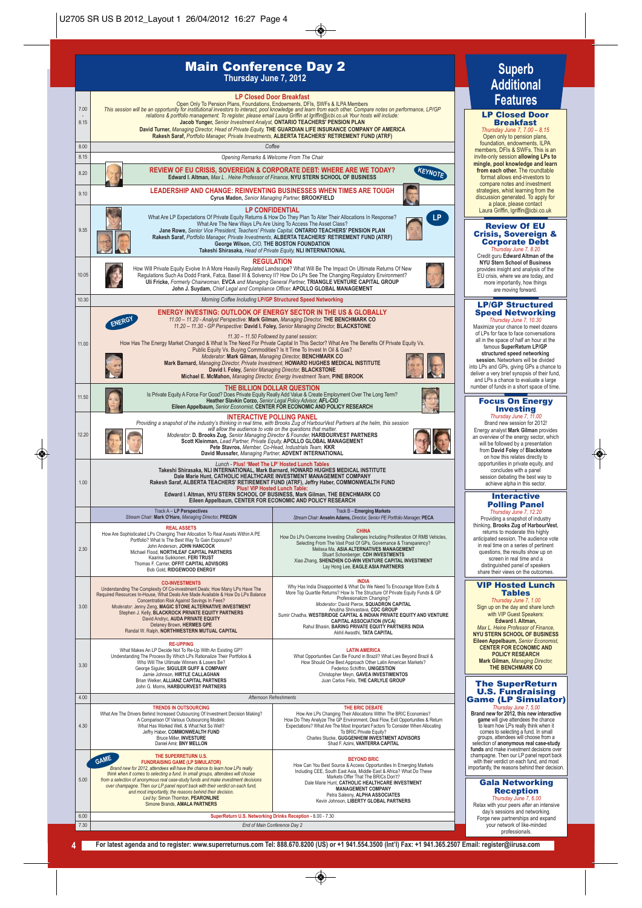# Main Conference Day 2
## Thursday June 7, 2012

**7.00 - 8.15 — LP Closed Door Breakfast**

Open Only To Pension Plans, Foundations, Endowments, DFIs, SWFs & ILPA Members

*This session will be an opportunity for institutional investors to interact, pool knowledge and learn from each other. Compare notes on performance, LP/GP relations & portfolio management. To register, please email Laura Griffin at lgriffin@icbi.co.uk Your hosts will include:*

**Jacob Yunger**, *Senior Investment Analyst*, **ONTARIO TEACHERS' PENSION PLAN**
**David Turner**, *Managing Director, Head of Private Equity*, **THE GUARDIAN LIFE INSURANCE COMPANY OF AMERICA**
**Rakesh Saraf**, *Portfolio Manager, Private Investments*, **ALBERTA TEACHERS' RETIREMENT FUND (ATRF)**

**8.00** — *Coffee*

**8.15** — *Opening Remarks & Welcome From The Chair*

**8.20 — REVIEW OF EU CRISIS, SOVEREIGN & CORPORATE DEBT: WHERE ARE WE TODAY?** (KEYNOTE)
**Edward I. Altman**, *Max L. Heine Professor of Finance*, **NYU STERN SCHOOL OF BUSINESS**

**9.10 — LEADERSHIP AND CHANGE: REINVENTING BUSINESSES WHEN TIMES ARE TOUGH**
**Cyrus Madon**, *Senior Managing Partner*, **BROOKFIELD**

**9.35 — LP CONFIDENTIAL** (LP)
What Are LP Expectations Of Private Equity Returns & How Do They Plan To Alter Their Allocations In Response? What Are The New Ways LPs Are Using To Access The Asset Class?
**Jane Rowe**, *Senior Vice President, Teachers' Private Capital*, **ONTARIO TEACHERS' PENSION PLAN**
**Rakesh Saraf**, *Portfolio Manager, Private Investments*, **ALBERTA TEACHERS' RETIREMENT FUND (ATRF)**
**George Wilson**, *CIO*, **THE BOSTON FOUNDATION**
**Takeshi Shirasaka**, *Head of Private Equity*, **NLI INTERNATIONAL**

**10.05 — REGULATION**
How Will Private Equity Evolve In A More Heavily Regulated Landscape? What Will Be The Impact On Ultimate Returns Of New Regulations Such As Dodd Frank, Fatca, Basel III & Solvency II? How Do LPs See The Changing Regulatory Environment?
**Uli Fricke**, *Formerly Chairwoman*, **EVCA** *and Managing General Partner*, **TRIANGLE VENTURE CAPITAL GROUP**
**John J. Suydam**, *Chief Legal and Compliance Officer*, **APOLLO GLOBAL MANAGEMENT**

**10.30** — *Morning Coffee Including* **LP/GP Structured Speed Networking**

**11.00 — ENERGY INVESTING: OUTLOOK OF ENERGY SECTOR IN THE US & GLOBALLY** (ENERGY)
*11.00 – 11.20 - Analyst Perspective:* **Mark Gilman**, *Managing Director*, **THE BENCHMARK CO**
*11.20 – 11.30 - GP Perspective:* **David I. Foley**, *Senior Managing Director*, **BLACKSTONE**
*11.30 – 11.50 Followed by panel session:*
How Has The Energy Market Changed & What Is The Need For Private Capital In This Sector? What Are The Benefits Of Private Equity Vs. Public Equity Vs. Buying Commodities? Is It Time To Invest In Oil & Gas?
*Moderator:* **Mark Gilman**, *Managing Director*, **BENCHMARK CO**
**Mark Barnard**, *Managing Director, Private Investment*, **HOWARD HUGHES MEDICAL INSTITUTE**
**David I. Foley**, *Senior Managing Director*, **BLACKSTONE**
**Michael E. McMahon**, *Managing Director, Energy Investment Team*, **PINE BROOK**

**11.50 — THE BILLION DOLLAR QUESTION**
Is Private Equity A Force For Good? Does Private Equity Really Add Value & Create Employment Over The Long Term?
**Heather Slavkin Corzo**, *Senior Legal Policy Advisor*, **AFL-CIO**
**Eileen Appelbaum**, *Senior Economist*, **CENTER FOR ECONOMIC AND POLICY RESEARCH**

**12.20 — INTERACTIVE POLLING PANEL**
*Providing a snapshot of the industry's thinking in real time, with Brooks Zug of HarbourVest Partners at the helm, this session will allow the audience to vote on the questions that matter.*
*Moderator:* **D. Brooks Zug**, *Senior Managing Director & Founder*, **HARBOURVEST PARTNERS**
**Scott Kleinman**, *Lead Partner, Private Equity*, **APOLLO GLOBAL MANAGEMENT**
**Pete Stavros**, *Member, Co-Head, Industrials Team*, **KKR**
**David Mussafer**, *Managing Partner*, **ADVENT INTERNATIONAL**

**1.00 — Lunch - Plus! 'Meet The LP' Hosted Lunch Tables**
**Takeshi Shirasaka, NLI INTERNATIONAL, Mark Barnard, HOWARD HUGHES MEDICAL INSTITUTE**
**Dale Marie Hunt, CATHOLIC HEALTHCARE INVESTMENT MANAGEMENT COMPANY**
**Rakesh Saraf, ALBERTA TEACHERS' RETIREMENT FUND (ATRF), Jeffry Haber, COMMONWEALTH FUND**
**Plus! VIP Hosted Lunch Table:**
**Edward I. Altman, NYU STERN SCHOOL OF BUSINESS, Mark Gilman, THE BENCHMARK CO**
**Eileen Appelbaum, CENTER FOR ECONOMIC AND POLICY RESEARCH**

| | Track A – **LP Perspectives**<br>*Stream Chair:* **Mark O'Hare**, *Managing Director*, **PREQIN** | Track B – **Emerging Markets**<br>*Stream Chair:* **Anselm Adams**, *Director, Senior PE Portfolio Manager*, **PECA** |
|---|---|---|
| 2.30 | **REAL ASSETS**<br>How Are Sophisticated LPs Changing Their Allocation To Real Assets Within A PE Portfolio? What Is The Best Way To Gain Exposure?<br>John Anderson, **JOHN HANCOCK**<br>Michael Flood, **NORTHLEAF CAPITAL PARTNERS**<br>Kaarina Suikkonen, **FERI TRUST**<br>Thomas F. Carrier, **OFFIT CAPITAL ADVISORS**<br>Bob Gold, **RIDGEWOOD ENERGY** | **CHINA**<br>How Do LPs Overcome Investing Challenges Including Proliferation Of RMB Vehicles, Selecting From The Vast Pool Of GPs, Governance & Transparency?<br>Melissa Ma, **ASIA ALTERNATIVES MANAGEMENT**<br>Stuart Schonberger, **CDH INVESTMENTS**<br>Xiao Zhang, **SHENZHEN CO-WIN VENTURE CAPITAL INVESTMENT**<br>Lay Hong Lee, **EAGLE ASIA PARTNERS** |
| 3.00 | **CO-INVESTMENTS**<br>Understanding The Complexity Of Co-investment Deals: How Many LPs Have The Required Resources In-House, What Deals Are Made Available & How Do LPs Balance Concentration Risk Against Savings In Fees?<br>*Moderator:* Jenny Zeng, **MAGIC STONE ALTERNATIVE INVESTMENT**<br>Stephen J. Kelly, **BLACKROCK PRIVATE EQUITY PARTNERS**<br>David Andryc, **AUDA PRIVATE EQUITY**<br>Delaney Brown, **HERMES GPE**<br>Randal W. Ralph, **NORTHWESTERN MUTUAL CAPITAL** | **INDIA**<br>Why Has India Disappointed & What Do We Need To Encourage More Exits & More Top Quartile Returns? How Is The Structure Of Private Equity Funds & GP Professionalism Changing?<br>*Moderator:* David Pierce, **SQUADRON CAPITAL**<br>Anubha Shrivastava, **CDC GROUP**<br>Sumir Chadha, **WESTBRIDGE CAPITAL & INDIAN PRIVATE EQUITY AND VENTURE CAPITAL ASSOCIATION (IVCA)**<br>Rahul Bhasin, **BARING PRIVATE EQUITY PARTNERS INDIA**<br>Akhil Awasthi, **TATA CAPITAL** |
| 3.30 | **RE-UPPING**<br>What Makes An LP Decide Not To Re-Up With An Existing GP? Understanding The Process By Which LPs Rationalize Their Portfolios & Who Will The Ultimate Winners & Losers Be?<br>George Siguler, **SIGULER GUFF & COMPANY**<br>Jamie Johnson, **HIRTLE CALLAGHAN**<br>Brian Welker, **ALLIANZ CAPITAL PARTNERS**<br>John G. Morris, **HARBOURVEST PARTNERS** | **LATIN AMERICA**<br>What Opportunities Can Be Found in Brazil? What Lies Beyond Brazil & How Should One Best Approach Other Latin American Markets?<br>Federico Schiffrin, **UNIGESTION**<br>Christopher Meyn, **GAVEA INVESTIMENTOS**<br>Juan Carlos Felix, **THE CARLYLE GROUP** |
| 4.00 | *Afternoon Refreshments* | |
| 4.30 | **TRENDS IN OUTSOURCING**<br>What Are The Drivers Behind Increased Outsourcing Of Investment Decision Making? A Comparison Of Various Outsourcing Models: What Has Worked Well, & What Not So Well?<br>Jeffry Haber, **COMMONWEALTH FUND**<br>Bruce Miller, **INVESTURE**<br>Daniel Amir, **BNY MELLON** | **THE BRIC DEBATE**<br>How Are LPs Changing Their Allocations Within The BRIC Economies? How Do They Analyze The GP Environment, Deal Flow, Exit Opportunities & Return Expectations? What Are The Most Important Factors To Consider When Allocating To BRIC Private Equity?<br>Charles Stucke, **GUGGENHEIM INVESTMENT ADVISORS**<br>Shad F. Azimi, **VANTERRA CAPITAL** |
| 5.00 | (GAME) **THE SUPERRETURN U.S. FUNDRAISING GAME (LP SIMULATOR)**<br>*Brand new for 2012, attendees will have the chance to learn how LPs really think when it comes to selecting a fund. In small groups, attendees will choose from a selection of anonymous real case-study funds and make investment decisions over champagne. Then our LP panel report back with their verdict on each fund, and most importantly, the reasons behind their decision.*<br>*Led by:* Simon Thornton, **PEARONLINE**<br>Simone Brands, **AMALA PARTNERS** | **BEYOND BRIC**<br>How Can You Best Source & Access Opportunities In Emerging Markets Including CEE, South East Asia, Middle East & Africa? What Do These Markets Offer That The BRICs Don't?<br>Dale Marie Hunt, **CATHOLIC HEALTHCARE INVESTMENT MANAGEMENT COMPANY**<br>Petra Salesny, **ALPHA ASSOCIATES**<br>Kevin Johnson, **LIBERTY GLOBAL PARTNERS** |
| 6.00 | **SuperReturn U.S. Networking Drinks Reception - 6.00 - 7.30** | |
| 7.30 | *End of Main Conference Day 2* | |

# Superb Additional Features

### LP Closed Door Breakfast
*Thursday June 7, 7.00 – 8.15*

Open only to pension plans, foundation, endowments, ILPA members, DFIs & SWFs. This is an invite-only session **allowing LPs to mingle, pool knowledge and learn from each other.** The roundtable format allows end-investors to compare notes and investment strategies, whilst learning from the discussion generated. To apply for a place, please contact Laura Griffin, lgriffin@icbi.co.uk

### Review Of EU Crisis, Sovereign & Corporate Debt
*Thursday June 7, 8.20*

Credit guru **Edward Altman of the NYU Stern School of Business** provides insight and analysis of the EU crisis, where we are today, and more importantly, how things are moving forward.

### LP/GP Structured Speed Networking
*Thursday June 7, 10.30*

Maximize your chance to meet dozens of LPs for face to face conversations all in the space of half an hour at the famous **SuperReturn LP/GP structured speed networking session.** Networkers will be divided into LPs and GPs, giving GPs a chance to deliver a very brief synopsis of their fund, and LPs a chance to evaluate a large number of funds in a short space of time.

### Focus On Energy Investing
*Thursday June 7, 11.00*

Brand new session for 2012! Energy analyst **Mark Gilman** provides an overview of the energy sector, which will be followed by a presentation from **David Foley** of **Blackstone** on how this relates directly to opportunities in private equity, and concludes with a panel session debating the best way to achieve alpha in this sector.

### Interactive Polling Panel
*Thursday June 7, 12.20*

Providing a snapshot of industry thinking, **Brooks Zug of HarbourVest**, returns to moderate this highly anticipated session. The audience vote in real time on a series of pertinent questions, the results show up on screen in real time and a distinguished panel of speakers share their views on the outcomes.

### VIP Hosted Lunch Tables
*Thursday June 7, 1.00*

Sign up on the day and share lunch with VIP Guest Speakers:
**Edward I. Altman**, *Max L. Heine Professor of Finance*, **NYU STERN SCHOOL OF BUSINESS**
**Eileen Appelbaum**, *Senior Economist*, **CENTER FOR ECONOMIC AND POLICY RESEARCH**
**Mark Gilman**, *Managing Director*, **THE BENCHMARK CO**

### The SuperReturn U.S. Fundraising Game (LP Simulator)
*Thursday June 7, 5.00*

**Brand new for 2012, this new interactive game** will give attendees the chance to learn how LPs really think when it comes to selecting a fund. In small groups, attendees will choose from a selection of **anonymous real case-study funds** and make investment decisions over champagne. Then our LP panel report back with their verdict on each fund, and most importantly, the reasons behind their decision.

### Gala Networking Reception
*Thursday June 7, 6.00*

Relax with your peers after an intensive day's sessions and networking. Forge new partnerships and expand your network of like-minded professionals.

**For latest agenda and to register: www.superreturnus.com Tel: 888.670.8200 (US) or +1 941.554.3500 (Int'l) Fax: +1 941.365.2507 Email: register@iirusa.com**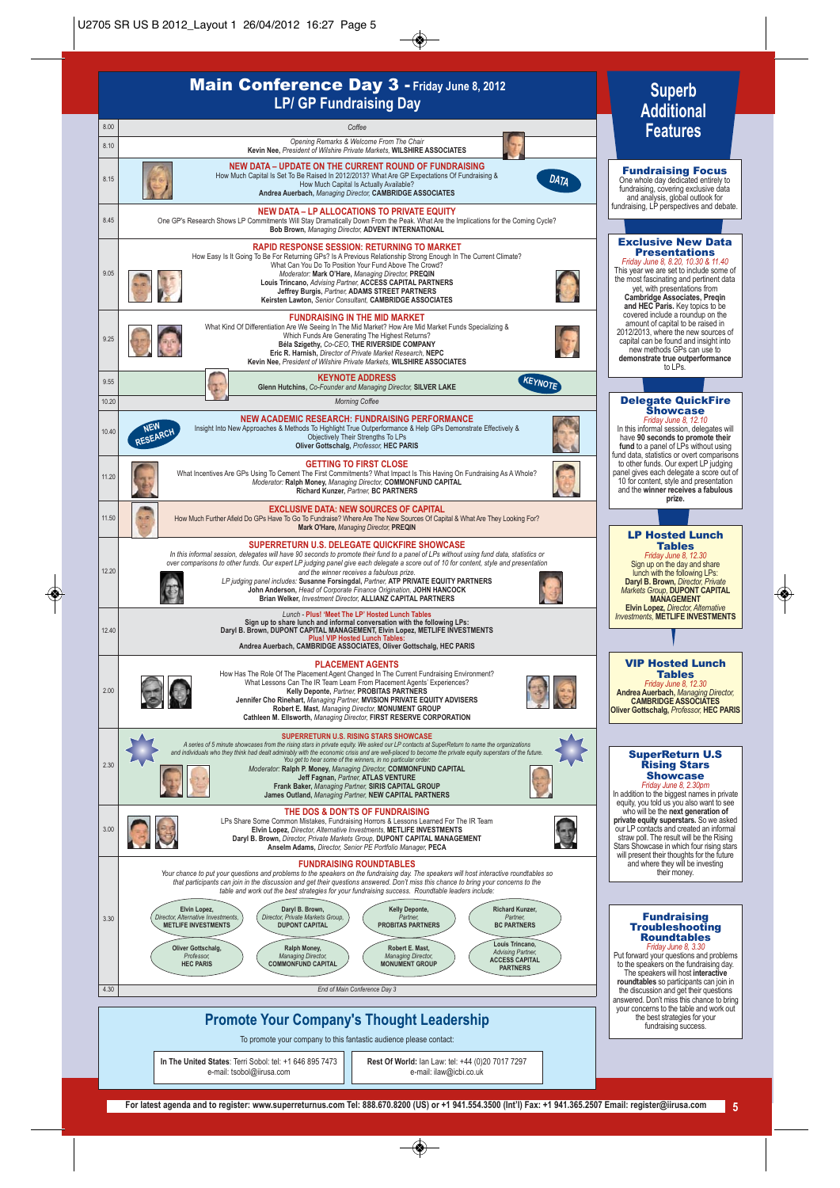# Main Conference Day 3 - Friday June 8, 2012

## LP/ GP Fundraising Day

**8.00** Coffee

**8.10** *Opening Remarks & Welcome From The Chair*
**Kevin Nee**, *President of Wilshire Private Markets*, **WILSHIRE ASSOCIATES**

**8.15** **NEW DATA – UPDATE ON THE CURRENT ROUND OF FUNDRAISING**
How Much Capital Is Set To Be Raised In 2012/2013? What Are GP Expectations Of Fundraising & How Much Capital Is Actually Available?
**Andrea Auerbach**, *Managing Director*, **CAMBRIDGE ASSOCIATES**

DATA

**8.45** **NEW DATA – LP ALLOCATIONS TO PRIVATE EQUITY**
One GP's Research Shows LP Commitments Will Stay Dramatically Down From the Peak. What Are the Implications for the Coming Cycle?
**Bob Brown**, *Managing Director*, **ADVENT INTERNATIONAL**

**9.05** **RAPID RESPONSE SESSION: RETURNING TO MARKET**
How Easy Is It Going To Be For Returning GPs? Is A Previous Relationship Strong Enough In The Current Climate? What Can You Do To Position Your Fund Above The Crowd?
*Moderator:* **Mark O'Hare**, *Managing Director*, **PREQIN**
**Louis Trincano**, *Advising Partner*, **ACCESS CAPITAL PARTNERS**
**Jeffrey Burgis**, *Partner*, **ADAMS STREET PARTNERS**
**Keirsten Lawton**, *Senior Consultant*, **CAMBRIDGE ASSOCIATES**

**9.25** **FUNDRAISING IN THE MID MARKET**
What Kind Of Differentiation Are We Seeing In The Mid Market? How Are Mid Market Funds Specializing & Which Funds Are Generating The Highest Returns?
**Béla Szigethy**, *Co-CEO*, **THE RIVERSIDE COMPANY**
**Eric R. Harnish**, *Director of Private Market Research*, **NEPC**
**Kevin Nee**, *President of Wilshire Private Markets*, **WILSHIRE ASSOCIATES**

**9.55** **KEYNOTE ADDRESS**
**Glenn Hutchins**, *Co-Founder and Managing Director*, **SILVER LAKE**

KEYNOTE

**10.20** Morning Coffee

**10.40** **NEW ACADEMIC RESEARCH: FUNDRAISING PERFORMANCE**
Insight Into New Approaches & Methods To Highlight True Outperformance & Help GPs Demonstrate Effectively & Objectively Their Strengths To LPs
**Oliver Gottschalg**, *Professor*, **HEC PARIS**

NEW RESEARCH

**11.20** **GETTING TO FIRST CLOSE**
What Incentives Are GPs Using To Cement The First Commitments? What Impact Is This Having On Fundraising As A Whole?
*Moderator:* **Ralph Money**, *Managing Director*, **COMMONFUND CAPITAL**
**Richard Kunzer**, *Partner*, **BC PARTNERS**

**11.50** **EXCLUSIVE DATA: NEW SOURCES OF CAPITAL**
How Much Further Afield Do GPs Have To Go To Fundraise? Where Are The New Sources Of Capital & What Are They Looking For?
**Mark O'Hare**, *Managing Director*, **PREQIN**

**12.20** **SUPERRETURN U.S. DELEGATE QUICKFIRE SHOWCASE**
*In this informal session, delegates will have 90 seconds to promote their fund to a panel of LPs without using fund data, statistics or over comparisons to other funds. Our expert LP judging panel give each delegate a score out of 10 for content, style and presentation and the winner receives a fabulous prize.*
*LP judging panel includes:* **Susanne Forsingdal**, *Partner*, **ATP PRIVATE EQUITY PARTNERS**
**John Anderson**, *Head of Corporate Finance Origination*, **JOHN HANCOCK**
**Brian Welker**, *Investment Director*, **ALLIANZ CAPITAL PARTNERS**

**12.40** *Lunch -* **Plus! 'Meet The LP' Hosted Lunch Tables**
**Sign up to share lunch and informal conversation with the following LPs:**
**Daryl B. Brown, DUPONT CAPITAL MANAGEMENT, Elvin Lopez, METLIFE INVESTMENTS**
**Plus! VIP Hosted Lunch Tables:**
**Andrea Auerbach, CAMBRIDGE ASSOCIATES, Oliver Gottschalg, HEC PARIS**

**2.00** **PLACEMENT AGENTS**
How Has The Role Of The Placement Agent Changed In The Current Fundraising Environment? What Lessons Can The IR Team Learn From Placement Agents' Experiences?
**Kelly Deponte**, *Partner*, **PROBITAS PARTNERS**
**Jennifer Cho Rinehart**, *Managing Partner*, **MVISION PRIVATE EQUITY ADVISERS**
**Robert E. Mast**, *Managing Director*, **MONUMENT GROUP**
**Cathleen M. Ellsworth**, *Managing Director*, **FIRST RESERVE CORPORATION**

**2.30** **SUPERRETURN U.S. RISING STARS SHOWCASE**
*A series of 5 minute showcases from the rising stars in private equity. We asked our LP contacts at SuperReturn to name the organizations and individuals who they think had dealt admirably with the economic crisis and are well-placed to become the private equity superstars of the future. You get to hear some of the winners, in no particular order:*
*Moderator:* **Ralph P. Money**, *Managing Director*, **COMMONFUND CAPITAL**
**Jeff Fagnan**, *Partner*, **ATLAS VENTURE**
**Frank Baker**, *Managing Partner*, **SIRIS CAPITAL GROUP**
**James Outland**, *Managing Partner*, **NEW CAPITAL PARTNERS**

**3.00** **THE DOS & DON'TS OF FUNDRAISING**
LPs Share Some Common Mistakes, Fundraising Horrors & Lessons Learned For The IR Team
**Elvin Lopez**, *Director, Alternative Investments*, **METLIFE INVESTMENTS**
**Daryl B. Brown**, *Director, Private Markets Group*, **DUPONT CAPITAL MANAGEMENT**
**Anselm Adams**, *Director, Senior PE Portfolio Manager*, **PECA**

**3.30** **FUNDRAISING ROUNDTABLES**
*Your chance to put your questions and problems to the speakers on the fundraising day. The speakers will host interactive roundtables so that participants can join in the discussion and get their questions answered. Don't miss this chance to bring your concerns to the table and work out the best strategies for your fundraising success. Roundtable leaders include:*

- **Elvin Lopez**, *Director, Alternative Investments*, **METLIFE INVESTMENTS**
- **Daryl B. Brown**, *Director, Private Markets Group*, **DUPONT CAPITAL**
- **Kelly Deponte**, *Partner*, **PROBITAS PARTNERS**
- **Richard Kunzer**, *Partner*, **BC PARTNERS**
- **Oliver Gottschalg**, *Professor*, **HEC PARIS**
- **Ralph Money**, *Managing Director*, **COMMONFUND CAPITAL**
- **Robert E. Mast**, *Managing Director*, **MONUMENT GROUP**
- **Louis Trincano**, *Advising Partner*, **ACCESS CAPITAL PARTNERS**

**4.30** End of Main Conference Day 3

## Promote Your Company's Thought Leadership

To promote your company to this fantastic audience please contact:

**In The United States**: Terri Sobol: tel: +1 646 895 7473 e-mail: tsobol@iirusa.com

**Rest Of World**: Ian Law: tel: +44 (0)20 7017 7297 e-mail: ilaw@icbi.co.uk

## Superb Additional Features

### Fundraising Focus
One whole day dedicated entirely to fundraising, covering exclusive data and analysis, global outlook for fundraising, LP perspectives and debate.

### Exclusive New Data Presentations
*Friday June 8, 8.20, 10.30 & 11.40*
This year we are set to include some of the most fascinating and pertinent data yet, with presentations from **Cambridge Associates, Preqin and HEC Paris.** Key topics to be covered include a roundup on the amount of capital to be raised in 2012/2013, where the new sources of capital can be found and insight into new methods GPs can use to **demonstrate true outperformance** to LPs.

### Delegate QuickFire Showcase
*Friday June 8, 12.10*
In this informal session, delegates will have **90 seconds to promote their fund** to a panel of LPs without using fund data, statistics or overt comparisons to other funds. Our expert LP judging panel gives each delegate a score out of 10 for content, style and presentation and the **winner receives a fabulous prize.**

### LP Hosted Lunch Tables
*Friday June 8, 12.30*
Sign up on the day and share lunch with the following LPs:
**Daryl B. Brown**, *Director, Private Markets Group*, **DUPONT CAPITAL MANAGEMENT**
**Elvin Lopez**, *Director, Alternative Investments*, **METLIFE INVESTMENTS**

### VIP Hosted Lunch Tables
*Friday June 8, 12.30*
**Andrea Auerbach**, *Managing Director*, **CAMBRIDGE ASSOCIATES**
**Oliver Gottschalg**, *Professor*, **HEC PARIS**

### SuperReturn U.S Rising Stars Showcase
*Friday June 8, 2.30pm*
In addition to the biggest names in private equity, you told us you also want to see who will be the **next generation of private equity superstars.** So we asked our LP contacts and created an informal straw poll. The result will be the Rising Stars Showcase in which four rising stars will present their thoughts for the future and where they will be investing their money.

### Fundraising Troubleshooting Roundtables
*Friday June 8, 3.30*
Put forward your questions and problems to the speakers on the fundraising day. The speakers will host **interactive roundtables** so participants can join in the discussion and get their questions answered. Don't miss this chance to bring your concerns to the table and work out the best strategies for your fundraising success.

For latest agenda and to register: www.superreturnus.com Tel: 888.670.8200 (US) or +1 941.554.3500 (Int'l) Fax: +1 941.365.2507 Email: register@iirusa.com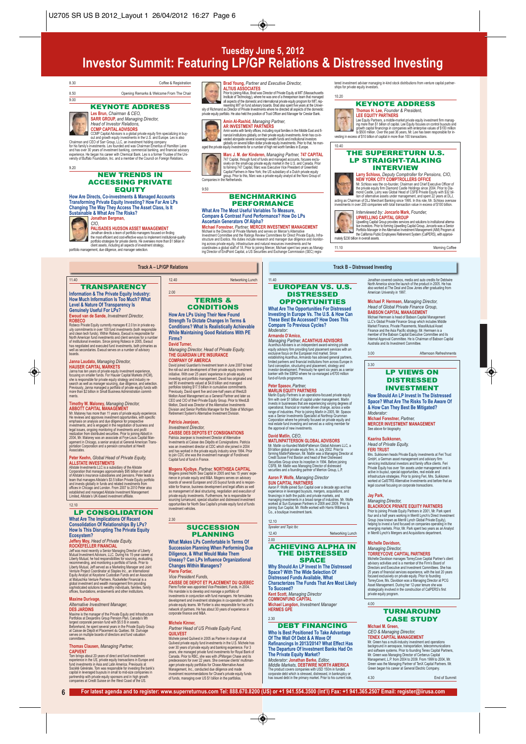# Tuesday June 5, 2012

# Investor Summit: Featuring LP/GP Relations & Distressed Investing

8.30 Coffee & Registration

8.50 Opening Remarks & Welcome From The Chair

9.00

## KEYNOTE ADDRESS

**Les Brun**, *Chairman & CEO,*
**SARR GROUP**, *and Managing Director, Head of Investor Relations,*
**CCMP CAPITAL ADVISORS**
CCMP Capital Advisors is a global private equity firm specializing in buyout and growth equity investments in the U.S. and Europe. Les is also Chairman and CEO of Sarr Group, LLC, an investment holding company for his family's investments. Les founded and was Chairman Emeritus of Hamilton Lane and has over 30 years of investment banking, commercial banking, and financial advisory experience. He began his career with Chemical Bank. Les is a former Trustee of the University of Buffalo Foundation, Inc. and a member of the Council on Foreign Relations.

9.20

## NEW TRENDS IN ACCESSING PRIVATE EQUITY

**How Are Directs, Co-investments & Managed Accounts Transforming Private Equity Investing? How Far Are LPs Changing The Way They Access The Asset Class, Is It Sustainable & What Are The Risks?**

**Jonathan Bergman,**
*CIO,*
**PALISADES HUDSON ASSET MANAGEMENT**
Jonathan directs a team of portfolio managers focused on finding the most efficient and cost-effective ways to implement institutional-quality portfolio strategies for private clients. He oversees more than $1 billion in client assets, including all aspects of investment strategy, portfolio management, due diligence, and manager selection.

**Brad Young**, *Partner and Executive Director,*
**ALTIUS ASSOCIATES**
Prior to joining Altius, Brad was Director of Private Equity at MIT (Massachusetts Institute of Technology), where he was one of a threeperson team that managed all aspects of the domestic and international private equity program for MIT, representing MIT on fund advisory boards. Brad also spent five years at the University of Richmond as Director of Private Investments where he directed all aspects of the domestic private equity portfolio. He also held the position of Trust Officer and Manager for Crestar Bank.

**Amin Al-Rashid**, *Managing Partner,*
**AR INVESTMENT PARTNERS**
Amin works with family offices, including royal families in the Middle East and financial institutions globally, on their private equity investments. Amin has co-invested alongside several sovereign wealth funds and institutional investors globally on several billion dollar private equity investments. Prior to that, he managed the private equity investments for a number of high net worth families in Europe.

**Marc J. M. der Kinderen**, *Managing Partner,* **747 CAPITAL**
747 Capital, through fund of funds and managed accounts, focuses exclusively on the small-cap private equity market in the U.S. and Canada. Prior to forming 747 Capital, Marc was Executive Vice President of Greenfield Capital Partners in New York; the US subsidiary of a Dutch private equity group. Prior to this, Marc was a private equity analyst at the Noro Group of Companies in the Netherlands.

9.50

## BENCHMARKING PERFORMANCE

**What Are The Most Useful Variables To Measure, Compare & Contrast Fund Performance? How Do LPs Ascertain Generators Of Alpha?**
**Michael Forestner**, *Partner,* **MERCER INVESTMENT MANAGEMENT**
Michael is the Director of Private Markets and serves on Mercer's Alternative Investment Committee and the Ratings Review Committees for Direct Private Equity, Infrastructure and Exotics. His duties include research and manager due diligence and monitoring across private equity, infrastructure and natural resources investments and he coordinates a global staff of 18. Prior to joining Mercer, Michael spent two years as Managing Director of EndPoint Capital, a US Securities and Exchange Commission (SEC) registered investment adviser managing in-kind stock distributions from venture capital partnerships for private equity investors.

10.20

## KEYNOTE ADDRESS

**Thomas H. Lee**, *Founder & President,*
**LEE EQUITY PARTNERS**
Lee Equity Partners, a middle-market private equity investment firm managing more than $1 billion of capital. Lee Equity focuses on control buyouts and growth capital financings in companies with enterprise values of $100 million to $500 million. Over the past 36 years, Mr. Lee has been responsible for investing in excess of $10 billion of capital in more than 100 transactions.

10.40

## THE SUPERRETURN U.S. LP STRAIGHT-TALKING INTERVIEW

**Larry Schloss**, *Deputy Comptroller for Pensions, CIO,*
**NEW YORK CITY COMPTROLLER'S OFFICE**
Mr. Schloss was the co-founder, Chairman and Chief Executive Officer of the private equity firm Diamond Castle Holdings since 2004. Prior to Diamond Castle, Larry was Global Head of CSFB Private Equity with $32 billion of alternative assets under management, and spent 22 years at DLJ, acting as Chairman of DLJ Merchant Banking since 1995. In this role, Mr. Schloss oversaw investments in over 200 companies with total transaction value in excess of $100 billion.

*Interviewed by:* **Joncarlo Mark**, *Founder,*
**UPWELLING CAPITAL GROUP**
Upwelling Capital Group provides services and solutions to institutional alternative investors. Prior to forming Upwelling Capital Group, Joncarlo was a Senior Portfolio Manager in the Alternative Investment Management (AIM) Program at the California Public Employees Retirement System (CalPERS), with approximately $230 billion in overall assets.

11.10 Morning Coffee

---

# Track A – LP/GP Relations

11.40

## TRANSPARENCY

**Information & The Private Equity Industry: How Much Information Is Too Much? What Level & Nature Of Transparency Is Genuinely Useful For LPs?**

**Ewoud van de Sande**, *Investment Director,*
**ROBECO**
Robeco Private Equity currently manages € 2.0 bn in private equity commitments in over 100 fund investments (both responsible and clean tech funds). Within Robeco, Ewoud is responsible for North American fund investments and client services for a number of institutional investors. Since joining Robeco in 2005, Ewoud has negotiated and executed fund investments, both primaries as well as secondaries. Ewoud serves on a number of advisory boards.

**Janna Laudato**, *Managing Director,*
**HAUSER CAPITAL MARKETS**
Janna has ten years of private equity investment experience, focusing on smaller funds. For Hauser Capital Markets (HCM), she is responsible for private equity strategy and industry research as well as manager sourcing, due diligence, and selection. Previously, Janna managed a portfolio of private equity funds with more than $2 billion in Small Business Administration commitments.

**Timothy W. Maloney**, *Managing Director,*
**ABBOTT CAPITAL MANAGEMENT**
Mr. Maloney has more than 11 years of private equity experience. He reviews and approves investment opportunities, with specific emphasis on analysis and due diligence for prospective investments, and is engaged in the negotiation of business and legal issues, ongoing monitoring of investments and profit realization from distributed securities. Prior to joining Abbott in 2004, Mr. Maloney was an associate at Frye-Louis Capital Management in Chicago, a senior analyst at General American Transportation Corporation and a pension consultant at Hewitt Associates.

**Peter Keehn**, *Global Head of Private Equity,*
**ALLSTATE INVESTMENTS**
Allstate Investments LLC is a subsidiary of the Allstate Corporation that manages approximately $95 billion on behalf of Allstate's insurance subsidiaries and pensions. Peter leads a team that manages Allstate's $3.5 billion Private Equity portfolio and invests globally in funds and related investments from offices in Chicago and London. From 2007 to 2010 Peter also established and managed Allstate Investment Management Limited, Allstate's UK-based investment affiliate.

12.10

## LP CONSOLIDATION

**What Are The Implications Of Recent Consolidation Of Relationships By LPs? How Is This Disrupting The Private Equity Ecosystem?**

**Jeffery Moy**, *Head of Private Equity,*
**ROCKEFELLER FINANCIAL**
Jeff was most recently a Senior Managing Director of Liberty Mutual Investment Advisors, LLC. During his 15-year career at Liberty Mutual, he had responsibilities for sourcing, evaluating, recommending, and monitoring a portfolio of funds. Prior to Liberty Mutual, Jeff served as a Marketing Manager and Joint Venture Project Coordinator at Staples Inc., an International Equity Analyst at Keystone Custodian Funds and an Associate at Matuschka Venture Partners. Rockefeller Financial is a global investment and wealth management firm providing sophisticated solutions to wealthy individuals, families, family offices, foundations, endowments and other institutions.

**Maxime Durivage,**
*Alternative Investment Manager,*
**DES JARDINS**
Maxime is the manager of the Private Equity and Infrastructure Portfolios at Desjardins Group Pension Plan, Canada's 9th largest corporate pension fund with $5.5 B in assets. Beforehand, he spent several years in the Private Equity Group at Caisse de Dépôt et Placement du Québec. Mr. Durivage serves on multiple boards of directors and fund valuation committees.

**Thomas Clausen**, *Managing Partner,*
**CAPVENT**
Tom brings about 20 years of direct and fund investment experience in the US, private equity transactions in Europe and fund investments in Asia and Latin America. Previously at Société Générale, Tom was responsible for investing the bank's capital in leveraged buyouts in small to mid-size companies in partnership with private equity sponsors and in high growth companies at Credit Suisse on the West Coast of the US.

12.40 Networking Lunch

2.00

## TERMS & CONDITIONS

**How Are LPs Using Their New Found Strength To Dictate Changes In Terms & Conditions? What Is Realistically Achievable While Maintaining Good Relations With PE Firms?**

**David Turner,**
*Managing Director, Head of Private Equity,*
**THE GUARDIAN LIFE INSURANCE COMPANY OF AMERICA**
David joined Guardian's Investment team in June 2007 to lead the roll-out and development of their private equity investment initiative. With over 25 years' experience in private equity investing and portfolio management, David has originated and led 95 investments valued at $4.8 billion and managed portfolios totaling $17.5 billion in cumulative commitments. Previously, David spent five and one-half years at WestLB Mellon Asset Management as a General Partner and later as CEO and CIO of their Private Equity Group. Prior to WestLB Mellon, David was Director of the Alternative Investments Division and Senior Portfolio Manager for the State of Michigan Retirement System's Alternative Investment Division.

**Patricia Jeanjean,**
*Investment Director,*
**CAISSE DES DEPOTS ET CONSIGNATIONS**
Patricia Jeanjean is Investment Director of Alternative Investments at Caisse des Dépôts et Consignations. Patricia was an investment director at CDC which she joined in 2004 and has worked in the private equity industry since 1994. Prior to join CDC she was the investment manager of Fondinvest Capital fund of fund in France.

**Mogens Kjolbye**, *Partner,* **NORTHSEA CAPITAL**
Mogens joined North Sea Capital in 2005 and has 15 years' experience in private equity and M&A. Mogens serves on advisory boards of several European and US buyout funds and is responsible for finance, business development and legal affairs as well as management of deal structuring, negotiation and execution of private equity investments. Furthermore, he is responsible for sourcing turnaround, special situation and distressed investment opportunities for North Sea Capital's private equity fund of funds investment vehicles.

2.30

## SUCCESSION PLANNING

**What Makes LPs Comfortable In Terms Of Succession Planning When Performing Due Diligence, & What Would Make Them Uneasy? Can LPs Influence Organizational Changes Within Managers?**

**Pierre Fortier,**
*Vice President Funds,*
**CAISSE DE DEPOT ET PLACEMENT DU QUEBEC**
Pierre Fortier was appointed Vice-President, Funds, in 2004. His mandate is to develop and manage a portfolio of investments in conjunction with fund managers. He formulates development and investment strategies in co-operation with the private equity teams. Mr Fortier is also responsible for his unit's network of partners. He has about 30 years of experience in corporate finance and M&A.

**Michele Kinner,**
*Partner Head of US Private Equity Fund,*
**QUILVEST**
Michele joined Quilvest in 2005 as Partner in charge of all Quilvest private equity fund investments in the U.S. Michele has over 30 years of private equity and banking experience. For 3 years, she managed private fund investments for Royal Bank of Canada. Prior to RBC, she was with JPMorgan Chase and its predecessors for over 22 years. She oversaw clients' multimanager private equity portfolios for Chase Alternative Asset Management, Inc., conducted due diligence and made investment recommendations for Chase's private equity funds of funds, managing over US $1 billion in the portfolios.

---

# Track B – Distressed Investing

11.40

## EUROPEAN VS. U.S. DISTRESSED OPPORTUNITIES

**What Are The Opportunities For Distressed Investing In Europe Vs. The U.S. & How Can These Best Be Accessed? How Does This Compare To Previous Cycles?**
*Moderator:*
**Armando D'Amico,**
*Managing Partner,* **ACANTHUS ADVISORS**
Acanthus Advisers is an independent award-winning private equity advisory firm providing fund placement services with an exclusive focus on the European mid market. Since establishing Acanthus, Armando has advised general partners, limited partners and financial institutions from across Europe in fund conception, structuring and placement, strategy and investor development. Previously he spent six years as a senior banker with the EBRD where he co-managed a €700 million fund-of-funds programme.

**Peter Spasov**, *Partner,*
**MARLIN EQUITY PARTNERS**
Marlin Equity Partners is an operations-focused private equity firm with over $1 billion of capital under management. Marlin invests in businesses that are experiencing varying degrees of operational, financial or market-driven change, across a wide range of industries. Prior to joining Marlin in 2005, Mr. Spasov was a Senior Investments Specialist at Northrop Grumman Corporation where he primarily focused on private equity and real estate fund investing and served as a voting member for the approval of new investments.

**David Matlin**, *CEO,*
**MATLINPATTERSON GLOBAL ADVISORS**
Mr. Matlin co-founded MatlinPatterson Global Advisers LLC, a $9 billion global private equity firm, in July 2002. Prior to forming MatlinPatterson, Mr. Matlin was a Managing Director at Credit Suisse First Boston and head of their Distressed Securities Group since its inception in 1994. Before joining CSFB, Mr. Matlin was Managing Director of distressed securities and a founding partner of Merrion Group, L.P.

**Aaron P. Wolfe**, *Managing Director*
**SUN CAPITAL PARTNERS**
Aaron P. Wolfe joined Sun Capital over a decade ago and has experience in leveraged buyouts, mergers, acquisitions, and financings in both the public and private markets, and managing investments in a broad range of industries. Mr. Wolfe worked at Sun European Partners in 2008 and 2009. Prior to joining Sun Capital, Mr. Wolfe worked with Harris Williams & Co., a boutique investment bank.

12.10
*Speaker and Topic tbc*

12.40 Networking Lunch

2.00

## ACHIEVING ALPHA IN THE DISTRESSED SPACE

**Why Should An LP Invest In The Distressed Space? With The Wide Selection Of Distressed Funds Available, What Characterizes The Funds That Are Most Likely To Succeed?**
**Kent Scott**, *Managing Director*
**COMMONFUND CAPITAL**
**Michael Langdon**, *Investment Manager*
**HERMES GPE**

2.30

## DEBT FINANCING

**Who Is Best Positioned To Take Advantage Of The Wall Of Debt & A Wave Of Refinancings In 2013/2014? What Effect Has The Departure Of Investment Banks Had On The Private Equity Market?**
*Moderator:* **Jonathan Berke**, *Editor,*
*Middle Markets,* **DEBTWIRE NORTH AMERICA**
The product covers companies with USD 150m in funded corporate debt which is stressed, distressed, in bankruptcy or has issued debt in the primary market. Prior to his current role, Jonathan covered casinos, media and auto credits for Debtwire North America since the launch of the product in 2005. He has also worked at The Deal and Dow Jones after graduating from American University in 1997.

**Michael P. Hermsen**, *Managing Director,*
*Head of Global Private Finance Group,*
**BABSON CAPITAL MANAGEMENT**
Michael Hermsen is head of Babson Capital Management LLC's Global Private Finance Group which includes Middle Market Finance, Private Placements, Mezz/Mutual Asset Finance and the Asia Pacific strategy. Mr. Hermsen is a member of the Babson Capital Executive Committee and its Internal Approval Committee. He is Chairman of Babson Capital Australia and its Investment Committee.

3.00 Afternoon Refreshments

3.30

## LP VIEWS ON DISTRESSED INVESTMENT

**How Should An LP Invest In The Distressed Space? What Are The Risks To Be Aware Of & How Can They Best Be Mitigated?**
*Moderator:*
**Michael Forestner**, *Partner,*
**MERCER INVESTMENT MANAGEMENT**
See above for biography

**Kaarina Suikkonen,**
*Head of Private Equity,*
**FERI TRUST**
Mrs. Suikkonen heads Private Equity investments at Feri Trust GmbH, a German asset management and advisory firm servicing institutional investors and family office clients. Feri Private Equity has over 1bn assets under management and is active in buyout, special opportunities, real estate and infrastructure strategies. Prior to joining Feri, Mrs. Suikkonen worked at CalSTRS Alternative Investments and before that as legal counsel focusing on corporate transactions.

**Jay Park,**
*Managing Director,*
**BLACKROCK PRIVATE EQUITY PARTNERS**
Prior to joining Private Equity Partners in 2001, Mr. Park spent four and a half years working in Merrill Lynch's Direct Investment Group (now known as Merrill Lynch Global Private Equity), helping to invest a fund focused on companies operating in the emerging markets. Prior, Mr. Park spent two years as an Analyst in Merrill Lynch's Mergers and Acquisitions department.

**Michelle Davidson,**
*Managing Director,*
**TORREYCOVE CAPITAL PARTNERS**
Michelle Davidson manages TorreyCove Capital Partner's client advisory activities and is a member of the Firm's Board of Directors and Executive and Investment Committees. She has 25 years of financial services experience, with the last 20 years focused exclusively on private equity. Prior to founding TorreyCove, Ms. Davidson was a Managing Director at PCG Asset Management. During her 12-year tenure she was strategically involved in the construction of CalPERS's first private equity program.

4.00

## TURNAROUND CASE STUDY

**Michael M. Green,**
*CEO & Managing Director,*
**TENEX CAPITAL MANAGEMENT**
Mr. Green has a multi-industry investment and operations background in aerospace, transportation, telecommunications and software systems. Prior to founding Tenex Capital Partners, Mr. Green was Managing Director of Cerberus Capital Management, L.P. from 2004 to 2009. From 1999 to 2004, Mr. Green was the Managing Partner of TenX Capital Partners. Mr. Green began his career at General Electric Company.

4.30 End of Summit

---

**For latest agenda and to register: www.superreturnus.com Tel: 888.670.8200 (US) or +1 941.554.3500 (Int'l) Fax: +1 941.365.2507 Email: register@iirusa.com**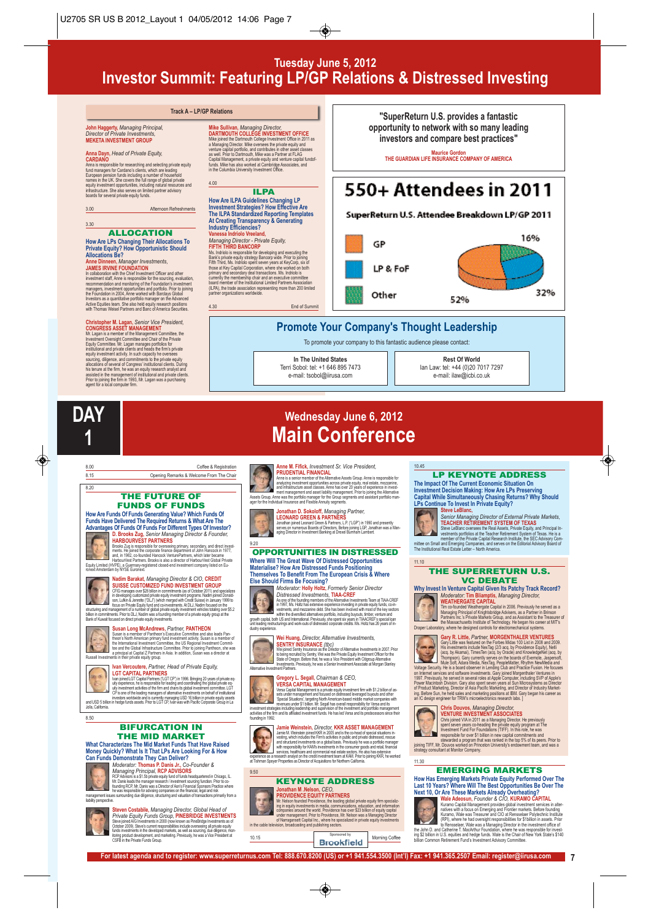# Tuesday June 5, 2012
# Investor Summit: Featuring LP/GP Relations & Distressed Investing

## Track A – LP/GP Relations

**John Haggerty**, *Managing Principal, Director of Private Investments,*
**MEKETA INVESTMENT GROUP**

**Anna Dayn**, *Head of Private Equity,*
**CARDANO**
Anna is responsible for researching and selecting private equity fund managers for Cardano's clients, which are leading European pension funds including a number of household names in the UK. She covers the full range of global private equity investment opportunities, including natural resources and infrastructure. She also serves on limited partner advisory boards for several private equity funds.

3.00 — Afternoon Refreshments

3.30

### ALLOCATION

**How Are LPs Changing Their Allocations To Private Equity? How Opportunistic Should Allocations Be?**

**Anne Dinneen**, *Manager Investments,*
**JAMES IRVINE FOUNDATION**
In collaboration with the Chief Investment Officer and other investment staff, Anne is responsible for the sourcing, evaluation, recommendation and monitoring of the Foundation's investment managers, investment opportunities and portfolio. Prior to joining the Foundation in 2004, Anne worked with Barclays Global Investors as a quantitative portfolio manager on the Advanced Active Equities team. She also held equity research positions with Thomas Weisel Partners and Banc of America Securities.

**Christopher M. Lagan**, *Senior Vice President,*
**CONGRESS ASSET MANAGEMENT**
Mr. Lagan is a member of the Management Committee, the Investment Oversight Committee and Chair of the Private Equity Committee. Mr. Lagan manages portfolios for institutional and private clients and heads the firm's private equity investment activity. In such capacity he oversees sourcing, diligence, and commitments to the private equity allocations of several of Congress' institutional clients. During his tenure at the firm, he was an equity research analyst and assisted in the management of institutional and private clients. Prior to joining the firm in 1993, Mr. Lagan was a purchasing agent for a local computer firm.

**Mike Sullivan**, *Managing Director,*
**DARTMOUTH COLLEGE INVESTMENT OFFICE**
Mike joined the Dartmouth College Investment Office in 2011 as a Managing Director. Mike oversees the private equity and venture capital portfolio, and contributes in other asset classes as well. Prior to Dartmouth, Mike was a Partner at FLAG Capital Management, a private equity and venture capital fund-of-funds. Mike has also worked at Cambridge Associates, and in the Columbia University Investment Office.

4.00

### ILPA

**How Are ILPA Guidelines Changing LP Investment Strategies? How Effective Are The ILPA Standardized Reporting Templates At Creating Transparency & Generating Industry Efficiencies?**

**Vanessa Indriolo Vreeland,**
*Managing Director - Private Equity,*
**FIFTH THIRD BANCORP**
Ms. Indriolo is responsible for developing and executing the Bank's private equity strategy Bancorp wide. Prior to joining Fifth Third, Ms. Indriolo spent seven years at KeyCorp, six of those at Key Capital Corporation, where she worked on both primary and secondary deal transactions. Ms. Indriolo is currently the membership chair and an executive committee board member of the Institutional Limited Partners Association (ILPA), the trade association representing more than 200 limited partner organizations worldwide.

4.30 — End of Summit

> "SuperReturn U.S. provides a fantastic opportunity to network with so many leading investors and compare best practices"
>
> **Maurice Gordon**
> **THE GUARDIAN LIFE INSURANCE COMPANY OF AMERICA**

## 550+ Attendees in 2011

**SuperReturn U.S. Attendee Breakdown LP/GP 2011**

| Category | Share |
|---|---|
| GP | 16% |
| LP & FoF | 52% |
| Other | 32% |

## Promote Your Company's Thought Leadership

To promote your company to this fantastic audience please contact:

| In The United States | Rest Of World |
|---|---|
| Terri Sobol: tel: +1 646 895 7473 | Ian Law: tel: +44 (0)20 7017 7297 |
| e-mail: tsobol@iirusa.com | e-mail: ilaw@icbi.co.uk |

# DAY 1
# Wednesday June 6, 2012
# Main Conference

8.00 — Coffee & Registration

8.15 — Opening Remarks & Welcome From The Chair

8.20

### THE FUTURE OF FUNDS OF FUNDS

**How Are Funds Of Funds Generating Value? Which Funds Of Funds Have Delivered The Required Returns & What Are The Advantages Of Funds Of Funds For Different Types Of Investor?**

**D. Brooks Zug**, *Senior Managing Director & Founder,*
**HARBOURVEST PARTNERS**
Brooks Zug is responsible for overseeing primary, secondary, and direct investments. He joined the corporate finance department of John Hancock in 1977, and, in 1982, co-founded Hancock VenturePartners, which later became HarbourVest Partners. Brooks is also a director of HarbourVest Global Private Equity Limited (HVPE), a Guernsey-registered closed-end investment company listed on Euronext Amsterdam by NYSE Euronext.

**Nadim Barakat**, *Managing Director & CIO,* **CREDIT SUISSE CUSTOMIZED FUND INVESTMENT GROUP**
CFIG manages over $28 billion in commitments (as of October 2011) and specializes in developing customized private equity investment programs. Nadim joined Donaldson, Lufkin & Jenrette ("DLJ") (which merged with Credit Suisse) in January 1999 to focus on Private Equity fund and co-investments. At DLJ, Nadim focused on the structuring and management of a number of global private equity investment vehicles totaling over $5.2 billion in commitments. Prior to DLJ, Nadim was a founding member of a private equity group at the Bank of Kuwait focused on direct private equity investments.

**Susan Long McAndrews**, *Partner,* **PANTHEON**
Susan is a member of Pantheon's Executive Committee and also leads Pantheon's North American primary fund investment activity. Susan is a member of the International Investment Committee, the US Regional Investment Committee and the Global Infrastructure Committee. Prior to joining Pantheon, she was a principal at Capital Z Partners in Asia. In addition, Susan was a director at Russell Investments in their private equity group.

**Ivan Vercoutere**, *Partner, Head of Private Equity,*
**LGT CAPITAL PARTNERS**
Ivan joined LGT Capital Partners ("LGT CP") in 1996. Bringing 20 years of private equity experience, he is responsible for leading and coordinating the global private equity investment activities of the firm and chairs its global investment committee. LGT CP is one of the leading managers of alternative investments on behalf of institutional investors worldwide and is currently managing USD 16 billion in private equity assets and USD 5 billion in hedge funds assets. Prior to LGT CP, Ivan was with Pacific Corporate Group in La Jolla, California.

8.50

### BIFURCATION IN THE MID MARKET

**What Characterizes The Mid Market Funds That Have Raised Money Quickly? What Is It That LPs Are Looking For & How Can Funds Demonstrate They Can Deliver?**

*Moderator:* **Thomas P. Danis Jr.**, *Co-Founder & Managing Principal,* **RCP ADVISORS**
RCP Advisors is a $1.5b private equity fund of funds headquartered in Chicago, IL. Mr. Danis leads the manager research / investment sourcing function. Prior to co-founding RCP, Mr. Danis was a Director of Aon's Financial Sponsors Practice where he was responsible for advising companies on the financial, legal and risk management issues surrounding due diligence, structuring and valuation of transactions primarily from a liability perspective.

**Steven Costabile**, *Managing Director, Global Head of Private Equity Funds Group,* **PINEBRIDGE INVESTMENTS**
Steve joined AIG Investments in 2000 (now known as PineBridge Investments as of October 2009). Steve's current responsibilities include overseeing all private equity funds investments in the developed markets, as well as sourcing, due diligence, monitoring product development, and marketing. Previously, he was a Vice President at CSFB in the Private Funds Group.

**Anne M. Fifick**, *Investment Sr. Vice President,*
**PRUDENTIAL FINANCIAL**
Anne is a senior member of the Alternative Assets Group. Anne is responsible for analyzing investment opportunities across private equity, real estate, mezzanine, and infrastructure asset classes. Anne has over 20 years of experience in investment management and asset liability management. Prior to joining the Alternative Assets Group, Anne was the portfolio manager for the Group segments and asset portfolio manager for the Individual Insurance and Flexible Annuity segments.

**Jonathan D. Sokoloff**, *Managing Partner,*
**LEONARD GREEN & PARTNERS**
Jonathan joined Leonard Green & Partners, L.P. ("LGP") in 1990 and presently serves on numerous Boards of Directors. Before joining LGP, Jonathan was a Managing Director in Investment Banking at Drexel Burnham Lambert.

9.20

### OPPORTUNITIES IN DISTRESSED

**Where Will The Great Wave Of Distressed Opportunities Materialise? How Are Distressed Funds Positioning Themselves To Benefit From The European Crisis & Where Else Should Firms Be Focusing?**

*Moderator:* **Holly Holtz**, *Formerly Senior Director Distressed Investments,* **TIAA-CREF**
As one of the founding members of the Alternative Investments Team at TIAA-CREF in 1997, Ms. Holtz has extensive experience investing in private equity funds, co-investments, and mezzanine debt. She has been involved with most of the key sectors within the diversified alternatives portfolio, including buyouts, timber, venture and growth capital, both US and International. Previously, she spent six years in TIAA-CREF's special loan unit leading restructurings and work-outs of distressed corporate credits. Ms. Holtz has 26 years of industry experience.

**Wei Huang**, *Director, Alternative Investments,*
**SENTRY INSURANCE** *(tbc)*
Wei joined Sentry Insurance as the Director of Alternative Investments in 2007. Prior to being recruited by Sentry, Wei was the Private Equity Investment Officer for the State of Oregon. Before that, he was a Vice President with Citigroup Alternative Investments. Previously, he was a Senior Investment Associate at Morgan Stanley Alternative Investment Partners.

**Gregory L. Segall**, *Chairman & CEO,*
**VERSA CAPITAL MANAGEMENT**
Versa Capital Management is a private equity investment firm with $1.2 billion of assets under management and focused on distressed leveraged buyouts and other 'Special Situations', targeting North American-based middle market companies with revenues under $1 billion. Mr. Segall has overall responsibility for Versa and its investment strategies including leadership and supervision of the investment and portfolio management activities of the firm and its affiliated investment funds. He has led Versa and its predecessors since their founding in 1992.

**Jamie Weinstein**, *Director,* **KKR ASSET MANAGEMENT**
Jamie M. Weinstein joined KKR in 2005 and is the co-head of special situations investing, which includes the Firm's activities in public and private distressed, rescue and structured investments on a global basis. Previously he was a portfolio manager with responsibility for KAM's investments in the consumer goods and retail, financial services, healthcare and commercial real estate sectors. He also has extensive experience as a research analyst on the investment team at KAM. Prior to joining KKR, he worked at Tishman Speyer Properties as Director of Acquisitions for Northern California.

9.50

### KEYNOTE ADDRESS

**Jonathan M. Nelson**, *CEO,*
**PROVIDENCE EQUITY PARTNERS**
Mr. Nelson founded Providence, the leading global private equity firm specializing in equity investments in media, communications, education, and information companies around the world. Providence has over $23 billion of equity capital under management. Prior to Providence, Mr. Nelson was a Managing Director of Narragansett Capital Inc., where he specialized in private equity investments in the cable television, broadcasting and publishing sectors.

10.15 — Morning Coffee — Sponsored by **Brookfield**

10.45

### LP KEYNOTE ADDRESS

**The Impact Of The Current Economic Situation On Investment Decision Making: How Are LPs Preserving Capital While Simultaneously Chasing Returns? Why Should LPs Continue To Invest In Private Equity?**

**Steve LeBlanc,**
*Senior Managing Director of External Private Markets,*
**TEACHER RETIREMENT SYSTEM OF TEXAS**
Steve LeBlanc oversees the Real Assets, Private Equity, and Principal Investments portfolios at the Teacher Retirement System of Texas. He is a member of the Private Capital Research Institute, the SEC Advisory Committee on Small and Emerging Companies, and serves on the Editorial Advisory Board of The Institutional Real Estate Letter – North America.

11.10

### THE SUPERRETURN U.S. VC DEBATE

**Why Invest In Venture Capital Given Its Patchy Track Record?**

*Moderator:* **Tim Bliamptis**, *Managing Director,*
**WEATHERGATE CAPITAL**
Tim co-founded Weathergate Capital in 2006. Previously he served as a Managing Principal of Knightsbridge Advisers, as a Partner in Brinson Partners Inc.'s Private Markets Group, and as Assistant to the Treasurer of the Massachusetts Institute of Technology. He began his career at MIT's Draper Laboratory, where he designed controls for electromechanical systems.

**Gary R. Little**, *Partner,* **MORGENTHALER VENTURES**
Gary Little was featured on the Forbes Midas 100 List in 2008 and 2009. His investments include NexTag (2/3 acq. by Providence Equity), Netli (acq. by Akamai), TimesTen (acq. by Oracle) and KnowledgeNet (acq. by Thompson). Gary currently serves on the boards of Evernote, Jaspersoft, Mule Soft, Adara Media, NexTag, PeopleMatter, Rhythm NewMedia and Voltage Security. He is a board observer in Lending Club and Practice Fusion. He focuses on Internet services and software investments. Gary joined Morgenthaler Ventures in 1997. Previously, he served in several roles at Apple Computer, including SVP of Apple's Power Macintosh Division. Gary also spent seven years at Sun Microsystems as Director of Product Marketing, Director of Asia Pacific Marketing, and Director of Industry Marketing. Before Sun, he held sales and marketing positions at IBM. Gary began his career as an IC design engineer for TRW's microelectronics research labs.

**Chris Douvos**, *Managing Director,*
**VENTURE INVESTMENT ASSOCIATES**
Chris joined VIA in 2011 as a Managing Director. He previously spent seven years co-heading the private equity program at The Investment Fund For Foundations (TIFF). In this role, he was responsible for over $1 billion in new capital commitments and stewarded a program that was ranked in the top 5% of its peers. Prior to joining TIFF, Mr. Douvos worked on Princeton University's endowment team, and was a strategy consultant at Monitor Company.

11.30

### EMERGING MARKETS

**How Has Emerging Markets Private Equity Performed Over The Last 10 Years? Where Will The Best Opportunities Be Over The Next 10, Or Are These Markets Already Overheating?**

**Wale Adeosun**, *Founder & CIO,* **KURAMO CAPITAL**
Kuramo Capital Management provides global investment services in alternatives with a focus on Emerging and Frontier markets. Before founding Kuramo, Wale was Treasurer and CIO at Rensselaer Polytechnic Institute (RPI), where he had oversight responsibilities for $1billion in assets. Prior to Rensselaer, Wale was a Managing Director in the investment office of the John D. and Catherine T. MacArthur Foundation, where he was responsible for investing $2 billion in U.S. equities and hedge funds. Wale is the Chair of New York State's $140 billion Common Retirement Fund's Investment Advisory Committee.

For latest agenda and to register: www.superreturnus.com Tel: 888.670.8200 (US) or +1 941.554.3500 (Int'l) Fax: +1 941.365.2507 Email: register@iirusa.com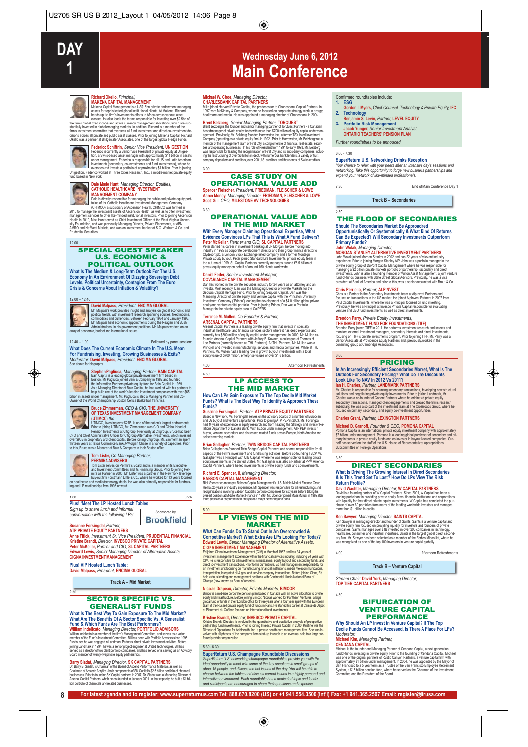# DAY 1

## Wednesday June 6, 2012
## Main Conference

**Richard Okello**, *Principal,*
**MAKENA CAPITAL MANAGEMENT**
Makena Capital Management is a US$16bn private endowment managing assets for sophisticated global institutional clients. At Makena, Richard heads up the firm's investments efforts in Africa across various asset classes. He also leads the teams responsible for investing over $2.5bn of the firm's global fixed income and active currency management allocations, which are substantially invested in global emerging markets. In addition, Richard is a member of the firm's investment committee that oversees all fund investment and direct co-investment decisions across all private and public asset classes. Prior to joining Makena Capital, Richard Okello was a partner at Bridgewater Associates, one of the largest global Hedge Funds.

**Federico Schiffrin**, *Senior Vice President,* **UNIGESTION**
Federico is currently a Senior Vice President of private equity at Unigestion, a Swiss-based asset manager with approximately $11 billion in assets under management. Federico is responsible for all US and Latin American investments (secondary, co-investments and fund investments), where he oversees and invests a portfolio of approximately $1 billion. Prior to joining Unigestion, Federico worked at Three Cities Research, Inc., a middle-market private equity fund based in New York.

**Dale Marie Hunt**, *Managing Director, Equities,*
**CATHOLIC HEALTHCARE INVESTMENT MANAGEMENT COMPANY**
Dale is directly responsible for managing the public and private equity portfolios of the Catholic Healthcare Investment Management Company (CHIMCO), a subsidiary of Ascension Health. CHIMCO was formed in 2010 to manage the investment assets of Ascension Health, as well as to offer investment management services to other like-minded institutional investors. Prior to joining Ascension Health in 2010, Miss Hunt served as Chief Investment Officer at the West Virginia University Foundation, and was previously Managing Director, Private Placements, at ABN AMRO and NatWest Markets, and was an investment banker at S.G. Warburg & Co. and Prudential Securities.

12.00

### SPECIAL GUEST SPEAKER U.S. ECONOMIC & POLITICAL OUTLOOK

**What Is The Medium & Long-Term Outlook For The U.S. Economy In An Environment Of Dizzying Sovereign Debt Levels, Political Uncertainty, Contagion From The Euro Crisis & Concerns About Inflation & Volatility?**

12.00 – 12.40

**David Malpass**, *President,* **ENCIMA GLOBAL**
Mr. Malpass's work provides insight and analysis on global economic and political trends, with investment research spanning equities, fixed income, commodities and currencies. Between February 1984 and January 1993, Mr. Malpass held economic appointments during the Reagan and Bush Administrations. In his government positions, Mr. Malpass worked on an array of economic, budget and international issues.

12.40 – 1.00 — Followed by panel session:

**What Does The Current Economic Climate In The U.S. Mean For Fundraising, Investing, Growing Businesses & Exits?**
*Moderator:* **David Malpass**, *President,* **ENCIMA GLOBAL**
See above for biography

**Stephen Pagliuca**, *Managing Partner,* **BAIN CAPITAL**
Bain Capital is a leading global private investment firm based in Boston. Mr. Pagliuca joined Bain & Company in 1982 and founded the Information Partners private equity fund for Bain Capital in 1989. As a Managing Director of Bain Capital, he has worked with his partners to help build one of the world's leading investment companies with over $65 billion in assets under management. Mr. Pagliuca is also a Managing Partner and Co-Owner of the World Championship Boston Celtics Basketball franchise.

**Bruce Zimmerman**, *CEO & CIO,* **THE UNIVERSITY OF TEXAS INVESTMENT MANAGEMENT COMPANY (UTIMCO)** *tbc*
UTIMCO, investing over $27B, is one of the nation's largest endowments. Prior to joining UTIMCO, Mr. Zimmerman was CIO and Global Head of Pension Investments at Citigroup. Previously at Citigroup, Bruce had been CFO and Chief Administrative Officer for Citigroup Alternative Investments, which invested over $90B in proprietary and client capital. Before joining Citigroup, Mr. Zimmerman spent thirteen years at Texas Commerce Bank/JPMorgan Chase in a variety of capacities. Prior to this, Bruce was a Manager at Bain & Company in their Boston office.

**Tom Lister**, *Co-Managing Partner,*
**PERMIRA ADVISERS**
Tom Lister serves on Permira's Board and is a member of its Executive and Investment Committees and its Financing Group. Prior to joining Permira as Partner in 2005, Mr. Lister was a partner in the New York leverage buy-out firm Forstmann Little & Co., where he worked for 13 years focused on healthcare and media/technology deals. He was also primarily responsible for fundraising and LP relationships from 1996 onward.

1.00 — Lunch

**Plus! 'Meet The LP' Hosted Lunch Tables**
*Sign up to share lunch and informal conversation with the following LPs:*

Sponsored by Brookfield

**Susanne Forsingdal**, *Partner,* **ATP PRIVATE EQUITY PARTNERS**
**Anne Ffick**, *Investment Sr. Vice President,* **PRUDENTIAL FINANCIAL**
**Kristine Brandt**, *Director,* **INVESCO PRIVATE CAPITAL**
**Peter McKellar**, *Partner and CIO,* **SL CAPITAL PARTNERS**
**Edward Lewis**, *Senior Managing Director of Alternative Assets,* **CIGNA INVESTMENT MANAGEMENT**

**Plus! VIP Hosted Lunch Table:**
**David Malpass**, *President,* **ENCIMA GLOBAL**

## Track A – Mid Market

2.30

### SECTOR SPECIFIC VS. GENERALIST FUNDS

**What Is The Best Way To Gain Exposure To The Mid Market? What Are The Benefits Of A Sector Specific Vs. A Generalist Fund & Which Funds Are The Best Performers?**

**William Indelicato**, *Managing Director,* **PORTFOLIO ADVISORS**
William Indelicato is a member of the firm's Management Committee, and serves as a voting member of the Fund's Investment Committee. Bill has been with Portfolio Advisors since 1995. Previously, he was engaged in Landmark Partners' direct private investment activities. Before joining Landmark in 1994, he was a senior project engineer at United Technologies. Bill has served as a director of two client portfolio companies, and has served or is serving as an Advisory Board member of twenty-five private equity partnerships.

**Barry Siadat**, *Managing Director,* **SK CAPITAL PARTNERS**
Dr. Barry B. Siadat, is Chairman of the Board of Ascend Performance Materials as well as Chairman of Aristech Acrylics - both components of SK Capital's $2.5 billion portfolio of chemical businesses. Prior to founding SK Capital Partners in 2007, Dr. Siadat was a Managing Director of Arsenal Capital Partners, which he co-founded in January 2001. In that capacity, he built a $1 billion portfolio of chemicals and related businesses.

**Michael W. Choe**, *Managing Director,*
**CHARLESBANK CAPITAL PARTNERS**
Mike joined Harvard Private Capital, the predecessor to Charlesbank Capital Partners, in 1997 from McKinsey & Company, where he focused on corporate strategy work in energy, healthcare and media. He was appointed a managing director of Charlesbank in 2006.

**Brent Belzberg**, *Senior Managing Partner,* **TORQUEST**
Brent Belzberg is the founder and senior managing partner of TorQuest Partners - a Canadian based manager of private equity funds with more than $700 million of equity capital under management. Previously, Mr. Belzberg founded Harrowston Inc., a former TSX listed Investment Company (operating as a private equity firm) in 1992. Prior to Harrowston, Mr. Belzberg was a member of the management team of First City, a conglomerate of financial, real estate, securities and operating businesses. In his role of President from 1991 to early 1993, Mr. Belzberg was responsible for leading the reorganization of First City and its subsidiary companies, including the restructuring of over $6 billion in debt, with numerous bank lenders, a variety of trust company depositors and creditors, over 200 U.S. creditors and thousands of Swiss creditors.

3.00

### CASE STUDY ON OPERATIONAL VALUE ADD

**Spencer Fleischer**, *President,* **FRIEDMAN, FLEISCHER & LOWE**
**Aaron Money**, *Managing Director,* **FRIEDMAN, FLEISCHER & LOWE**
**Scott Gill**, *CEO,* **MILESTONE AV TECHNOLOGIES**

3.30

### OPERATIONAL VALUE ADD IN THE MID MARKET

**With Every Manager Claiming Operational Expertise, What Evidence Convinces LPs That This Is What A Fund Delivers?**

**Peter McKellar**, *Partner and CIO,* **SL CAPITAL PARTNERS**
Peter started his career in investment banking at JP Morgan, before moving into industry in 1995 as corporate development director and then group finance director of Clydeport plc, a London Stock Exchange listed company and a former Montagu Private Equity buyout. Peter joined Standard Life Investments' private equity team in the autumn of 1999. SL Capital Partners currently manages around €6.5 billion of private equity money on behalf of around 160 clients worldwide.

**Daniel Feder**, *Senior Investment Manager,*
**COVARIANCE CAPITAL MANAGEMENT**
Dan has worked in the private securities industry for 24 years as an attorney and an investor. Most recently, Dan was the Managing Director of Private Markets for the Sequoia Capital Heritage Fund. Prior to joining Sequoia Capital, Dan was the Managing Director of private equity and venture capital with the Princeton University Investment Company ("Princo") leading the development of a $4.0 billion global private equity and venture capital portfolio. Prior to joining Princo, Dan was a Portfolio Manager in the private equity area at CalPERS.

**Terrence M. Mullen**, *Co-Founder & Partner,*
**ARSENAL CAPITAL PARTNERS**
Arsenal Capital Partners is a leading private equity firm that invests in specialty industrial, healthcare, and financial services sectors where it has deep expertise and currently has $800 million of equity capital under management. In 2000, Mr. Mullen co-founded Arsenal Capital Partners with Jeffrey B. Kovach, a colleague at Thomas H. Lee Partners (currently known as THL Partners). At THL Partners, Mr. Mullen was a Principal and invested in manufacturing, services and media companies. While at THL Partners, Mr. Mullen had a leading role in growth buyout investments with a total equity value of $700 million, enterprise values of over $1.8 billion.

4.00 — Afternoon Refreshments

4.30

### LP ACCESS TO THE MID MARKET

**How Can LPs Gain Exposure To The Top Decile Mid Market Funds? What Is The Best Way To Identify & Approach These Funds?**

**Susanne Forsingdal**, *Partner,* **ATP PRIVATE EQUITY PARTNERS**
Based in New York, Ms. Forsingdal serves on the advisory boards of a number of European and US buyout and venture capital funds. Prior to joining ATP PEP in 2003, Ms. Forsingdal had 10 years of experience in equity research and from heading the Strategy and Investor Relations Department of Danske Bank. With €6.5bn under management, ATP PEP invests in buyout, venture, secondary, and distressed related funds across Europe, North America and select emerging markets.

**Brian Gallagher**, *Partner,* **TWIN BRIDGE CAPITAL PARTNERS**
Brian Gallagher co-founded Twin Bridge Capital Partners and shares responsibility for all aspects of the Firm's investment and fundraising activities. Before co-founding TBCP, Mr. Gallagher was a Principal with UIB Capital, where he was responsible for leading private equity investments in the United States. Mr. Gallagher was also a Partner at PPM America Capital Partners, where he led investments in private equity funds and co-investments.

**Richard E. Spencer, II**, *Managing Director,*
**BABSON CAPITAL MANAGEMENT**
Rick Spencer co-manages Babson Capital Management's U.S. Middle Market Finance Group. He has 25 years of industry experience. Mr. Spencer was responsible for all restructurings and reorganizations involving Babson Capital's portfolio companies for six years before taking his present position at Middle Market Finance in 1998. Mr. Spencer joined MassMutual in 1989 after three years as a corporate loan analyst at a major New England bank.

5.00

### LP VIEWS ON THE MID MARKET

**What Can Funds Do To Stand Out In An Overcrowded & Competitive Market? What Extra Are LPs Looking For Today?**

**Edward Lewis**, *Senior Managing Director of Alternative Assets,*
**CIGNA INVESTMENT MANAGEMENT**
Ed joined Cigna Investment Management (CIM) in March of 1987 and has 34 years of investment management experience within the financial services industry, including 24 years with CIM. He is responsible for all investments in mezzanine, equity buyout and secondary funds, and direct co-investment transactions. Before his current role, Ed had management responsibility for an investment unit focusing on manufacturing, financial institutions, media / telecommunications, transportation, integrated oil & gas, and service company transactions. Before joining Cigna, Ed held various lending and management positions with Continental Illinois National Bank of Chicago (now known as Bank of America).

**Nicolas Drapeau**, *Director, Private Markets,* **BIMCOR**
Bimcor is a mid-size corporate pension plan based in Canada with an active allocation to private equity and infrastructure. Before joining Bimcor, Nicolas worked for Pantheon Ventures, a large global fund of funds in their London office for three years after a four year spell with the European team of the Russell private equity fund of funds in Paris. He started his career at Caisse de Dépôt et Placement du Québec focusing on international fund investments.

**Kristine Brandt**, *Director,* **INVESCO PRIVATE CAPITAL**
Kristine Brandt, Director, is involved in the quantitative and qualitative analysis of prospective partnership fund investments. Prior to joining Invesco Private Capital in 2000, Kristine was the Director of Operations for AddHealth, Inc. a private health care management firm. She was involved with all phases of the company from start-up through to an eventual sale to a large preferred provider organization.

5.30 – 6.30

**SuperReturn U.S. Champagne Roundtable Discussions**
*SuperReturn U.S. networking champagne roundtables provide you with the ideal opportunity to meet with some of the key speakers in small groups of about 15 people, and discuss the hot issues of the day. You will be able to choose between the tables and discuss current issues in a highly personal and interactive environment. Each roundtable has a dedicated topic and leader, and participants are encouraged to share their questions and expertise.*

Confirmed roundtables include:

1. **ESG**
   **Gordon I. Myers**, *Chief Counsel, Technology & Private Equity,* **IFC**
2. **Technology**
   **Benjamin S. Levin**, *Partner,* **LEVEL EQUITY**
3. **Portfolio Risk Management**
   **Jacob Yunger**, *Senior Investment Analyst,* **ONTARIO TEACHERS' PENSION PLAN**

*Further roundtables to be announced*

6.00 - 7.30

**SuperReturn U.S. Networking Drinks Reception**
*Your chance to relax with your peers after an intensive day's sessions and networking. Take this opportunity to forge new business partnerships and expand your network of like-minded professionals.*

7.30 — End of Main Conference Day 1

## Track B – Secondaries

2.30

### THE FLOOD OF SECONDARIES

**Should The Secondaries Market Be Approached Opportunistically Or Systematically & What Kind Of Returns Can Be Expected? Will Secondary Investments Outperform Primary Funds?**

**John Wolak**, *Managing Director,*
**MORGAN STANLEY ALTERNATIVE INVESTMENT PARTNERS**
John Wolak joined Morgan Stanley in 2002 and has 22 years of relevant industry experience. Prior to joining Morgan Stanley AIP, John was a portfolio manager in the private equity group of DuPont Capital Management where he was responsible for managing a $2 billion private markets portfolio of partnership, secondary and direct investments. John is also a founding member of Wilton Asset Management, a joint venture fund-of-funds business with State Street Global Advisors. Previously, he was a vice president at Bank of America and prior to this, was a senior accountant with Ernst & Co.

**Chris Perriello**, *Partner,* **ALPINVEST**
Chris is a Partner in the Secondary Investments team at AlpInvest Partners and focuses on transactions in the US market. He joined AlpInvest Partners in 2007 from Paul Capital Investments, where he was a Principal focused on fund investing. Previously, he was a Principal at Invesco Private Capital responsible for evaluating venture and LBO fund investments as well as direct investments.

**Brendon Parry**, *Private Equity Investments,*
**THE INVESTMENT FUND FOR FOUNDATIONS (TIFF)**
Brendon Parry joined TIFF in 2011. He performs investment research and selects and monitors external investment managers, secondary interests and direct investments, focusing on TIFF's private investments program. Prior to joining TIFF, Mr. Parry was a Senior Associate at Providence Equity Partners and, previously, worked in the consulting group at Cambridge Associates.

3.00

### PRICING

**In An Increasingly Efficient Secondaries Market, What Is The Outlook For Secondary Pricing? What Do The Discounts Look Like To NAV In 2012 Vs 2011?**

**Ian H. Charles**, *Partner,* **LANDMARK PARTNERS**
Mr. Charles is responsible for sourcing secondary transactions, developing new structural solutions and negotiating private equity investments. Prior to joining Landmark, Mr. Charles was a co-founder of Cogent Partners where he originated private equity secondary transactions, managed client engagements and created the firm's research subsidiary. He was also part of the investment team at The Crossroads Group, where he focused on primary, secondary, and co-investment opportunities.

**Charles Grant**, *Partner,* **LEXINGTON PARTNERS**

**Michael D. Granoff**, *Founder & CEO,* **POMONA CAPITAL**
Pomona Capital is an international private equity investment company with approximately $7 billion under management. Pomona is a leading global purchaser of secondary and primary interests in private equity funds and co-investor in buyout backed companies. Granoff has served on the staff of the U.S. House of Representatives Appropriations Subcommittee on Foreign Operations.

3.30

### DIRECT SECONDARIES

**What Is Driving The Growing Interest In Direct Secondaries & Is This Trend Set To Last? How Do LPs View The Risk Return Profile?**

**David Wachter**, *Managing Director,* **W CAPITAL PARTNERS**
David is a founding partner of W Capital Partners. Since 2001, W Capital has been a leading participant in providing private equity firms, financial institutions and corporations with liquidity for their direct private equity investments. W Capital has completed the purchase of over 60 portfolios from many of the leading worldwide investors and managers more than $1 billion in capital.

**Ken Sawyer**, *Managing Director,* **SAINTS CAPITAL**
Ken Sawyer is managing director and founder of Saints. Saints is a venture capital and private equity firm focused on providing liquidity for investors and founders of private companies. Saints manages over $1B invested in over 200 companies in technology, healthcare, consumer and industrial industries. Saints is the largest global direct secondary firm. Mr. Sawyer has been selected as a member of the Forbes Midas list, where he was recognized as one of the top 100 investors in venture capital globally.

4.00 — Afternoon Refreshments

## Track B – Venture Capital

*Stream Chair:* **David York**, *Managing Director,* **TOP TIER CAPITAL PARTNERS**

4.30

### BIFURCATION OF VENTURE CAPITAL PERFORMANCE

**Why Should An LP Invest In Venture Capital? If The Top Decile Funds Cannot Be Accessed, Is There A Place For LPs?**

*Moderator:*
**Michael Kim**, *Managing Partner,*
**CENDANA CAPITAL**
Michael is the founder and Managing Partner of Cendana Capital, a next generation fund-of-funds investing in private equity. Prior to the founding of Cendana Capital, Michael was one of the original partners of Rustic Canyon Partners, a venture capital firm with approximately $1 billion under management. In 2004, he was appointed by the Mayor of San Francisco to a 5 year term as a Trustee of the San Francisco Employee Retirement System, a $15 billion pension fund, where he served as the Chairman of the Investment Committee and the President of the Board.

For latest agenda and to register: www.superreturnus.com Tel: 888.670.8200 (US) or +1 941.554.3500 (Int'l) Fax: +1 941.365.2507 Email: register@iirusa.com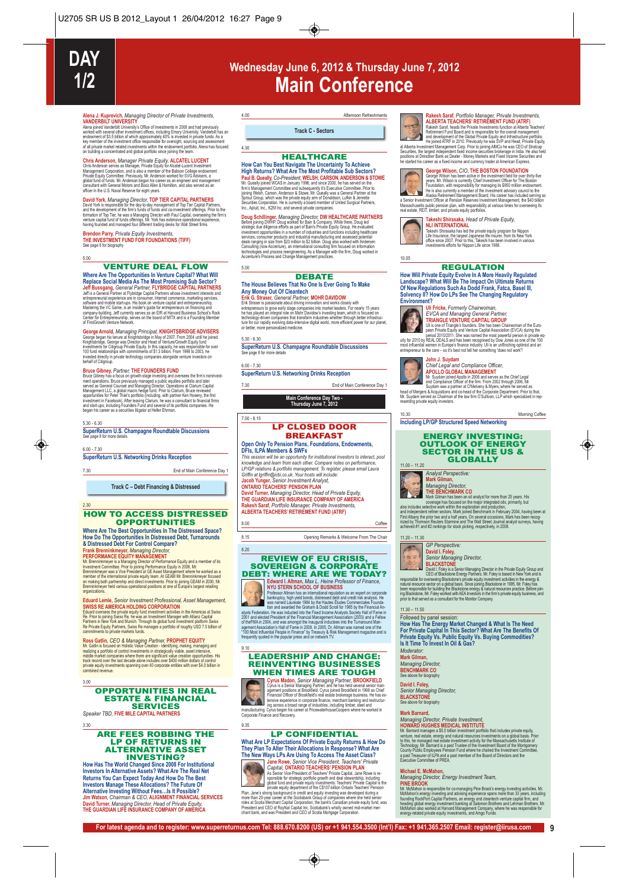# DAY 1/2

## Wednesday June 6, 2012 & Thursday June 7, 2012
## Main Conference

**Alena J. Kuprevich**, *Managing Director of Private Investments*, **VANDERBILT UNIVERSITY**
Alena joined Vanderbilt University's Office of Investments in 2008 and had previously worked with several other investment offices, including Emory University. Vanderbilt has an endowment of $3.5 billion of which approximately 40% is invested in private funds. As a key member of the investment office responsible for oversight, sourcing and assessment of all private market related investments within the endowment portfolio, Alena has focused on building a concentrated and global portfolio since joining the team.

**Chris Anderson**, *Manager Private Equity*, **ALCATEL LUCENT**
Chris Anderson serves as Manager, Private Equity for Alcatel-Lucent Investment Management Corporation, and is also a member of the Babson College endowment Private Equity Committee. Previously, Mr. Anderson worked for SVG Advisers, a global fund of funds. Mr. Anderson began his career as an engineer and management consultant with General Motors and Booz Allen & Hamilton, and also served as an officer in the U.S. Naval Reserve for eight years.

**David York**, *Managing Director*, **TOP TIER CAPITAL PARTNERS**
David York is responsible for the day-to-day management of Top Tier Capital Partners, and the development of the firm's funds of funds and co-investment offerings. Prior to the formation of Top Tier, he was a Managing Director with Paul Capital, overseeing the firm's venture capital fund of funds offerings. Mr. York has extensive operational experience, having founded and managed four different trading desks for Wall Street firms.

**Brendon Parry**, *Private Equity Investments*, **THE INVESTMENT FUND FOR FOUNDATIONS (TIFF)**
See page 8 for biography

5.00

### VENTURE DEAL FLOW

**Where Are The Opportunities In Venture Capital? What Will Replace Social Media As The Most Promising Sub Sector?**

**Jeff Bussgang**, *General Partner*, **FLYBRIDGE CAPITAL PARTNERS**
Jeff is a General Partner at Flybridge Capital Partners whose investment interests and entrepreneurial experience are in consumer, Internet commerce, marketing services, software and mobile start-ups. His book on venture capital and entrepreneurship, Mastering the VC Game, is an insider's guide for entrepreneurs on financing and company-building. Jeff currently serves as an EIR at Harvard Business School's Rock Center for Entrepreneurship, serves on the board of MITX and is a Founding Member of FirstGrowth Venture Network.

**George Arnold**, *Managing Principal*, **KNIGHTSBRIDGE ADVISERS**
George began his tenure at Knightsbridge in May of 2007. From 2004 until he joined Knightsbridge, George was Director and Head of Venture/Growth Equity fund investments for Citigroup Private Equity. In this capacity, he was responsible for over 100 fund relationships with commitments of $1.3 billion. From 1998 to 2003, he invested directly in private technology companies alongside venture investors on behalf of Citigroup.

**Bruce Gibney**, *Partner*, **THE FOUNDERS FUND**
Bruce Gibney has a focus on growth-stage investing and oversees the firm's noninvestment operations. Bruce previously managed a public equities portfolio and later served as General Counsel and Managing Director, Operations at Clarium Capital Management LLC, a global macro hedge fund. Prior to Clarium, Bruce reviewed opportunities for Peter Thiel's portfolio (including, with partner Ken Howery, the first investment in Facebook). After leaving Clarium, he was a consultant to financial firms and start-ups, including Founders Fund and several of its portfolio companies. He began his career as a securities litigator at Heller Ehrman.

5.30 - 6.30
**SuperReturn U.S. Champagne Roundtable Discussions**
See page 8 for more details

6.00 - 7.30
**SuperReturn U.S. Networking Drinks Reception**

7.30 End of Main Conference Day 1

**Track C – Debt Financing & Distressed**

2.30

### HOW TO ACCESS DISTRESSED OPPORTUNITIES

**Where Are The Best Opportunities In The Distressed Space? How Do The Opportunities In Distressed Debt, Turnarounds & Distressed Debt For Control Compare?**

**Frank Brenninkmeyer**, *Managing Director*, **PERFORMANCE EQUITY MANAGEMENT**
Mr. Brenninkmeyer is a Managing Director of Performance Equity and a member of its Investment Committee. Prior to joining Performance Equity in 2006, Mr. Brenninkmeyer was a Vice President at GE Asset Management where he worked as a member of the international private equity team. At GEAM Mr. Brenninkmeyer focused on making both partnership and direct investments. Prior to joining GEAM in 2000, Mr. Brenninkmeyer held various operational positions at one of Europe's largest retailing organizations.

**Eduard Lemle**, *Senior Investment Professional, Asset Management*, **SWISS RE AMERICA HOLDING CORPORATION**
Eduard oversees the private equity fund investment activities in the Americas at Swiss Re. Prior to joining Swiss Re, he was an Investment Manager with Allianz Capital Partners in New York and Munich. Through its global fund investment platform Swiss Re Private Equity Partners, Swiss Re manages a portfolio of roughly USD 7.5 billion of commitments to private markets funds.

**Ross Gatlin**, *CEO & Managing Partner*, **PROPHET EQUITY**
Mr. Gatlin is focused on Holistic Value Creation - identifying, making, managing and realizing a portfolio of control investments in strategically viable, asset intensive, middle market companies where there are significant value creation opportunities. His track record over the last decade alone includes over $400 million dollars of control private equity investments spanning over 40 corporate entities with over $4.0 billion in combined revenue.

3.00

### OPPORTUNITIES IN REAL ESTATE & FINANCIAL SERVICES

*Speaker TBD*, **FIVE MILE CAPITAL PARTNERS**

3.30

### ARE FEES ROBBING THE LP OF RETURNS IN ALTERNATIVE ASSET INVESTING?

**How Has The World Changed Since 2008 For Institutional Investors In Alternative Assets? What Are The Real Net Returns You Can Expect Today And How Do The Best Investors Manage These Allocations? The Future Of Alternative Investing Without Fees...Is It Possible?**

**Jim Watson**, *Chairman & CEO*, **ALIGNMENT FINANCIAL SERVICES**
**David Turner**, *Managing Director, Head of Private Equity*, **THE GUARDIAN LIFE INSURANCE COMPANY OF AMERICA**

4.00 Afternoon Refreshments

**Track C - Sectors**

4.30

### HEALTHCARE

**How Can You Best Navigate The Uncertainty To Achieve High Returns? What Are The Most Profitable Sub Sectors?**

**Paul B. Queally**, *Co-President*, **WELSH, CARSON, ANDERSON & STOWE**
Mr. Queally joined WCAS in January 1996, and since 2000, he has served on the firm's Management Committee and subsequently it's Executive Committee. Prior to joining Welsh, Carson, Anderson & Stowe, Mr. Queally was a General Partner at the Sprout Group, which was the private equity arm of Donaldson, Lufkin & Jenrette Securities Corporation. He is currently a board member of United Surgical Partners, Inc., Aptuit, Inc., K2M Inc. and several private companies.

**Doug Schillinger**, *Managing Director*, **DW HEALTHCARE PARTNERS**
Before joining DWHP, Doug worked for Bain & Company. While there, Doug led strategic due diligence efforts as part of Bain's Private Equity Group. He evaluated investment opportunities in a number of industries and functions including healthcare services, consumer products and industrial manufacturing and assessed potential deals ranging in size from $20 million to $2 billion. Doug also worked with Andersen Consulting (now Accenture), an international consulting firm focused on information technologies and process reengineering. As a Manager with the firm, Doug worked in Accenture's Process and Change Management practices.

5.00

### DEBATE

**The House Believes That No One Is Ever Going To Make Any Money Out Of Cleantech**

**Erik G. Straser**, *General Partner*, **MOHR DAVIDOW**
Erik Straser is passionate about driving innovation and works closely with entrepreneurs to grow early stage companies into market leaders. For nearly 15 years he has played an integral role on Mohr Davidow's investing team, which is focused on technology-driven companies that transform industries whether through better infrastructure for our rapidly evolving data-intensive digital world, more efficient power for our planet, or better, more personalized medicine.

5.30 - 6.30
**SuperReturn U.S. Champagne Roundtable Discussions**
See page 8 for more details

6.00 - 7.30
**SuperReturn U.S. Networking Drinks Reception**

7.30 End of Main Conference Day 1

**Main Conference Day Two - Thursday June 7, 2012**

7.00 - 8.15

### LP CLOSED DOOR BREAKFAST

**Open Only To Pension Plans, Foundations, Endowments, DFIs, ILPA Members & SWFs**

*This session will be an opportunity for institutional investors to interact, pool knowledge and learn from each other. Compare notes on performance, LP/GP relations & portfolio management. To register, please email Laura Griffin at lgriffin@icbi.co.uk. Your hosts will include:*

**Jacob Yunger**, *Senior Investment Analyst*, **ONTARIO TEACHERS' PENSION PLAN**
**David Turner**, *Managing Director, Head of Private Equity*, **THE GUARDIAN LIFE INSURANCE COMPANY OF AMERICA**
**Rakesh Saraf**, *Portfolio Manager, Private Investments*, **ALBERTA TEACHERS' RETIREMENT FUND (ATRF)**

8.00 Coffee

8.15 Opening Remarks & Welcome From The Chair

8.20

### REVIEW OF EU CRISIS, SOVEREIGN & CORPORATE DEBT: WHERE ARE WE TODAY?

**Edward I. Altman**, *Max L. Heine Professor of Finance*, **NYU STERN SCHOOL OF BUSINESS**
Professor Altman has an international reputation as an expert on corporate bankruptcy, high yield bonds, distressed debt and credit risk analysis. He was named Laureate 1984 by the Hautes Etudes Commerciales Foundation and awarded the Graham & Dodd Scroll for 1985 by the Financial Analysts Federation. He was inducted into the Fixed Income Analysts Society Hall of Fame in 2001 and elected President of the Financial Management Association (2003) and a Fellow of theFMA in 2004, and was among the inaugural inductees into the Turnaround Management Association's Hall of Fame in 2008. In 2005, Dr. Altman was named one of the "100 Most Influential People in Finance" by Treasury & Risk Management magazine and is frequently quoted in the popular press and on network TV.

9.10

### LEADERSHIP AND CHANGE: REINVENTING BUSINESSES WHEN TIMES ARE TOUGH

**Cyrus Madon**, *Senior Managing Partner*, **BROOKFIELD**
Cyrus is a Senior Managing Partner, and he has held several senior management positions at Brookfield. Cyrus joined Brookfield in 1998 as Chief Financial Officer of Brookfield's real estate brokerage business. He has extensive experience in corporate finance, merchant banking and restructuring across a broad range of industries, including timber, steel and manufacturing. Cyrus began his career at PricewaterhouseCoopers where he worked in Corporate Finance and Recovery.

9.35

### LP CONFIDENTIAL

**What Are LP Expectations Of Private Equity Returns & How Do They Plan To Alter Their Allocations In Response? What Are The New Ways LPs Are Using To Access The Asset Class?**

**Jane Rowe**, *Senior Vice President, Teachers' Private Capital*, **ONTARIO TEACHERS' PENSION PLAN**
As Senior Vice-President of Teachers' Private Capital, Jane Rowe is responsible for strategic portfolio growth and deal stewardship, including global fund and private equity investments. Teachers' Private Capital is the private equity department of the C$107-billion Ontario Teachers' Pension Plan. Jane's strong background in credit and equity investing was developed during a more than 20-year career at the Scotiabank Group of companies where she held senior roles at Scotia Merchant Capital Corporation, the bank's Canadian private equity fund, was President and CEO of RoyNat Capital Inc, Scotiabank's wholly owned mid-market merchant bank, and was President and CEO of Scotia Mortgage Corporation.

**Rakesh Saraf**, *Portfolio Manager, Private Investments*, **ALBERTA TEACHERS' RETIREMENT FUND (ATRF)**
Rakesh Saraf, heads the Private Investments function at Alberta Teachers' Retirement Fund Board and is responsible for the overall management and development of the Global Private Equity and Infrastructure portfolio. He joined ATRF in 2010. Previously he was SVP and Head, Private Equity, at Alberta Investment Management Corp. Prior to joining AIMCo he was CEO of Stratcap Securities, the largest independent fixed income securities brokerage in India. He also held positions at Dresdner Bank as Dealer - Money Markets and Fixed Income Securities and he started his career as a fixed income and currency trader at American Express.

**George Wilson**, *CIO*, **THE BOSTON FOUNDATION**
George Wilson has been active in the investment field for over thirty-five years. Mr. Wilson is currently Chief Investment Officer for The Boston Foundation, with responsibility for managing its $850 million endowment. He is also currently a member of the investment advisory council to the Alaska Retirement Management Board. His career has included serving as a Senior Investment Officer at Pension Reserves Investment Management, the $40 billion Massachusetts public pension plan, with responsibility at various times for overseeing its real estate, REIT, timber, and private equity portfolios.

**Takeshi Shirasaka**, *Head of Private Equity*, **NLI INTERNATIONAL**
Takeshi Shirasaka has led the private equity program for Nippon Life Insurance, the largest Japanese life insurer, from its New York office since 2007. Prior to this, Takeshi has been involved in various investments efforts for Nippon Life since 1988.

10.05

### REGULATION

**How Will Private Equity Evolve In A More Heavily Regulated Landscape? What Will Be The Impact On Ultimate Returns Of New Regulations Such As Dodd Frank, Fatca, Basel III, Solvency II? How Do LPs See The Changing Regulatory Environment?**

**Uli Fricke**, *Formerly Chairwoman, EVCA and Managing General Partner*, **TRIANGLE VENTURE CAPITAL GROUP**
Uli is one of Triangle's founders. She has been Chairwoman of the European Private Equity and Venture Capital Association (EVCA) during the period 2010/2011. She was named the most powerful person in private equity for 2010 by REAL DEALS and has been recognised by Dow Jones as one of the 100 most influential women in Europe's finance industry. Uli is an unflinching optimist and an entrepreneur to the core – so it's best not tell her something "does not work"!

**John J. Suydam**, *Chief Legal and Compliance Officer*, **APOLLO GLOBAL MANAGEMENT**
Mr. Suydam joined Apollo in 2006 and serves as the Chief Legal and Compliance Officer of the firm. From 2002 through 2006, Mr. Suydam was a partner at O'Melveny & Myers, where he served as head of Mergers & Acquisitions and co-head of the Corporate Department. Prior to that, Mr. Suydam served as Chairman of the law firm O'Sullivan, LLP which specialized in representing private equity investors.

10.30 Morning Coffee

**Including LP/GP Structured Speed Networking**

### ENERGY INVESTING: OUTLOOK OF ENERGY SECTOR IN THE US & GLOBALLY

11.00 – 11.20

*Analyst Perspective:*
**Mark Gilman**, *Managing Director*, **THE BENCHMARK CO**
Mark Gilman has been an oil analyst for more than 25 years. His coverage has focused on the major integrated oils, primarily, but also includes selective work within the exploration and production, and independent refiner sectors. Mark joined Benchmark in February 2004, having been at First Albany the prior two and a half years. On several occasions, Mark has been recognized by Thomson Reuters Starmine and The Wall Street Journal analyst surveys, having achieved #1 and #2 rankings for stock picking, respectively, in 2008.

11.20 – 11.30

*GP Perspective:*
**David I. Foley**, *Senior Managing Director*, **BLACKSTONE**
David I. Foley is a Senior Managing Director in the Private Equity Group and CEO of Blackstone Energy Partners. Mr. Foley is based in New York and is responsible for overseeing Blackstone's private equity investment activities in the energy & natural resource sector on a global basis. Since joining Blackstone in 1995, Mr. Foley has been responsible for building the Blackstone energy & natural resources practice. Before joining Blackstone, Mr. Foley worked with AEA Investors in the firm's private equity business, and prior to that served as a consultant for the Monitor Company.

11.30 – 11.50

Followed by panel session:
**How Has The Energy Market Changed & What Is The Need For Private Capital In This Sector? What Are The Benefits Of Private Equity Vs. Public Equity Vs. Buying Commodities? Is It Time To Invest In Oil & Gas?**

*Moderator:*
**Mark Gilman**, *Managing Director*, **BENCHMARK CO**
See above for biography

**David I. Foley**, *Senior Managing Director*, **BLACKSTONE**
See above for biography

**Mark Barnard**, *Managing Director, Private Investment*, **HOWARD HUGHES MEDICAL INSTITUTE**
Mr. Barnard manages a $5.0 billion investment portfolio that includes private equity, venture, real estate, energy and natural resources investments on a global basis. Prior to this, he managed real estate investment activity for the Massachusetts Institute of Technology. Mr. Barnard is a past Trustee of the Investment Board of the Montgomery County Public Employees Pension Fund where he chaired the Investment Committee, a past Treasurer of ILPA and a past member of the Board of Directors and the Executive Committee of PREA.

**Michael E. McMahon**, *Managing Director, Energy Investment Team*, **PINE BROOK**
Mr. McMahon is responsible for co-managing Pine Brook's energy investing activities. Mr. McMahon's energy investing and advising experience spans more than 33 years, including founding RockPort Capital Partners, an energy and cleantech venture capital firm, and heading global energy investment banking at Salomon Brothers and Lehman Brothers. Mr. McMahon also worked at Harvard Management Company, where he was responsible for energy-related private equity investments, and Amgo Funds.

For latest agenda and to register: www.superreturnus.com Tel: 888.670.8200 (US) or +1 941.554.3500 (Int'l) Fax: +1 941.365.2507 Email: register@iirusa.com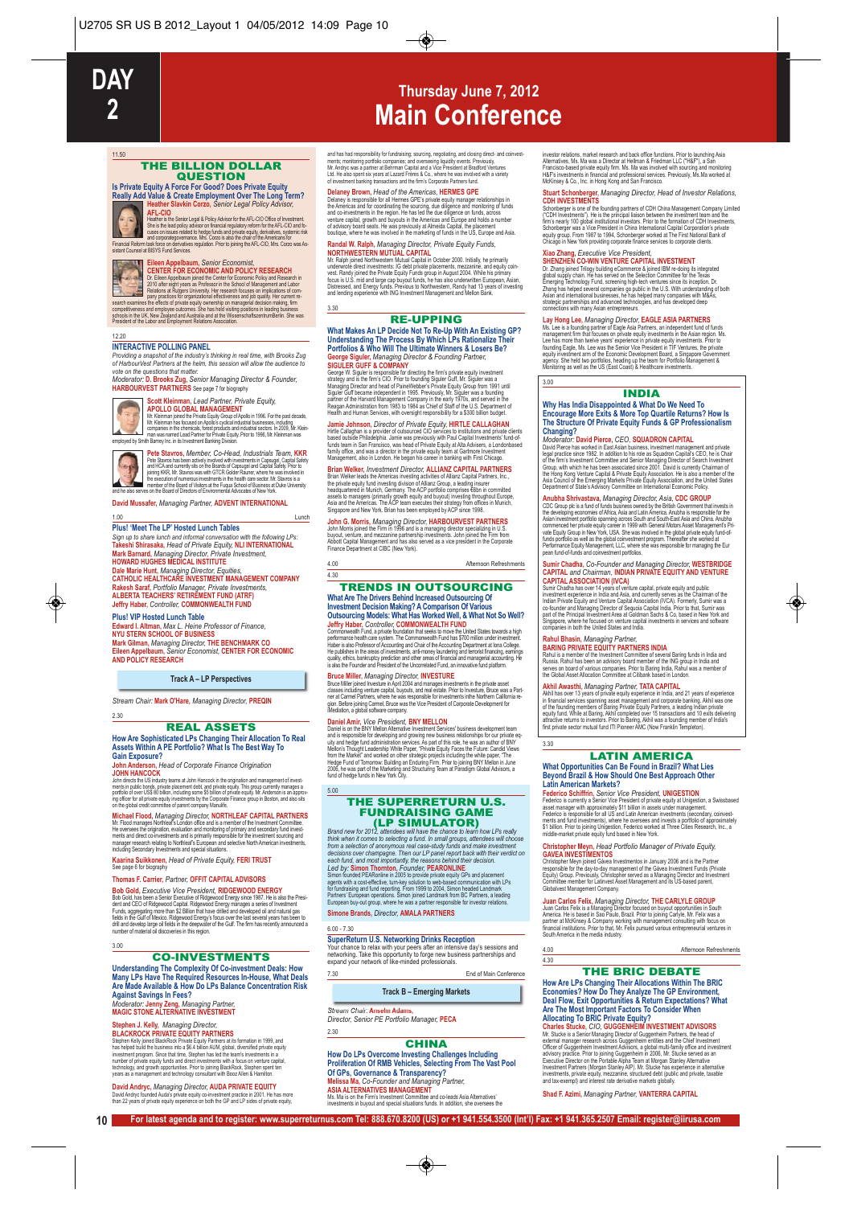# DAY 2

## Thursday June 7, 2012
# Main Conference

11.50

## THE BILLION DOLLAR QUESTION

### Is Private Equity A Force For Good? Does Private Equity Really Add Value & Create Employment Over The Long Term?

**Heather Slavkin Corzo**, *Senior Legal Policy Advisor,* **AFL-CIO**
Heather is the Senior Legal & Policy Advisor for the AFL-CIO Office of Investment. She is the lead policy advisor on financial regulatory reform for the AFL-CIO and focuses on issues related to hedge funds and private equity, derivatives, systemic risk and corporate governance. Mrs. Corzo is also the chair of the Americans for Financial Reform task force on derivatives regulation. Prior to joining the AFL-CIO, Mrs. Corzo was Assistant Counsel at BISYS Fund Services.

**Eileen Appelbaum**, *Senior Economist,* **CENTER FOR ECONOMIC AND POLICY RESEARCH**
Dr. Eileen Appelbaum joined the Center for Economic Policy and Research in 2010 after eight years as Professor in the School of Management and Labor Relations at Rutgers University. Her research focuses on implications of company practices for organizational effectiveness and job quality. Her current research examines the effects of private equity ownership on managerial decision making, firm competitiveness and employee outcomes. She has held visiting positions in leading business schools in the UK, New Zealand and Australia and at the WissenschaftszentrumBerlin. She was President of the Labor and Employment Relations Association.

12.20

### INTERACTIVE POLLING PANEL

*Providing a snapshot of the industry's thinking in real time, with Brooks Zug of HarbourVest Partners at the helm, this session will allow the audience to vote on the questions that matter.*

*Moderator:* **D. Brooks Zug**, *Senior Managing Director & Founder,* **HARBOURVEST PARTNERS** See page 7 for biography

**Scott Kleinman**, *Lead Partner, Private Equity,* **APOLLO GLOBAL MANAGEMENT**
Mr. Kleinman joined the Private Equity Group of Apollo in 1996. For the past decade, Mr. Kleinman has focused on Apollo's cyclical industrial businesses, including companies in the chemicals, forest products and industrial sectors. In 2009, Mr. Kleinman was named Lead Partner for Private Equity. Prior to 1996, Mr. Kleinman was employed by Smith Barney Inc. in its Investment Banking Division.

**Pete Stavros**, *Member, Co-Head, Industrials Team,* **KKR**
Pete Stavros has been actively involved with investments in Capsugel, Capital Safety and HCA and currently sits on the Boards of Capsugel and Capital Safety. Prior to joining KKR, Mr. Stavros was with GTCR Golder Rauner, where he was involved in the execution of numerous investments in the health care sector. Mr. Stavros is a member of the Board of Visitors at the Fuqua School of Business at Duke University and he also serves on the Board of Directors of Environmental Advocates of New York.

**David Mussafer**, *Managing Partner,* **ADVENT INTERNATIONAL**

1.00 Lunch

**Plus! 'Meet The LP' Hosted Lunch Tables**
*Sign up to share lunch and informal conversation with the following LPs:*
**Takeshi Shirasaka**, *Head of Private Equity,* **NLI INTERNATIONAL**
**Mark Barnard**, *Managing Director, Private Investment,* **HOWARD HUGHES MEDICAL INSTITUTE**
**Dale Marie Hunt**, *Managing Director, Equities,* **CATHOLIC HEALTHCARE INVESTMENT MANAGEMENT COMPANY**
**Rakesh Saraf**, *Portfolio Manager, Private Investments,* **ALBERTA TEACHERS' RETIREMENT FUND (ATRF)**
**Jeffry Haber**, *Controller,* **COMMONWEALTH FUND**

**Plus! VIP Hosted Lunch Table**
**Edward I. Altman**, *Max L. Heine Professor of Finance,* **NYU STERN SCHOOL OF BUSINESS**
**Mark Gilman**, *Managing Director,* **THE BENCHMARK CO**
**Eileen Appelbaum**, *Senior Economist,* **CENTER FOR ECONOMIC AND POLICY RESEARCH**

**Track A – LP Perspectives**

*Stream Chair:* **Mark O'Hare**, *Managing Director,* **PREQIN**

2.30

## REAL ASSETS

### How Are Sophisticated LPs Changing Their Allocation To Real Assets Within A PE Portfolio? What Is The Best Way To Gain Exposure?

**John Anderson**, *Head of Corporate Finance Origination* **JOHN HANCOCK**
John directs the US industry teams at John Hancock in the origination and management of investments in public bonds, private placement debt, and private equity. This group currently manages a portfolio of over US$ 80 billion, including some $5 billion of private equity. Mr. Anderson is an approving officer for all private equity investments by the Corporate Finance group in Boston, and also sits on the global credit committee of parent company Manulife.

**Michael Flood**, *Managing Director,* **NORTHLEAF CAPITAL PARTNERS**
Mr. Flood manages Northleaf's London office and is a member of the Investment Committee. He oversees the origination, evaluation and monitoring of primary and secondary fund investments and direct co-investments and is primarily responsible for the investment sourcing and manager research relating to Northleaf's European and selective North American investments, including Secondary Investments and special situations.

**Kaarina Suikkonen**, *Head of Private Equity,* **FERI TRUST**
See page 6 for biography

**Thomas F. Carrier**, *Partner,* **OFFIT CAPITAL ADVISORS**

**Bob Gold**, *Executive Vice President,* **RIDGEWOOD ENERGY**
Bob Gold, has been a Senior Executive of Ridgewood Energy since 1987. He is also the President and CEO of Ridgewood Capital. Ridgewood Energy manages a series of Investment Funds, aggregating more than $2 Billion that have drilled and developed oil and natural gas fields in the Gulf of Mexico. Ridgewood Energy's focus over the last several years has been to drill and develop large oil fields in the deepwater of the Gulf. The firm has recently announced a number of material oil discoveries in this region.

3.00

## CO-INVESTMENTS

### Understanding The Complexity Of Co-investment Deals: How Many LPs Have The Required Resources In-House, What Deals Are Made Available & How Do LPs Balance Concentration Risk Against Savings In Fees?

*Moderator:* **Jenny Zeng**, *Managing Partner,* **MAGIC STONE ALTERNATIVE INVESTMENT**

**Stephen J. Kelly**, *Managing Director,* **BLACKROCK PRIVATE EQUITY PARTNERS**
Stephen Kelly joined BlackRock Private Equity Partners at its formation in 1999, and has helped build the business into a $6.4 billion AUM, global, diversified private equity investment program. Since that time, Stephen has led the team's investments in a number of private equity funds and direct investments with a focus on venture capital, technology, and growth opportunities. Prior to joining BlackRock, Stephen spent ten years as a management and technology consultant with Booz Allen & Hamilton.

**David Andryc**, *Managing Director,* **AUDA PRIVATE EQUITY**
David Andryc founded Auda's private equity co-investment practice in 2001. He has more than 22 years of private equity experience on both the GP and LP sides of private equity, and has had responsibility for fundraising; sourcing, negotiating, and closing direct- and coinvestments; monitoring portfolio companies; and overseeing liquidity events. Previously, Mr. Andryc was a partner at Behrman Capital and a Vice President at Bradford Ventures Ltd. He also spent six years at Lazard Frères & Co., where he was involved with a variety of investment banking transactions and the firm's Corporate Partners fund.

**Delaney Brown**, *Head of the Americas,* **HERMES GPE**
Delaney is responsible for all Hermes GPE's private equity manager relationships in the Americas and for coordinating the sourcing, due diligence and monitoring of funds and co-investments in the region. He has led the due diligence on funds, across venture capital, growth and buyouts in the Americas and Europe and holds a number of advisory board seats. He was previously at Almeida Capital, the placement boutique, where he was involved in the marketing of funds in the US, Europe and Asia.

**Randal W. Ralph**, *Managing Director, Private Equity Funds,* **NORTHWESTERN MUTUAL CAPITAL**
Mr. Ralph joined Northwestern Mutual Capital in October 2000. Initially, he primarily underwrote direct investments: IG debt private placements, mezzanine, and equity coinvest. Randy joined the Private Equity Funds group in August 2004. While his primary focus is U.S. mid and large cap buyout funds, he has also underwritten European, Asian, Distressed, and Energy funds. Previous to Northwestern, Randy had 13 years of investing and lending experience with ING Investment Management and Mellon Bank.

3.30

## RE-UPPING

### What Makes An LP Decide Not To Re-Up With An Existing GP? Understanding The Process By Which LPs Rationalize Their Portfolios & Who Will The Ultimate Winners & Losers Be?

**George Siguler**, *Managing Director & Founding Partner,* **SIGULER GUFF & COMPANY**
George W. Siguler is responsible for directing the firm's private equity investment strategy and is the firm's CIO. Prior to founding Siguler Guff, Mr. Siguler was a Managing Director and head of PaineWebber's Private Equity Group from 1991 until Siguler Guff became independent in 1995. Previously, Mr. Siguler was a founding partner of the Harvard Management Company in the early 1970s, and served in the Reagan Administration from 1983 to 1984 as Chief of Staff of the U.S. Department of Health and Human Services, with oversight responsibility for a $300 billion budget.

**Jamie Johnson**, *Director of Private Equity,* **HIRTLE CALLAGHAN**
Hirtle Callaghan is a provider of outsourced CIO services to institutions and private clients based outside Philadelphia. Jamie was previously with Paul Capital Investments' fund-of-funds team in San Francisco, was head of Private Equity at Atla Advisers, a Londonbased family office, and was a director in the private equity team at Gartmore Investment Management, also in London. He began his career in banking with First Chicago.

**Brian Welker**, *Investment Director,* **ALLIANZ CAPITAL PARTNERS**
Brian Welker leads the Americas investing activities of Allianz Capital Partners, Inc., the private equity fund investing division of Allianz Group, a leading insurer headquartered in Munich, Germany. The ACP portfolio comprises €8bn in committed assets to managers (primarily growth equity and buyout) investing throughout Europe, Asia and the Americas. The ACP team executes their strategy from offices in Munich, Singapore and New York. Brian has been employed by ACP since 1998.

**John G. Morris**, *Managing Director,* **HARBOURVEST PARTNERS**
John Morris joined the Firm in 1996 and is a managing director specializing in U.S. buyout, venture, and mezzanine partnership investments. John joined the Firm from Abbott Capital Management and has also served as a vice president in the Corporate Finance Department at CIBC (New York).

4.00 Afternoon Refreshments

4.30

## TRENDS IN OUTSOURCING

### What Are The Drivers Behind Increased Outsourcing Of Investment Decision Making? A Comparison Of Various Outsourcing Models: What Has Worked Well, & What Not So Well?

**Jeffry Haber**, *Controller,* **COMMONWEALTH FUND**
Commonwealth Fund, a private foundation that seeks to move the United States towards a high performance health care system. The Commonwealth Fund has $700 million under investment. Haber is also Professor of Accounting and Chair of the Accounting Department at Iona College. He publishes in the areas of investments, anti-money laundering and terrorist financing, earnings quality, ethics, bankruptcy prediction and other areas of financial and managerial accounting. He is also the Founder and President of the Uncorrelated Fund, an innovative fund platform.

**Bruce Miller**, *Managing Director,* **INVESTURE**
Bruce Miller joined Investure in April 2004 and manages investments in the private asset classes including venture capital, buyouts, and real estate. Prior to Investure, Bruce was a Partner at Carmel Partners, where he was responsible for investments inthe Northern California region. Before joining Carmel, Bruce was the Vice President of Corporate Development for iMediation, a global software company.

**Daniel Amir**, *Vice President,* **BNY MELLON**
Daniel is on the BNY Mellon Alternative Investment Services' business development team and is responsible for developing and growing new business relationships for our private equity and hedge fund administration services. As part of this role, he was an author of BNY Mellon's Thought Leadership White Paper, "Private Equity Faces the Future: Candid Views from the Market" and worked on other strategic projects including the white paper, "The Hedge Fund of Tomorrow: Building an Enduring Firm. Prior to joining BNY Mellon in June 2006, he was part of the Marketing and Structuring Team at Paradigm Global Advisors, a fund of hedge funds in New York City.

5.00

## THE SUPERRETURN U.S. FUNDRAISING GAME (LP SIMULATOR)

*Brand new for 2012, attendees will have the chance to learn how LPs really think when it comes to selecting a fund. In small groups, attendees will choose from a selection of anonymous real case-study funds and make investment decisions over champagne. Then our LP panel report back with their verdict on each fund, and most importantly, the reasons behind their decision.*

*Led by:* **Simon Thornton**, *Founder,* **PEARONLINE**
Simon founded PEARonline in 2005 to provide private equity GPs and placement agents with a cost-effective, turn-key solution to web-based communication with LPs for fundraising and fund reporting. From 1999 to 2004, Simon headed Landmark Partners' European operations. Simon joined Landmark from BC Partners, a leading European buy-out group, where he was a partner responsible for investor relations.

**Simone Brands**, *Director,* **AMALA PARTNERS**

6.00 - 7.30

**SuperReturn U.S. Networking Drinks Reception**
Your chance to relax with your peers after an intensive day's sessions and networking. Take this opportunity to forge new business partnerships and expand your network of like-minded professionals.

7.30 End of Main Conference

**Track B – Emerging Markets**

*Stream Chair:* **Anselm Adams**, *Director, Senior PE Portfolio Manager,* **PECA**

2.30

## CHINA

### How Do LPs Overcome Investing Challenges Including Proliferation Of RMB Vehicles, Selecting From The Vast Pool Of GPs, Governance & Transparency?

**Melissa Ma**, *Co-Founder and Managing Partner,* **ASIA ALTERNATIVES MANAGEMENT**
Ms. Ma is on the Firm's Investment Committee and co-leads Asia Alternatives' investments in buyout and special situations funds. In addition, she oversees the investor relations, market research and back office functions. Prior to launching Asia Alternatives, Ms. Ma was a Director at Hellman & Friedman LLC ("H&F"), a San Francisco-based private equity firm. Ms. Ma was involved with sourcing and monitoring H&F's investments in financial and professional services. Previously, Ms.Ma worked at McKinsey & Co., Inc. in Hong Kong and San Francisco.

**Stuart Schonberger**, *Managing Director, Head of Investor Relations,* **CDH INVESTMENTS**
Schonberger is one of the founding partners of CDH China Management Company Limited ("CDH Investments"). He is the principal liaison between the investment team and the firm's nearly 100 global institutional investors. Prior to the formation of CDH Investments, Schonberger was a Vice President in China International Capital Corporation's private equity group. From 1987 to 1994, Schonberger worked at The First National Bank of Chicago in New York providing corporate finance services to corporate clients.

**Xiao Zhang**, *Executive Vice President,* **SHENZHEN CO-WIN VENTURE CAPITAL INVESTMENT**
Dr. Zhang joined Trilogy building eCommerce & joined IBM re-doing its integrated global supply chain. He has served on the Selection Committee for the Texas Emerging Technology Fund, screening high-tech ventures since its inception. Dr. Zhang has helped several companies go public in the U.S. With understanding of both Asian and international businesses, he has helped many companies with M&As, strategic partnerships and advanced technologies, and has developed deep connections with many Asian entrepreneurs.

**Lay Hong Lee**, *Managing Director,* **EAGLE ASIA PARTNERS**
Ms. Lee is a founding partner of Eagle Asia Partners, an independent fund of funds management firm that focuses on private equity investments in the Asian region. Ms. Lee has more than twelve years' experience in private equity investments. Prior to founding Eagle, Ms. Lee was the Senior Vice President in TIF Ventures, the private equity investment arm of the Economic Development Board, a Singapore Government agency. She held two portfolios, heading up the team for Portfolio Management & Monitoring as well as the US (East Coast) & Healthcare investments.

3.00

## INDIA

### Why Has India Disappointed & What Do We Need To Encourage More Exits & More Top Quartile Returns? How Is The Structure Of Private Equity Funds & GP Professionalism Changing?

*Moderator:* **David Pierce**, *CEO,* **SQUADRON CAPITAL**
David Pierce has worked in East Asian business, investment management and private legal practice since 1982. In addition to his role as Squadron Capital's CEO, he is Chair of the firm's Investment Committee and Senior Managing Director of Search Investment Group, with which he has been associated since 2001. David is currently Chairman of the Hong Kong Venture Capital & Private Equity Association. He is also a member of the Asia Council of the Emerging Markets Private Equity Association, and the United States Department of State's Advisory Committee on International Economic Policy.

**Anubha Shrivastava**, *Managing Director, Asia,* **CDC GROUP**
CDC Group plc is a fund of funds business owned by the British Government that invests in the developing economies of Africa, Asia and Latin America. Anubha is responsible for the Asian investment portfolio spanning across South and South-East Asia and China. Anubha commenced her private equity career in 1999 with General Motors Asset Management's Private Equity Group in New York, USA. She was involved in the global private equity fund-of-funds portfolio as well as the global coinvestment program. Thereafter she worked at Performance Equity Management, LLC, where she was responsible for managing the European fund-of-funds and coinvestment portfolios.

**Sumir Chadha**, *Co-Founder and Managing Director,* **WESTBRIDGE CAPITAL** *and Chairman,* **INDIAN PRIVATE EQUITY AND VENTURE CAPITAL ASSOCIATION (IVCA)**
Sumir Chadha has over 14 years of venture capital, private equity and public investment experience in India and the US, and currently serves as the Chairman of the Indian Private Equity and Venture Capital Association (IVCA). Formerly, Sumir was a co-founder and Managing Director of Sequoia Capital India. Prior to that, Sumir was part of the Principal Investment Area at Goldman Sachs & Co, based in New York and Singapore, where he focused on venture capital investments in services and software companies in both the United States and India.

**Rahul Bhasin**, *Managing Partner,* **BARING PRIVATE EQUITY PARTNERS INDIA**
Rahul is a member of the Investment Committee of several Baring funds in India and Russia. Rahul has been an advisory board member of the ING group in India and serves on board of various companies. Prior to Baring India, Rahul was a member of the Global Asset Allocation Committee at Citibank based in London.

**Akhil Awasthi**, *Managing Partner,* **TATA CAPITAL**
Akhil has over 13 years of private equity experience in India, and 21 years of experience in financial services spanning asset management and corporate banking. Akhil was one of the founding members of Baring Private Equity Partners, a leading Indian private equity fund. While at Baring, Akhil completed over 15 transactions and 10 exits delivering attractive returns to investors. Prior to Baring, Akhil was a founding member of India's first private sector mutual fund ITI Pioneer AMC (Now Franklin Templeton).

3.30

## LATIN AMERICA

### What Opportunities Can Be Found in Brazil? What Lies Beyond Brazil & How Should One Best Approach Other Latin American Markets?

**Federico Schiffrin**, *Senior Vice President,* **UNIGESTION**
Federico is currently a Senior Vice President of private equity at Unigestion, a Swissbased asset manager with approximately $11 billion in assets under management. Federico is responsible for all US and Latin American investments (secondary, coinvestments and fund investments), where he oversees and invests a portfolio of approximately $1 billion. Prior to joining Unigestion, Federico worked at Three Cities Research, Inc., a middle-market private equity fund based in New York.

**Christopher Meyn**, *Head Portfolio Manager of Private Equity,* **GAVEA INVESTIMENTOS**
Christopher Meyn joined Gávea Investimentos in January 2006 and is the Partner responsible for the day-to-day management of the Gávea Investment Funds (Private Equity) Group. Previously, Christopher served as a Managing Director and Investment Committee member for Latinvest Asset Management and its US-based parent, Globalvest Management Company.

**Juan Carlos Felix**, *Managing Director,* **THE CARLYLE GROUP**
Juan Carlos Felix is a Managing Director focused on buyout opportunities in South America. He is based in Sao Paulo, Brazil. Prior to joining Carlyle, Mr. Felix was a partner at McKinsey & Company working with management consulting with focus on financial institutions. Prior to that, Mr. Felix pursued various entrepreneurial ventures in South America in the media industry.

4.00 Afternoon Refreshments

4.30

## THE BRIC DEBATE

### How Are LPs Changing Their Allocations Within The BRIC Economies? How Do They Analyze The GP Environment, Deal Flow, Exit Opportunities & Return Expectations? What Are The Most Important Factors To Consider When Allocating To BRIC Private Equity?

**Charles Stucke**, *CIO,* **GUGGENHEIM INVESTMENT ADVISORS**
Mr. Stucke is a Senior Managing Director of Guggenheim Partners, the head of external manager research across Guggenheim entities and the Chief Investment Officer of Guggenheim Investment Advisors, a global multi-family office and investment advisory practice. Prior to joining Guggenheim in 2006, Mr. Stucke served as an Executive Director on the Portable Alpha Team at Morgan Stanley Alternative Investment Partners (Morgan Stanley AIP). Mr. Stucke has experience in alternative investments, private equity, mezzanine, structured debt (public and private, taxable and tax-exempt) and interest rate derivative markets globally.

**Shad F. Azimi**, *Managing Partner,* **VANTERRA CAPITAL**

For latest agenda and to register: www.superreturnus.com Tel: 888.670.8200 (US) or +1 941.554.3500 (Int'l) Fax: +1 941.365.2507 Email: register@iirusa.com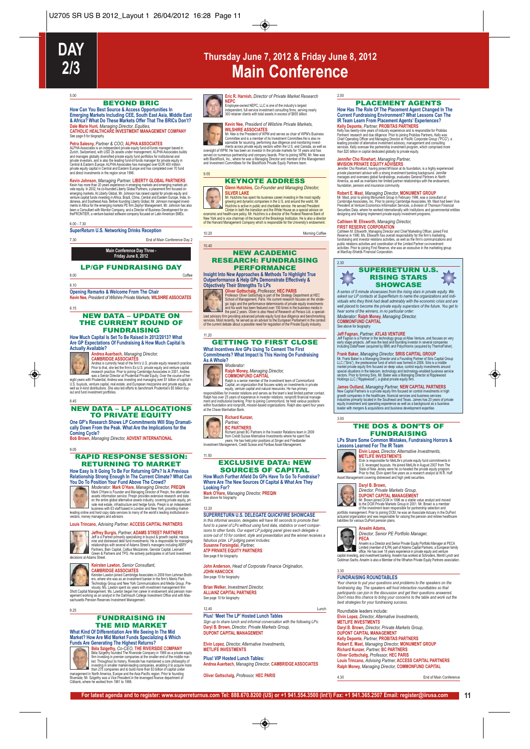# DAY 2/3

# Thursday June 7, 2012 & Friday June 8, 2012
# Main Conference

5.00

## BEYOND BRIC

**How Can You Best Source & Access Opportunities In Emerging Markets Including CEE, South East Asia, Middle East & Africa? What Do These Markets Offer That The BRICs Don't?**
**Dale Marie Hunt**, *Managing Director, Equities,* **CATHOLIC HEALTHCARE INVESTMENT MANAGEMENT COMPANY**
See page 8 for biography

**Petra Salesny**, *Partner & COO*, **ALPHA ASSOCIATES**
ALPHA Associates is an independent private equity fund-of-funds manager based in Zurich, Switzerland, with USD 2b assets under management. ALPHA Associates builds and manages globally diversified private equity fund portfolios for institutional and private investors, and is also the leading fund-of-funds manager for private equity in Central & Eastern Europe. ALPHA Associates has managed over EUR 400 million private equity capital in Central and Eastern Europe and has completed over 70 fund and direct investments in the region since 1998.

**Kevin Johnson**, *Managing Partner*, **LIBERTY GLOBAL PARTNERS**
Kevin has more than 20 years experience in emerging markets and emerging markets private equity. In 2002, he co-founded Liberty Global Partners, a placement firm focused on emerging markets. At Liberty Global, Mr. Johnson has raised capital for private equity and venture capital funds investing in Africa, Brazil, China, Central and Eastern Europe, India, Indonesia, and Southeast Asia. Before founding Liberty Global, Mr. Johnson managed investments in Africa for the emerging markets PE firm Zephyr Management. Mr. Johnson has also been a Consultant with Monitor Company, and a Director of Business Development for on-theFRONTIER, a venture-backed software company focused on Latin American SMEs.

6.00 - 7.30

**SuperReturn U.S. Networking Drinks Reception**

7.30 End of Main Conference Day 2

**Main Conference Day Three - Friday June 8, 2012**

## LP/GP FUNDRAISING DAY

8.00 Coffee

8.10

**Opening Remarks & Welcome From The Chair**
**Kevin Nee**, *President of Wilshire Private Markets*, **WILSHIRE ASSOCIATES**

8.15

## NEW DATA – UPDATE ON THE CURRENT ROUND OF FUNDRAISING

**How Much Capital Is Set To Be Raised In 2012/2013? What Are GP Expectations Of Fundraising & How Much Capital Is Actually Available?**

**Andrea Auerbach**, *Managing Director,* **CAMBRIDGE ASSOCIATES**
Andrea is currently head of the firm's U.S. private equity research practice. Prior to that, she led the firm's Ex-U.S. private equity and venture capital research practice. Prior to joining Cambridge Associates in 2001, Andrea was a Senior Director at Prudential Private Equity. Over the course of her eight years with Prudential, Andrea was investing and managing over $1 billion of capital in U.S. buyouts, venture capital, real estate, and European mezzanine and private equity, as well as in-kind distributions. She also led efforts to benchmark Prudential's $5 billion buy-out and fund investment portfolios.

8.45

## NEW DATA – LP ALLOCATIONS TO PRIVATE EQUITY

**One GP's Research Shows LP Commitments Will Stay Dramatically Down From the Peak. What Are the Implications for the Coming Cycle?**
**Bob Brown**, *Managing Director,* **ADVENT INTERNATIONAL**

9.05

## RAPID RESPONSE SESSION: RETURNING TO MARKET

**How Easy Is It Going To Be For Returning GPs? Is A Previous Relationship Strong Enough In The Current Climate? What Can You Do To Position Your Fund Above The Crowd?**

*Moderator:* **Mark O'Hare**, *Managing Director,* **PREQIN**
Mark O'Hare is Founder and Managing Director of Preqin, the alternative assets information service. Preqin provides extensive research and data on the entire global alternative assets industry, covering private equity, private real estate, infrastructure and hedge funds. Preqin is an independent business with 63 staff based in London and New York, providing market-leading online and hard copy data services to many of the world's leading institutional investors, money managers and advisors.

**Louis Trincano**, *Advising Partner,* **ACCESS CAPITAL PARTNERS**

**Jeffrey Burgis**, *Partner,* **ADAMS STREET PARTNERS**
Jeff is a Partner primarily specializing in buyout & growth capital, mezzanine and distressed debt fund investments. He is responsible for managing relationships with several of Adams Street's managers including ABRY Partners, Bain Capital, Caltius Mezzanine, Genstar Capital, Leonard Green & Partners and TPG. He actively participates in all fund investment decisions at Adams Street.

**Keirsten Lawton**, *Senior Consultant,* **CAMBRIDGE ASSOCIATES**
Keirsten Lawton joined Cambridge Associates in 2008 from Lehman Brothers, where she was as an investment banker in the firm's Menlo Park Technology Group and New York Communications and Media Group. Previously, Ms. Lawton spent six years with investment management firm Shott Capital Management. Ms. Lawton began her career in endowment and pension management working as an analyst in the Dartmouth College Investment Office and with Massachusetts Pension Reserves Investment Management.

9.25

## FUNDRAISING IN THE MID MARKET

**What Kind Of Differentiation Are We Seeing In The Mid Market? How Are Mid Market Funds Specializing & Which Funds Are Generating The Highest Returns?**

**Béla Szigethy**, *Co-CEO,* **THE RIVERSIDE COMPANY**
Béla Szigethy founded The Riverside Company in 1988 as a private equity firm investing in premier companies at the smaller end of the middle market. Throughout its history, Riverside has maintained a core philosophy of investing in smaller market-leading companies, enabling it to acquire more than 275 companies and to build more than $3 billion of capital under management in North America, Europe and the Asia-Pacific region. Prior to founding Riverside, Mr. Szigethy was a Vice President in the leveraged finance department of Citibank, where he worked from 1981 to 1988.

**Eric R. Harnish**, *Director of Private Market Research* **NEPC**
Employee-owned NEPC, LLC is one of the industry's largest independent, full-service investment consulting firms, serving nearly 300 retainer clients with total assets in excess of $655 billion.

**Kevin Nee**, *President of Wilshire Private Markets,* **WILSHIRE ASSOCIATES**
Mr. Nee is the President of WPM and serves as chair of WPM's Business Committee and is a member of its Investment Committee. He is also responsible for sourcing, performing due diligence and monitoring investments across private equity sectors within the U.S. and Canada, as well as oversight of WPM. He has been an investor in the private markets for 18 years and has served on numerous partnership and company boards. Prior to joining WPM, Mr. Nee was with BlackRock, Inc., where he was a Managing Director and member of the Management and Investment Committees for the BlackRock Private Equity Partners team.

9.55

## KEYNOTE ADDRESS

**Glenn Hutchins**, *Co-Founder and Managing Director,* **SILVER LAKE**
Mr. Hutchins has spent his business career investing in the most rapidly growing and dynamic companies in the U.S. and around the world. Mr. Hutchins is active in public and charitable service. He served President Clinton in both the transition and the White House as a special advisor on economic and health-care policy. Mr. Hutchins is a director of the Federal Reserve Bank of New York and is vice chairman of the board of the Brookings Institution. He is also a director of the Harvard Management Company which is responsible for the University's endowment.

10.20 Morning Coffee

10.40

## NEW ACADEMIC RESEARCH: FUNDRAISING PERFORMANCE

**Insight Into New Approaches & Methods To Highlight True Outperformance & Help GPs Demonstrate Effectively & Objectively Their Strengths To LPs**

**Oliver Gottschalg**, *Professor,* **HEC PARIS**
Professor Oliver Gottschalg is part of the Strategy Department at HEC School of Management, Paris. His current research focuses on the strategic logic and the performance determinants of private equity investments and his work has been featured over 100 times in the business media in the past 2 years. Oliver is also Head of Research at Peracs Ltd. a specialized advisory firm providing advanced private equity fund due diligence and benchmarking services. Most recently, he served as an advisor to the European Parliament in the context of the current debate about a possible need for regulation of the Private Equity industry.

11.20

## GETTING TO FIRST CLOSE

**What Incentives Are GPs Using To Cement The First Commitments? What Impact Is This Having On Fundraising As A Whole?**

*Moderator:*
**Ralph Money**, *Managing Director,* **COMMONFUND CAPITAL**
Ralph is a senior member of the investment team of Commonfund Capital, an organization that focuses solely on investments in private equity, venture capital and natural resources. He has primary responsibilities for investor relations and serves as the team's lead limited partner contact. Ralph has over 25 years of experience in investor relations, nonprofit financial management and institutional banking. Prior to joining Commonfund, he held various positions within foundation and nonprofit, mission-based organizations. Ralph also spent four years at the Chase Manhattan Bank.

**Richard Kunzer**, *Partner,* **BC PARTNERS**
Richard joined BC Partners in the Investor Relations team in 2009 from Credit Suisse Alternative Investments where he spent five years. He has held prior positions at Singer and Friedlander Investment Management, Credit Suisse and Paribas Asset Management.

11.50

## EXCLUSIVE DATA: NEW SOURCES OF CAPITAL

**How Much Further Afield Do GPs Have To Go To Fundraise? Where Are The New Sources Of Capital & What Are They Looking For?**
**Mark O'Hare**, *Managing Director,* **PREQIN**
See above for biography

12.20

**SUPERRETURN U.S. DELEGATE QUICKFIRE SHOWCASE**
*In this informal session, delegates will have 90 seconds to promote their fund to a panel of LPs without using fund data, statistics or overt comparisons to other funds. Our expert LP judging panel gives each delegate a score out of 10 for content, style and presentation and the winner receives a fabulous prize. LP judging panel includes:*
**Susanne Forsingdal**, *Partner,* **ATP PRIVATE EQUITY PARTNERS**
See page 8 for biography

**John Anderson**, *Head of Corporate Finance Origination,* **JOHN HANCOCK**
See page 10 for biography

**Brian Welker**, *Investment Director,* **ALLIANZ CAPITAL PARTNERS**
See page 10 for biography

12.40 Lunch

**Plus! 'Meet The LP' Hosted Lunch Tables**
*Sign up to share lunch and informal conversation with the following LPs:*
**Daryl B. Brown**, *Director, Private Markets Group,* **DUPONT CAPITAL MANAGEMENT**

**Elvin Lopez**, *Director, Alternative Investments,* **METLIFE INVESTMENTS**

**Plus! VIP Hosted Lunch Tables:**
**Andrea Auerbach**, *Managing Director,* **CAMBRIDGE ASSOCIATES**

**Oliver Gottschalg**, *Professor,* **HEC PARIS**

2.00

## PLACEMENT AGENTS

**How Has The Role Of The Placement Agent Changed In The Current Fundraising Environment? What Lessons Can The IR Team Learn From Placement Agents' Experiences?**

**Kelly Deponte**, *Partner,* **PROBITAS PARTNERS**
Kelly has twenty-nine years of industry experience and is responsible for Probitas Partners' research and due diligence. Prior to joining Probitas Partners, Kelly was Chief Operating Officer and Managing Director at Pacific Corporate Group ("PCG"), a leading provider of alternative investment advisory, management and consulting services. Kelly oversaw the partnership investment program, which comprised more than $20 billion in capital dedicated globally to private equity.

**Jennifer Cho Rinehart**, *Managing Partner,* **MVISION PRIVATE EQUITY ADVISERS**
Jennifer Cho Rinehart, having joined MVision at its foundation, is a highly experienced private placement advisor with a strong investment banking background. Jennifer manages and oversees global fundraisings, evaluates General Partners in North America, as well as maintains her limited partner relationships with the endowment, foundation, pension and insurance community.

**Robert E. Mast**, *Managing Director,* **MONUMENT GROUP**
Mr. Mast, prior to joining Monument Group in February 1996, was a consultant at Cambridge Associates, Inc. Prior to joining Cambridge Associates, Mr. Mast had been Vice President at Venture Economics Information Services, a division of Thomson Financial Securities Data, where he worked internationally with institutions and governmental entities designing and helping implement private equity investment programs.

**Cathleen M. Ellsworth**, *Managing Director,* **FIRST RESERVE CORPORATION**
Cathleen M. Ellsworth, Managing Director and Chief Marketing Officer, joined First Reserve in 1990. Ms. Ellsworth has overall responsibility for the firm's marketing, fundraising and investor relations activities, as well as the firm's communications and public relations activities and coordination of the Limited Partner co-investment activities. Prior to joining First Reserve, she was an executive in the marketing group at MacKay-Shields Financial Corporation.

2.30

## SUPERRETURN U.S. RISING STARS SHOWCASE

*A series of 5 minute showcases from the rising stars in private equity. We asked our LP contacts at SuperReturn to name the organizations and individuals who they think had dealt admirably with the economic crisis and are well placed to become the private equity superstars of the future. You get to hear some of the winners, in no particular order:*
*Moderator:* **Ralph Money**, *Managing Director,* **COMMONFUND CAPITAL**
See above for biography

**Jeff Fagnan**, *Partner,* **ATLAS VENTURE**
Jeff Fagnan is a Partner in the technology group at Atlas Venture, and focuses on very early stage projects. Jeff was the lead and founding investor in several companies including DataPower (acquired by IBM) and Polychromix (acquired by ThermoFisher).

**Frank Baker**, *Managing Director,* **SIRIS CAPITAL GROUP**
Mr. Frank Baker is a Managing Director and a Founding Partner of Siris Capital Group LLC ("Siris"), the predecessor fund of which was formed in 2006. Siris is a middle market private equity firm focused on deep value, control equity investments around special situations in the telecom, technology and technology-enabled business service sectors. Prior to forming Siris, Mr. Baker was a Managing Director at Ripplewood Holdings LLC ("Ripplewood"), a global private equity firm.

**James Outland**, *Managing Partner,* **NEW CAPITAL PARTNERS**
New Capital Partners is a private equity firm focused on control investments in high growth companies in the healthcare, financial services and business services industries primarily located in the Southeast and Texas. James has 20 years of private equity investment and operating experience as well as a background as a business leader with mergers & acquisitions and business development expertise.

3.00

## THE DOS & DON'TS OF FUNDRAISING

**LPs Share Some Common Mistakes, Fundraising Horrors & Lessons Learned For The IR Team**

**Elvin Lopez**, *Director, Alternative Investments,* **METLIFE INVESTMENTS**
Elvin is responsible for MetLife's private equity fund commitments in U.S. leveraged buyouts. He joined MetLife in August 2007 from The State of New Jersey where he co-headed the private equity program. Prior to that, Elvin spent five years as a research analyst at W.R. Huff Asset Management covering distressed and high yield securities.

**Daryl B. Brown**, *Director, Private Markets Group,* **DUPONT CAPITAL MANAGEMENT**
Mr. Brown joined DCM in 1996 as a stable value analyst and moved to the DCM Private Markets Group in 2001. Mr. Brown is a member of the investment team responsible for partnership selection and portfolio management. Prior to joining DCM, he was an Associate Actuary in the DuPont actuarial organization and was responsible for valuing the pension and retiree healthcare liabilities for various DuPont pension plans.

**Anselm Adams**, *Director, Senior PE Portfolio Manager,* **PECA**
Anselm is a Director and Senior Private Equity Portfolio Manager at PECA Limited (member of ILPA) part of Adams Capital Partners, a European family office. He has over 18 years experience in private equity and venture capital investing, and investment banking. Anselm has worked at Schroders, Merrill Lynch and Goldman Sachs. Anselm is also a Member of the Wharton Private Equity Partners association.

3.30

**FUNDRAISING ROUNDTABLES**
*Your chance to put your questions and problems to the speakers on the fundraising day. The speakers will host interactive roundtables so that participants can join in the discussion and get their questions answered. Don't miss this chance to bring your concerns to the table and work out the best strategies for your fundraising success.*

Roundtable leaders include:
**Elvin Lopez**, *Director, Alternative Investments,* **METLIFE INVESTMENTS**
**Daryl B. Brown**, *Director, Private Markets Group,* **DUPONT CAPITAL MANAGEMENT**
**Kelly Deponte**, *Partner,* **PROBITAS PARTNERS**
**Robert E. Mast**, *Managing Director,* **MONUMENT GROUP**
**Richard Kunzer**, *Partner,* **BC PARTNERS**
**Oliver Gottschalg**, *Professor,* **HEC PARIS**
**Louis Trincano**, *Advising Partner,* **ACCESS CAPITAL PARTNERS**
**Ralph Money**, *Managing Director,* **COMMONFUND CAPITAL**

4.30 End of Main Conference

**For latest agenda and to register: www.superreturnus.com Tel: 888.670.8200 (US) or +1 941.554.3500 (Int'l) Fax: +1 941.365.2507 Email: register@iirusa.com**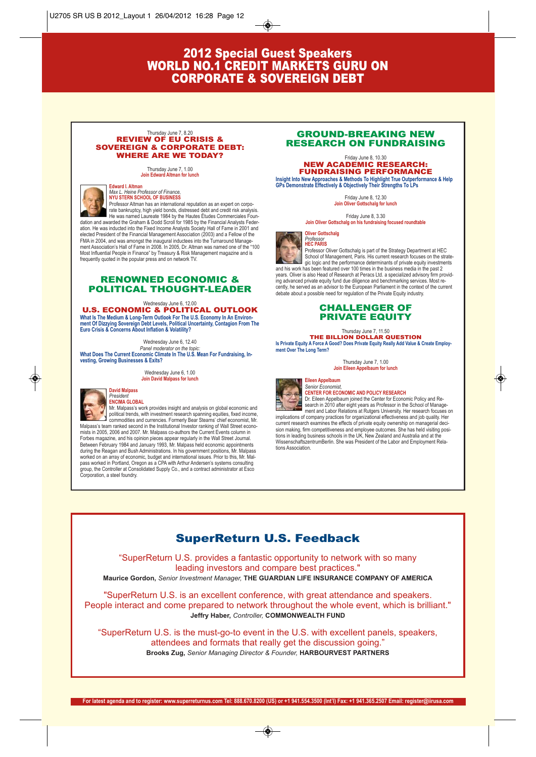# 2012 Special Guest Speakers
# WORLD NO.1 CREDIT MARKETS GURU ON CORPORATE & SOVEREIGN DEBT

Thursday June 7, 8.20

## REVIEW OF EU CRISIS & SOVEREIGN & CORPORATE DEBT: WHERE ARE WE TODAY?

Thursday June 7, 1.00
**Join Edward Altman for lunch**

**Edward I. Altman**
*Max L. Heine Professor of Finance,*
**NYU STERN SCHOOL OF BUSINESS**

Professor Altman has an international reputation as an expert on corporate bankruptcy, high yield bonds, distressed debt and credit risk analysis. He was named Laureate 1984 by the Hautes Études Commerciales Foundation and awarded the Graham & Dodd Scroll for 1985 by the Financial Analysts Federation. He was inducted into the Fixed Income Analysts Society Hall of Fame in 2001 and elected President of the Financial Management Association (2003) and a Fellow of the FMA in 2004, and was amongst the inaugural inductees into the Turnaround Management Association's Hall of Fame in 2008. In 2005, Dr. Altman was named one of the "100 Most Influential People in Finance" by Treasury & Risk Management magazine and is frequently quoted in the popular press and on network TV.

## RENOWNED ECONOMIC & POLITICAL THOUGHT-LEADER

Wednesday June 6, 12.00

### U.S. ECONOMIC & POLITICAL OUTLOOK

**What Is The Medium & Long-Term Outlook For The U.S. Economy In An Environment Of Dizzying Sovereign Debt Levels, Political Uncertainty, Contagion From The Euro Crisis & Concerns About Inflation & Volatility?**

Wednesday June 6, 12.40
*Panel moderator on the topic:*
**What Does The Current Economic Climate In The U.S. Mean For Fundraising, Investing, Growing Businesses & Exits?**

Wednesday June 6, 1.00
**Join David Malpass for lunch**

**David Malpass**
*President*
**ENCIMA GLOBAL**

Mr. Malpass's work provides insight and analysis on global economic and political trends, with investment research spanning equities, fixed income, commodities and currencies. Formerly Bear Stearns' chief economist, Mr. Malpass's team ranked second in the Institutional Investor ranking of Wall Street economists in 2005, 2006 and 2007. Mr. Malpass co-authors the Current Events column in Forbes magazine, and his opinion pieces appear regularly in the Wall Street Journal. Between February 1984 and January 1993, Mr. Malpass held economic appointments during the Reagan and Bush Administrations. In his government positions, Mr. Malpass worked on an array of economic, budget and international issues. Prior to this, Mr. Malpass worked in Portland, Oregon as a CPA with Arthur Andersen's systems consulting group, the Controller at Consolidated Supply Co., and a contract administrator at Esco Corporation, a steel foundry.

## GROUND-BREAKING NEW RESEARCH ON FUNDRAISING

Friday June 8, 10.30

### NEW ACADEMIC RESEARCH: FUNDRAISING PERFORMANCE

**Insight Into New Approaches & Methods To Highlight True Outperformance & Help GPs Demonstrate Effectively & Objectively Their Strengths To LPs**

Friday June 8, 12.30
**Join Oliver Gottschalg for lunch**

Friday June 8, 3.30
**Join Oliver Gottschalg on his fundraising focused roundtable**

**Oliver Gottschalg**
*Professor*
**HEC PARIS**

Professor Oliver Gottschalg is part of the Strategy Department at HEC School of Management, Paris. His current research focuses on the strategic logic and the performance determinants of private equity investments and his work has been featured over 100 times in the business media in the past 2 years. Oliver is also Head of Research at Peracs Ltd. a specialized advisory firm providing advanced private equity fund due diligence and benchmarking services. Most recently, he served as an advisor to the European Parliament in the context of the current debate about a possible need for regulation of the Private Equity industry.

## CHALLENGER OF PRIVATE EQUITY

Thursday June 7, 11.50

### THE BILLION DOLLAR QUESTION

**Is Private Equity A Force A Good? Does Private Equity Really Add Value & Create Employment Over The Long Term?**

Thursday June 7, 1.00
**Join Eileen Appelbaum for lunch**

**Eileen Appelbaum**
*Senior Economist,*
**CENTER FOR ECONOMIC AND POLICY RESEARCH**

Dr. Eileen Appelbaum joined the Center for Economic Policy and Research in 2010 after eight years as Professor in the School of Management and Labor Relations at Rutgers University. Her research focuses on implications of company practices for organizational effectiveness and job quality. Her current research examines the effects of private equity ownership on managerial decision making, firm competitiveness and employee outcomes. She has held visiting positions in leading business schools in the UK, New Zealand and Australia and at the WissenschaftszentrumBerlin. She was President of the Labor and Employment Relations Association.

## SuperReturn U.S. Feedback

"SuperReturn U.S. provides a fantastic opportunity to network with so many leading investors and compare best practices."
**Maurice Gordon,** *Senior Investment Manager,* **THE GUARDIAN LIFE INSURANCE COMPANY OF AMERICA**

"SuperReturn U.S. is an excellent conference, with great attendance and speakers. People interact and come prepared to network throughout the whole event, which is brilliant."
**Jeffry Haber,** *Controller,* **COMMONWEALTH FUND**

"SuperReturn U.S. is the must-go-to event in the U.S. with excellent panels, speakers, attendees and formats that really get the discussion going."
**Brooks Zug,** *Senior Managing Director & Founder,* **HARBOURVEST PARTNERS**

**For latest agenda and to register: www.superreturnus.com Tel: 888.670.8200 (US) or +1 941.554.3500 (Int'l) Fax: +1 941.365.2507 Email: register@iirusa.com**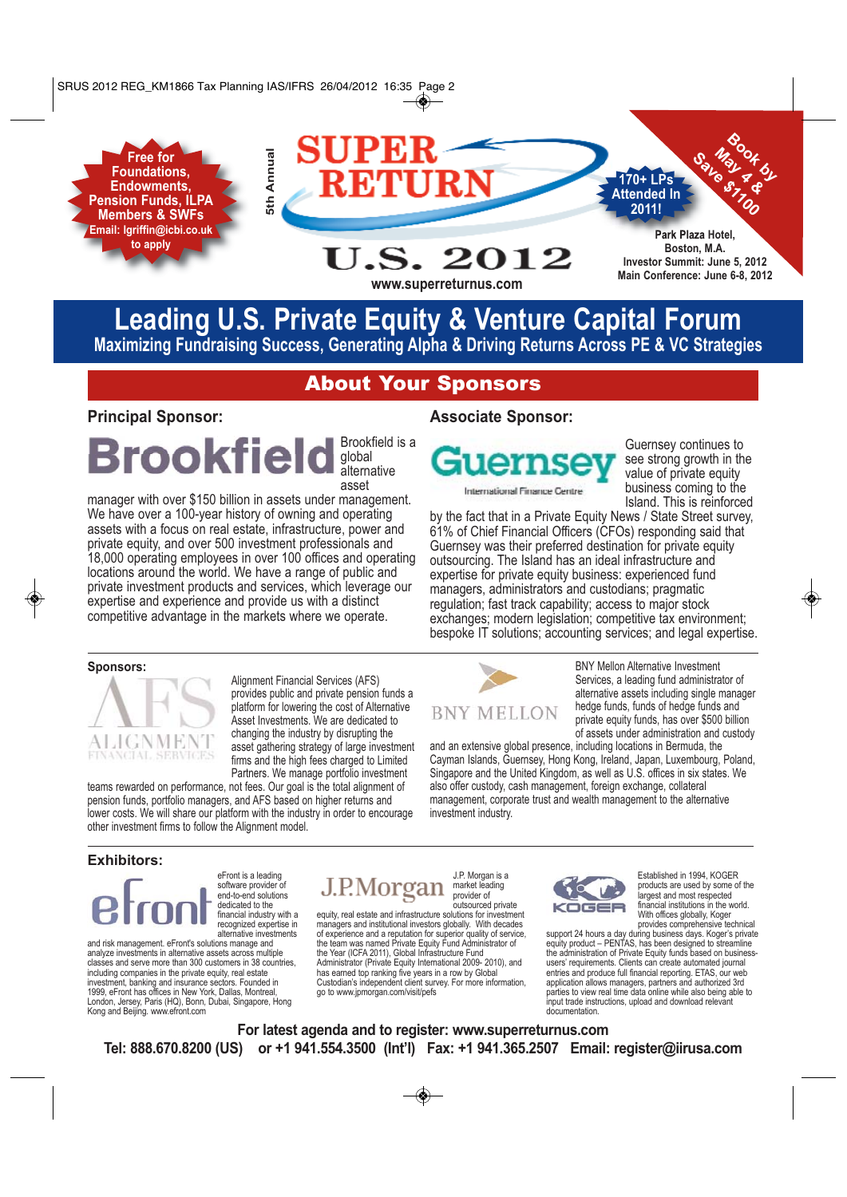Free for Foundations, Endowments, Pension Funds, ILPA Members & SWFs
Email: lgriffin@icbi.co.uk to apply

5th Annual

# SUPER RETURN U.S. 2012

www.superreturnus.com

170+ LPs Attended In 2011!

Book by May 4 & Save $1100

Park Plaza Hotel, Boston, M.A.
Investor Summit: June 5, 2012
Main Conference: June 6-8, 2012

# Leading U.S. Private Equity & Venture Capital Forum

## Maximizing Fundraising Success, Generating Alpha & Driving Returns Across PE & VC Strategies

## About Your Sponsors

### Principal Sponsor:

**Brookfield**

Brookfield is a global alternative asset manager with over $150 billion in assets under management. We have over a 100-year history of owning and operating assets with a focus on real estate, infrastructure, power and private equity, and over 500 investment professionals and 18,000 operating employees in over 100 offices and operating locations around the world. We have a range of public and private investment products and services, which leverage our expertise and experience and provide us with a distinct competitive advantage in the markets where we operate.

### Associate Sponsor:

**Guernsey** International Finance Centre

Guernsey continues to see strong growth in the value of private equity business coming to the Island. This is reinforced by the fact that in a Private Equity News / State Street survey, 61% of Chief Financial Officers (CFOs) responding said that Guernsey was their preferred destination for private equity outsourcing. The Island has an ideal infrastructure and expertise for private equity business: experienced fund managers, administrators and custodians; pragmatic regulation; fast track capability; access to major stock exchanges; modern legislation; competitive tax environment; bespoke IT solutions; accounting services; and legal expertise.

### Sponsors:

**AFS ALIGNMENT FINANCIAL SERVICES**

Alignment Financial Services (AFS) provides public and private pension funds a platform for lowering the cost of Alternative Asset Investments. We are dedicated to changing the industry by disrupting the asset gathering strategy of large investment firms and the high fees charged to Limited Partners. We manage portfolio investment teams rewarded on performance, not fees. Our goal is the total alignment of pension funds, portfolio managers, and AFS based on higher returns and lower costs. We will share our platform with the industry in order to encourage other investment firms to follow the Alignment model.

**BNY MELLON**

BNY Mellon Alternative Investment Services, a leading fund administrator of alternative assets including single manager hedge funds, funds of hedge funds and private equity funds, has over $500 billion of assets under administration and custody and an extensive global presence, including locations in Bermuda, the Cayman Islands, Guernsey, Hong Kong, Ireland, Japan, Luxembourg, Poland, Singapore and the United Kingdom, as well as U.S. offices in six states. We also offer custody, cash management, foreign exchange, collateral management, corporate trust and wealth management to the alternative investment industry.

### Exhibitors:

**efront**

eFront is a leading software provider of end-to-end solutions dedicated to the financial industry with a recognized expertise in alternative investments and risk management. eFront's solutions manage and analyze investments in alternative assets across multiple classes and serve more than 300 customers in 38 countries, including companies in the private equity, real estate investment, banking and insurance sectors. Founded in 1999, eFront has offices in New York, Dallas, Montreal, London, Jersey, Paris (HQ), Bonn, Dubai, Singapore, Hong Kong and Beijing. www.efront.com

**J.P.Morgan**

J.P. Morgan is a market leading provider of outsourced private equity, real estate and infrastructure solutions for investment managers and institutional investors globally. With decades of experience and a reputation for superior quality of service, the team was named Private Equity Fund Administrator of the Year (ICFA 2011), Global Infrastructure Fund Administrator (Private Equity International 2009- 2010), and has earned top ranking five years in a row by Global Custodian's independent client survey. For more information, go to www.jpmorgan.com/visit/pefs

**KOGER**

Established in 1994, KOGER products are used by some of the largest and most respected financial institutions in the world. With offices globally, Koger provides comprehensive technical support 24 hours a day during business days. Koger's private equity product – PENTAS, has been designed to streamline the administration of Private Equity funds based on business-users' requirements. Clients can create automated journal entries and produce full financial reporting. ETAS, our web application allows managers, partners and authorized 3rd parties to view real time data online while also being able to input trade instructions, upload and download relevant documentation.

**For latest agenda and to register: www.superreturnus.com**

**Tel: 888.670.8200 (US) or +1 941.554.3500 (Int'l) Fax: +1 941.365.2507 Email: register@iirusa.com**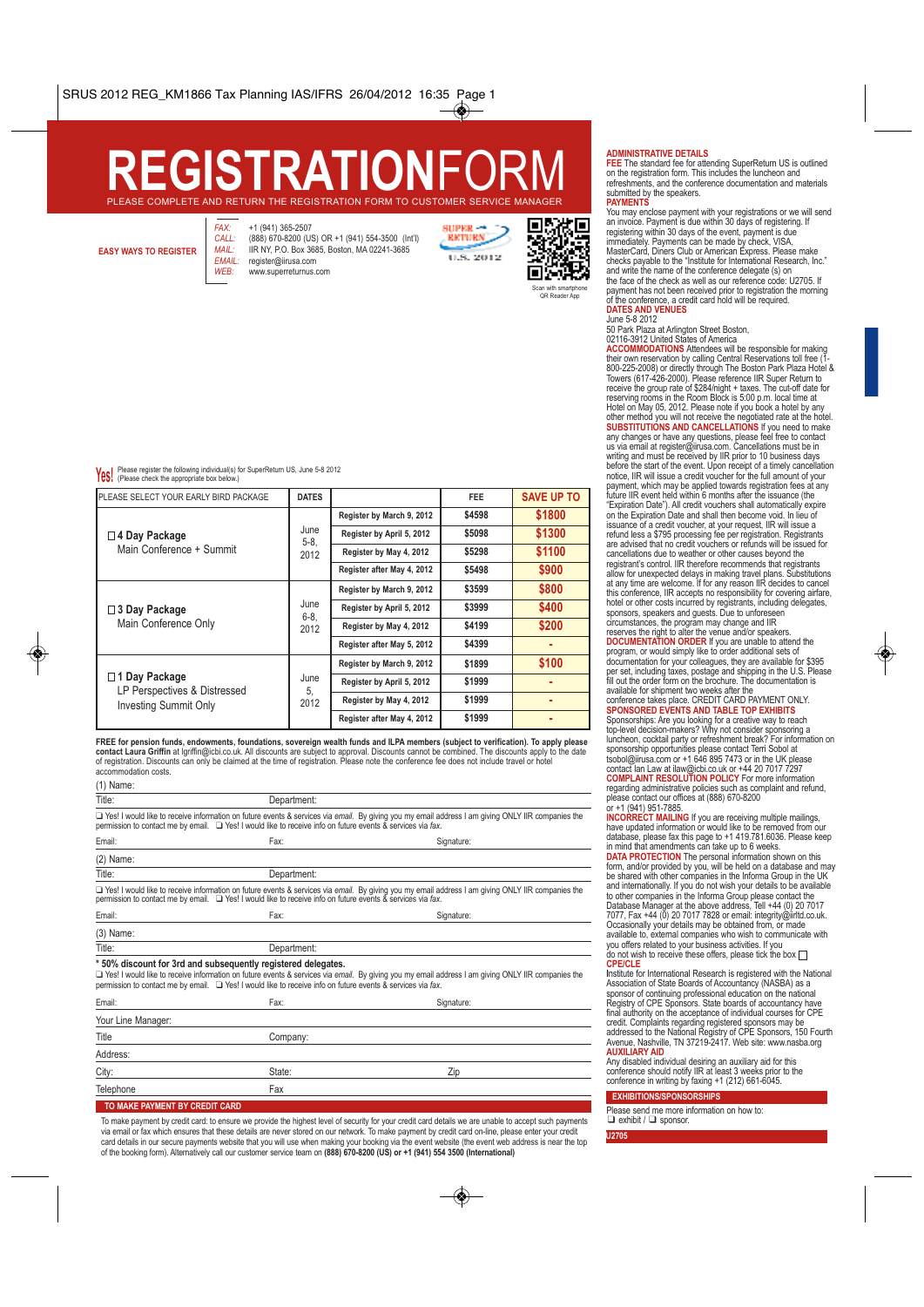# REGISTRATIONFORM

PLEASE COMPLETE AND RETURN THE REGISTRATION FORM TO CUSTOMER SERVICE MANAGER

**EASY WAYS TO REGISTER**

*FAX:* +1 (941) 365-2507
*CALL:* (888) 670-8200 (US) OR +1 (941) 554-3500 (Int'l)
*MAIL:* IIR NY, P.O. Box 3685, Boston, MA 02241-3685
*EMAIL:* register@iirusa.com
*WEB:* www.superreturnus.com

Scan with smartphone QR Reader App

**Yes!** Please register the following individual(s) for SuperReturn US, June 5-8 2012 (Please check the appropriate box below.)

| PLEASE SELECT YOUR EARLY BIRD PACKAGE | DATES | | FEE | SAVE UP TO |
|---|---|---|---|---|
| ☐ 4 Day Package<br>Main Conference + Summit | June 5-8, 2012 | Register by March 9, 2012 | $4598 | $1800 |
| | | Register by April 5, 2012 | $5098 | $1300 |
| | | Register by May 4, 2012 | $5298 | $1100 |
| | | Register after May 4, 2012 | $5498 | $900 |
| ☐ 3 Day Package<br>Main Conference Only | June 6-8, 2012 | Register by March 9, 2012 | $3599 | $800 |
| | | Register by April 5, 2012 | $3999 | $400 |
| | | Register by May 4, 2012 | $4199 | $200 |
| | | Register after May 5, 2012 | $4399 | - |
| ☐ 1 Day Package<br>LP Perspectives & Distressed Investing Summit Only | June 5, 2012 | Register by March 9, 2012 | $1899 | $100 |
| | | Register by April 5, 2012 | $1999 | - |
| | | Register by May 4, 2012 | $1999 | - |
| | | Register after May 4, 2012 | $1999 | - |

**FREE for pension funds, endowments, foundations, sovereign wealth funds and ILPA members (subject to verification). To apply please contact Laura Griffin** at lgriffin@icbi.co.uk. All discounts are subject to approval. Discounts cannot be combined. The discounts apply to the date of registration. Discounts can only be claimed at the time of registration. Please note the conference fee does not include travel or hotel accommodation costs.

(1) Name:
Title: Department:
❑ Yes! I would like to receive information on future events & services via *email*. By giving you my email address I am giving ONLY IIR companies the permission to contact me by email. ❑ Yes! I would like to receive info on future events & services via *fax*.
Email: Fax: Signature:

(2) Name:
Title: Department:
❑ Yes! I would like to receive information on future events & services via *email*. By giving you my email address I am giving ONLY IIR companies the permission to contact me by email. ❑ Yes! I would like to receive info on future events & services via *fax*.
Email: Fax: Signature:

(3) Name:
Title: Department:
**\* 50% discount for 3rd and subsequently registered delegates.**
❑ Yes! I would like to receive information on future events & services via *email*. By giving you my email address I am giving ONLY IIR companies the permission to contact me by email. ❑ Yes! I would like to receive info on future events & services via *fax*.
Email: Fax: Signature:

Your Line Manager:
Title Company:
Address:
City: State: Zip
Telephone Fax

**TO MAKE PAYMENT BY CREDIT CARD**

To make payment by credit card: to ensure we provide the highest level of security for your credit card details we are unable to accept such payments via email or fax which ensures that these details are never stored on our network. To make payment by credit card on-line, please enter your credit card details in our secure payments website that you will use when making your booking via the event website (the event web address is near the top of the booking form). Alternatively call our customer service team on **(888) 670-8200 (US) or +1 (941) 554 3500 (International)**

## ADMINISTRATIVE DETAILS

**FEE** The standard fee for attending SuperReturn US is outlined on the registration form. This includes the luncheon and refreshments, and the conference documentation and materials submitted by the speakers.

**PAYMENTS**
You may enclose payment with your registrations or we will send an invoice. Payment is due within 30 days of registering. If registering within 30 days of the event, payment is due immediately. Payments can be made by check, VISA, MasterCard, Diners Club or American Express. Please make checks payable to the "Institute for International Research, Inc." and write the name of the conference delegate (s) on the face of the check as well as our reference code: U2705. If payment has not been received prior to registration the morning of the conference, a credit card hold will be required.

**DATES AND VENUES**
June 5-8 2012
50 Park Plaza at Arlington Street Boston, 02116-3912 United States of America

**ACCOMMODATIONS** Attendees will be responsible for making their own reservation by calling Central Reservations toll free (1-800-225-2008) or directly through The Boston Park Plaza Hotel & Towers (617-426-2000). Please reference IIR Super Return to receive the group rate of $284/night + taxes. The cut-off date for reserving rooms in the Room Block is 5:00 p.m. local time at Hotel on May 05, 2012. Please note if you book a hotel by any other method you will not receive the negotiated rate at the hotel.

**SUBSTITUTIONS AND CANCELLATIONS** If you need to make any changes or have any questions, please feel free to contact us via email at register@iirusa.com. Cancellations must be in writing and must be received by IIR prior to 10 business days before the start of the event. Upon receipt of a timely cancellation notice, IIR will issue a credit voucher for the full amount of your payment, which may be applied towards registration fees at any future IIR event held within 6 months after the issuance (the "Expiration Date"). All credit vouchers shall automatically expire on the Expiration Date and shall then become void. In lieu of issuance of a credit voucher, at your request, IIR will issue a refund less a $795 processing fee per registration. Registrants are advised that no credit vouchers or refunds will be issued for cancellations due to weather or other causes beyond the registrant's control. IIR therefore recommends that registrants allow for unexpected delays in making travel plans. Substitutions at any time are welcome. If for any reason IIR decides to cancel this conference, IIR accepts no responsibility for covering airfare, hotel or other costs incurred by registrants, including delegates, sponsors, speakers and guests. Due to unforeseen circumstances, the program may change and IIR reserves the right to alter the venue and/or speakers.

**DOCUMENTATION ORDER** If you are unable to attend the program, or would simply like to order additional sets of documentation for your colleagues, they are available for $395 per set, including taxes, postage and shipping in the U.S. Please fill out the order form on the brochure. The documentation is available for shipment two weeks after the conference takes place. CREDIT CARD PAYMENT ONLY.

**SPONSORED EVENTS AND TABLE TOP EXHIBITS** Sponsorships: Are you looking for a creative way to reach top-level decision-makers? Why not consider sponsoring a luncheon, cocktail party or refreshment break? For information on sponsorship opportunities please contact Terri Sobol at tsobol@iirusa.com or +1 646 895 7473 or in the UK please contact Ian Law at ilaw@icbi.co.uk or +44 20 7017 7297

**COMPLAINT RESOLUTION POLICY** For more information regarding administrative policies such as complaint and refund, please contact our offices at (888) 670-8200 or +1 (941) 951-7885.

**INCORRECT MAILING** If you are receiving multiple mailings, have updated information or would like to be removed from our database, please fax this page to +1 419.781.6036. Please keep in mind that amendments can take up to 6 weeks.

**DATA PROTECTION** The personal information shown on this form, and/or provided by you, will be held on a database and may be shared with other companies in the Informa Group in the UK and internationally. If you do not wish your details to be available to other companies in the Informa Group please contact the Database Manager at the above address, Tell +44 (0) 20 7017 7077, Fax +44 (0) 20 7017 7828 or email: integrity@iirltd.co.uk. Occasionally your details may be obtained from, or made available to, external companies who wish to communicate with you offers related to your business activities. If you do not wish to receive these offers, please tick the box ☐

**CPE/CLE**
Institute for International Research is registered with the National Association of State Boards of Accountancy (NASBA) as a sponsor of continuing professional education on the national Registry of CPE Sponsors. State boards of accountancy have final authority on the acceptance of individual courses for CPE credit. Complaints regarding registered sponsors may be addressed to the National Registry of CPE Sponsors, 150 Fourth Avenue, Nashville, TN 37219-2417. Web site: www.nasba.org

**AUXILIARY AID**
Any disabled individual desiring an auxiliary aid for this conference should notify IIR at least 3 weeks prior to the conference in writing by faxing +1 (212) 661-6045.

**EXHIBITIONS/SPONSORSHIPS**
Please send me more information on how to:
❑ exhibit / ❑ sponsor.

U2705